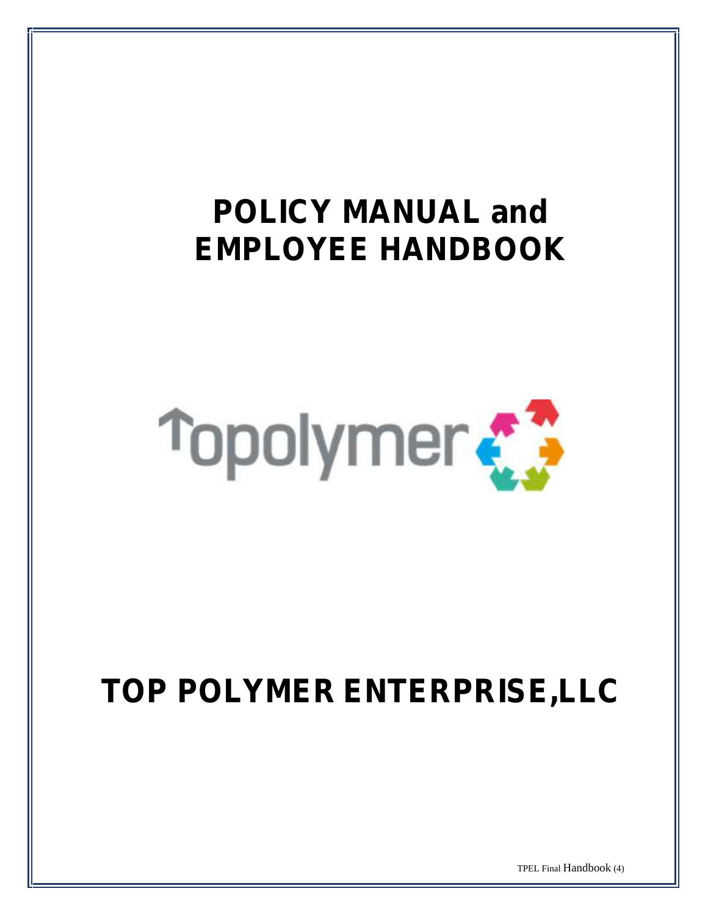# POLICY MANUAL and EMPLOYEE HANDBOOK

Topolymer

# TOP POLYMER ENTERPRISE,LLC

TPEL Final Handbook (4)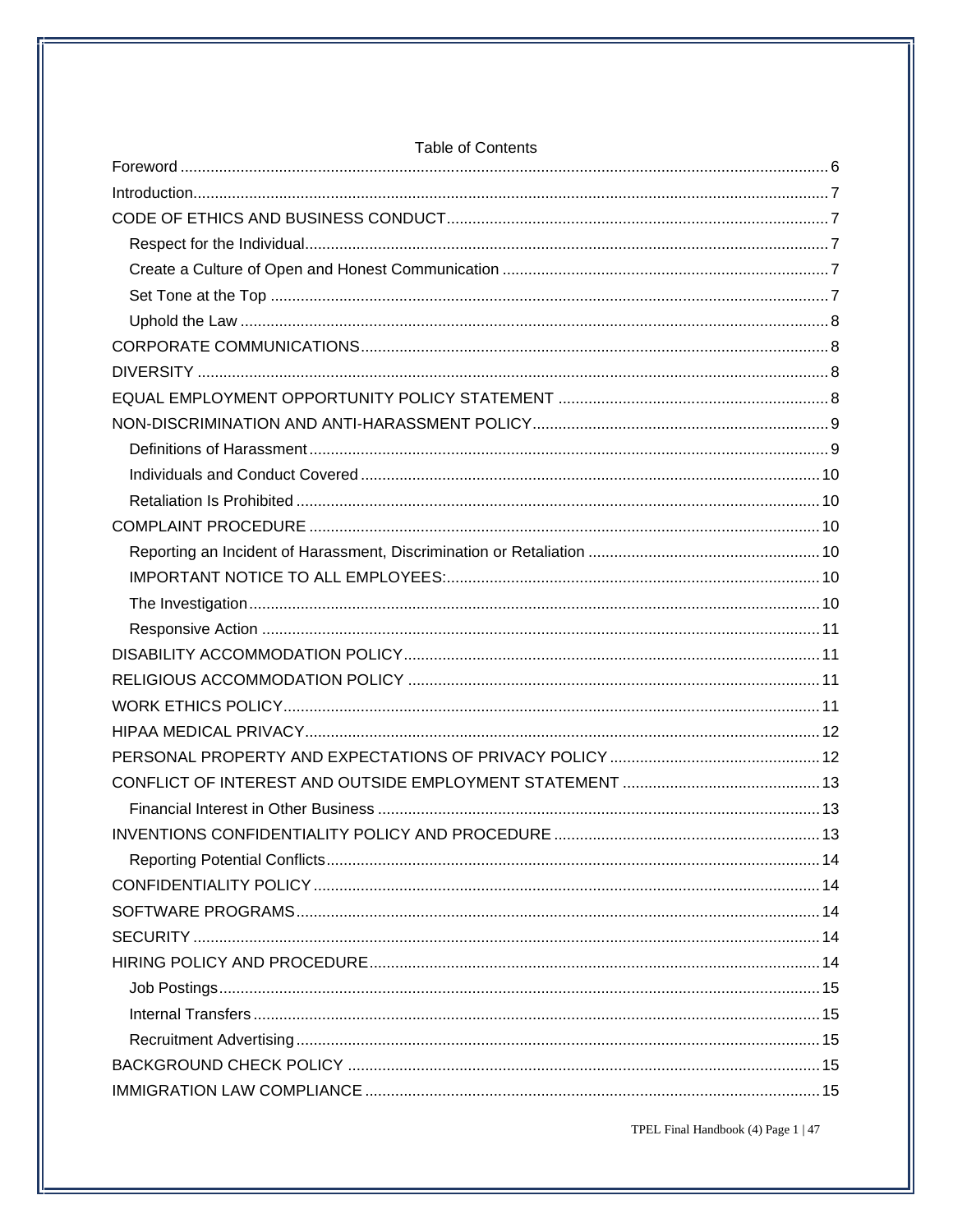# Table of Contents

- Foreword .......... 6
- Introduction .......... 7
- CODE OF ETHICS AND BUSINESS CONDUCT .......... 7
  - Respect for the Individual .......... 7
  - Create a Culture of Open and Honest Communication .......... 7
  - Set Tone at the Top .......... 7
  - Uphold the Law .......... 8
- CORPORATE COMMUNICATIONS .......... 8
- DIVERSITY .......... 8
- EQUAL EMPLOYMENT OPPORTUNITY POLICY STATEMENT .......... 8
- NON-DISCRIMINATION AND ANTI-HARASSMENT POLICY .......... 9
  - Definitions of Harassment .......... 9
  - Individuals and Conduct Covered .......... 10
  - Retaliation Is Prohibited .......... 10
- COMPLAINT PROCEDURE .......... 10
  - Reporting an Incident of Harassment, Discrimination or Retaliation .......... 10
  - IMPORTANT NOTICE TO ALL EMPLOYEES: .......... 10
  - The Investigation .......... 10
  - Responsive Action .......... 11
- DISABILITY ACCOMMODATION POLICY .......... 11
- RELIGIOUS ACCOMMODATION POLICY .......... 11
- WORK ETHICS POLICY .......... 11
- HIPAA MEDICAL PRIVACY .......... 12
- PERSONAL PROPERTY AND EXPECTATIONS OF PRIVACY POLICY .......... 12
- CONFLICT OF INTEREST AND OUTSIDE EMPLOYMENT STATEMENT .......... 13
  - Financial Interest in Other Business .......... 13
- INVENTIONS CONFIDENTIALITY POLICY AND PROCEDURE .......... 13
  - Reporting Potential Conflicts .......... 14
- CONFIDENTIALITY POLICY .......... 14
- SOFTWARE PROGRAMS .......... 14
- SECURITY .......... 14
- HIRING POLICY AND PROCEDURE .......... 14
  - Job Postings .......... 15
  - Internal Transfers .......... 15
  - Recruitment Advertising .......... 15
- BACKGROUND CHECK POLICY .......... 15
- IMMIGRATION LAW COMPLIANCE .......... 15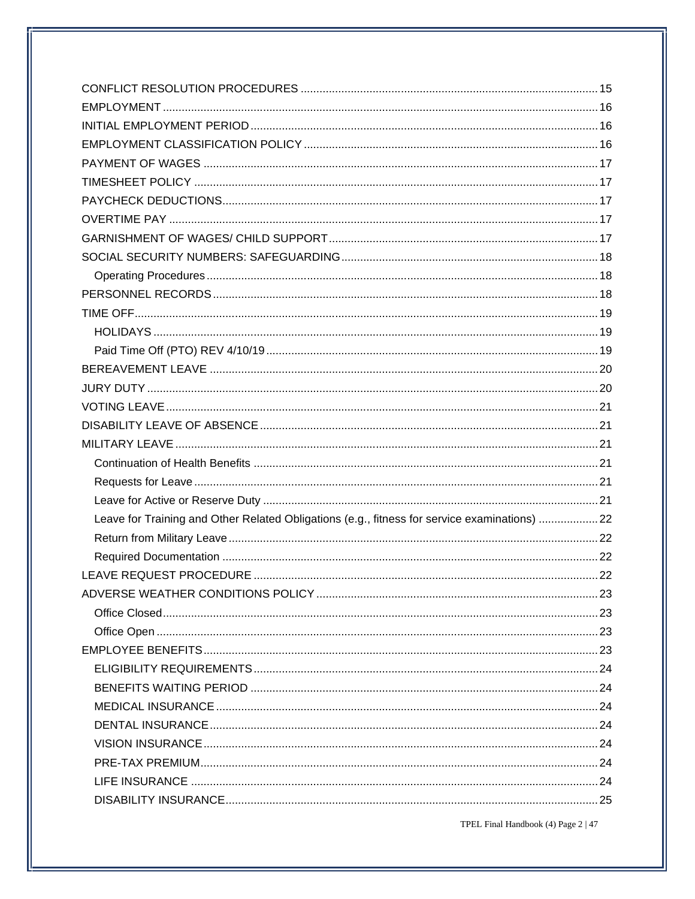- CONFLICT RESOLUTION PROCEDURES ..... 15
- EMPLOYMENT ..... 16
- INITIAL EMPLOYMENT PERIOD ..... 16
- EMPLOYMENT CLASSIFICATION POLICY ..... 16
- PAYMENT OF WAGES ..... 17
- TIMESHEET POLICY ..... 17
- PAYCHECK DEDUCTIONS ..... 17
- OVERTIME PAY ..... 17
- GARNISHMENT OF WAGES/ CHILD SUPPORT ..... 17
- SOCIAL SECURITY NUMBERS: SAFEGUARDING ..... 18
  - Operating Procedures ..... 18
- PERSONNEL RECORDS ..... 18
- TIME OFF ..... 19
  - HOLIDAYS ..... 19
  - Paid Time Off (PTO) REV 4/10/19 ..... 19
- BEREAVEMENT LEAVE ..... 20
- JURY DUTY ..... 20
- VOTING LEAVE ..... 21
- DISABILITY LEAVE OF ABSENCE ..... 21
- MILITARY LEAVE ..... 21
  - Continuation of Health Benefits ..... 21
  - Requests for Leave ..... 21
  - Leave for Active or Reserve Duty ..... 21
  - Leave for Training and Other Related Obligations (e.g., fitness for service examinations) ..... 22
  - Return from Military Leave ..... 22
  - Required Documentation ..... 22
- LEAVE REQUEST PROCEDURE ..... 22
- ADVERSE WEATHER CONDITIONS POLICY ..... 23
  - Office Closed ..... 23
  - Office Open ..... 23
- EMPLOYEE BENEFITS ..... 23
  - ELIGIBILITY REQUIREMENTS ..... 24
  - BENEFITS WAITING PERIOD ..... 24
  - MEDICAL INSURANCE ..... 24
  - DENTAL INSURANCE ..... 24
  - VISION INSURANCE ..... 24
  - PRE-TAX PREMIUM ..... 24
  - LIFE INSURANCE ..... 24
  - DISABILITY INSURANCE ..... 25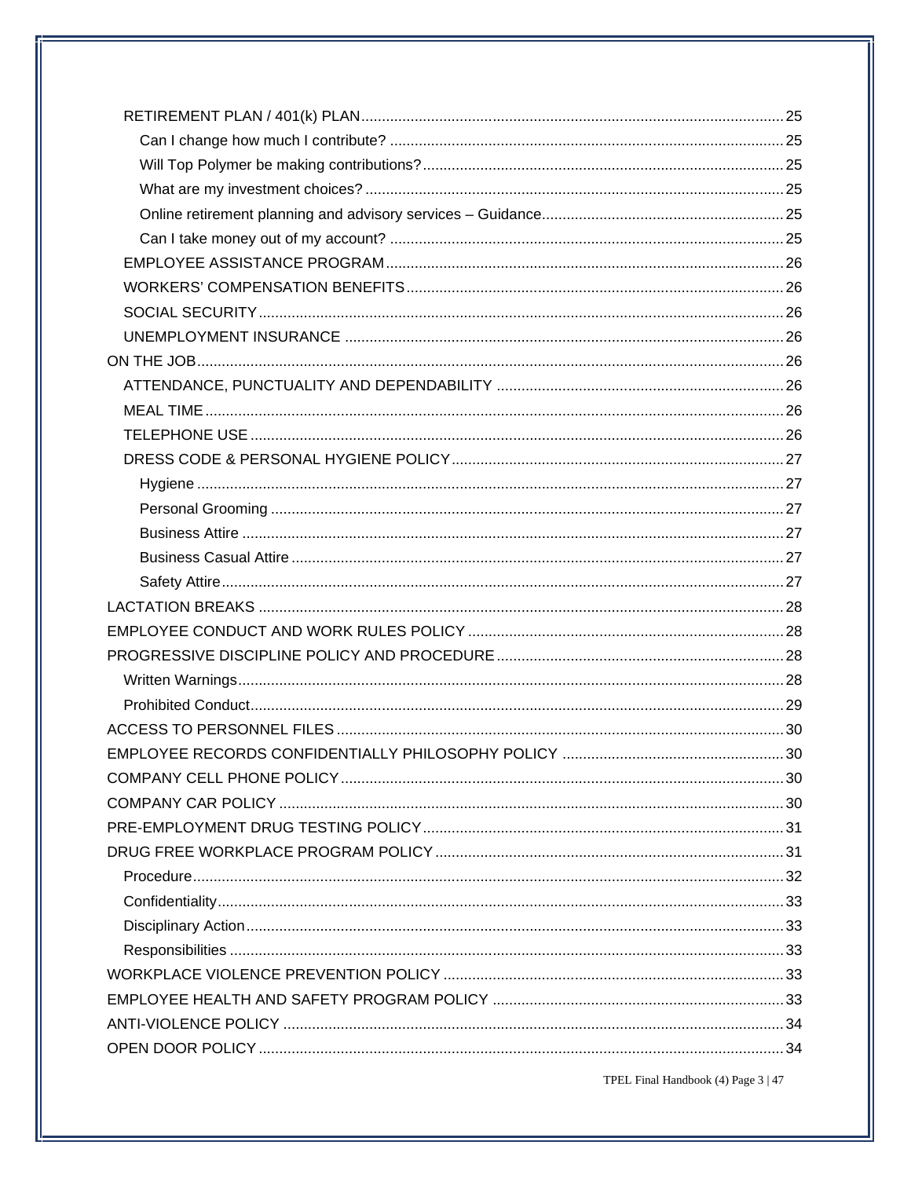- RETIREMENT PLAN / 401(k) PLAN ........ 25
  - Can I change how much I contribute? ........ 25
  - Will Top Polymer be making contributions? ........ 25
  - What are my investment choices? ........ 25
  - Online retirement planning and advisory services – Guidance ........ 25
  - Can I take money out of my account? ........ 25
- EMPLOYEE ASSISTANCE PROGRAM ........ 26
- WORKERS' COMPENSATION BENEFITS ........ 26
- SOCIAL SECURITY ........ 26
- UNEMPLOYMENT INSURANCE ........ 26

ON THE JOB ........ 26

- ATTENDANCE, PUNCTUALITY AND DEPENDABILITY ........ 26
- MEAL TIME ........ 26
- TELEPHONE USE ........ 26
- DRESS CODE & PERSONAL HYGIENE POLICY ........ 27
  - Hygiene ........ 27
  - Personal Grooming ........ 27
  - Business Attire ........ 27
  - Business Casual Attire ........ 27
  - Safety Attire ........ 27

LACTATION BREAKS ........ 28

EMPLOYEE CONDUCT AND WORK RULES POLICY ........ 28

PROGRESSIVE DISCIPLINE POLICY AND PROCEDURE ........ 28

- Written Warnings ........ 28
- Prohibited Conduct ........ 29

ACCESS TO PERSONNEL FILES ........ 30

EMPLOYEE RECORDS CONFIDENTIALLY PHILOSOPHY POLICY ........ 30

COMPANY CELL PHONE POLICY ........ 30

COMPANY CAR POLICY ........ 30

PRE-EMPLOYMENT DRUG TESTING POLICY ........ 31

DRUG FREE WORKPLACE PROGRAM POLICY ........ 31

- Procedure ........ 32
- Confidentiality ........ 33
- Disciplinary Action ........ 33
- Responsibilities ........ 33

WORKPLACE VIOLENCE PREVENTION POLICY ........ 33

EMPLOYEE HEALTH AND SAFETY PROGRAM POLICY ........ 33

ANTI-VIOLENCE POLICY ........ 34

OPEN DOOR POLICY ........ 34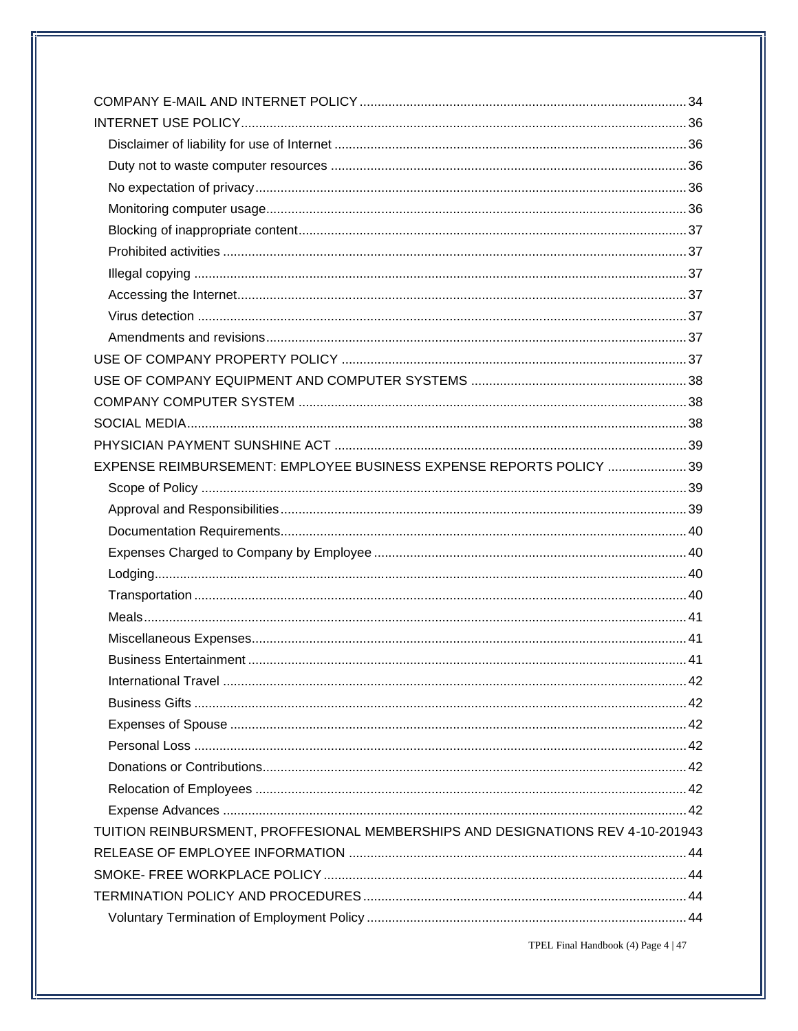COMPANY E-MAIL AND INTERNET POLICY ............................................................................................ 34
INTERNET USE POLICY ............................................................................................................ 36
- Disclaimer of liability for use of Internet ................................................................................. 36
- Duty not to waste computer resources .................................................................................. 36
- No expectation of privacy ....................................................................................................... 36
- Monitoring computer usage .................................................................................................... 36
- Blocking of inappropriate content ........................................................................................... 37
- Prohibited activities ................................................................................................................ 37
- Illegal copying ........................................................................................................................ 37
- Accessing the Internet ............................................................................................................ 37
- Virus detection ....................................................................................................................... 37
- Amendments and revisions .................................................................................................... 37

USE OF COMPANY PROPERTY POLICY ................................................................................ 37
USE OF COMPANY EQUIPMENT AND COMPUTER SYSTEMS ............................................ 38
COMPANY COMPUTER SYSTEM ........................................................................................... 38
SOCIAL MEDIA ......................................................................................................................... 38
PHYSICIAN PAYMENT SUNSHINE ACT ................................................................................. 39
EXPENSE REIMBURSEMENT: EMPLOYEE BUSINESS EXPENSE REPORTS POLICY ...................... 39
- Scope of Policy ...................................................................................................................... 39
- Approval and Responsibilities ................................................................................................ 39
- Documentation Requirements ................................................................................................ 40
- Expenses Charged to Company by Employee ....................................................................... 40
- Lodging .................................................................................................................................. 40
- Transportation ........................................................................................................................ 40
- Meals ..................................................................................................................................... 41
- Miscellaneous Expenses ........................................................................................................ 41
- Business Entertainment ......................................................................................................... 41
- International Travel ................................................................................................................ 42
- Business Gifts ........................................................................................................................ 42
- Expenses of Spouse .............................................................................................................. 42
- Personal Loss ........................................................................................................................ 42
- Donations or Contributions ..................................................................................................... 42
- Relocation of Employees ....................................................................................................... 42
- Expense Advances ................................................................................................................ 42

TUITION REIMBURSMENT, PROFFESIONAL MEMBERSHIPS AND DESIGNATIONS REV 4-10-201943
RELEASE OF EMPLOYEE INFORMATION ............................................................................. 44
SMOKE- FREE WORKPLACE POLICY .................................................................................... 44
TERMINATION POLICY AND PROCEDURES ......................................................................... 44
- Voluntary Termination of Employment Policy ......................................................................... 44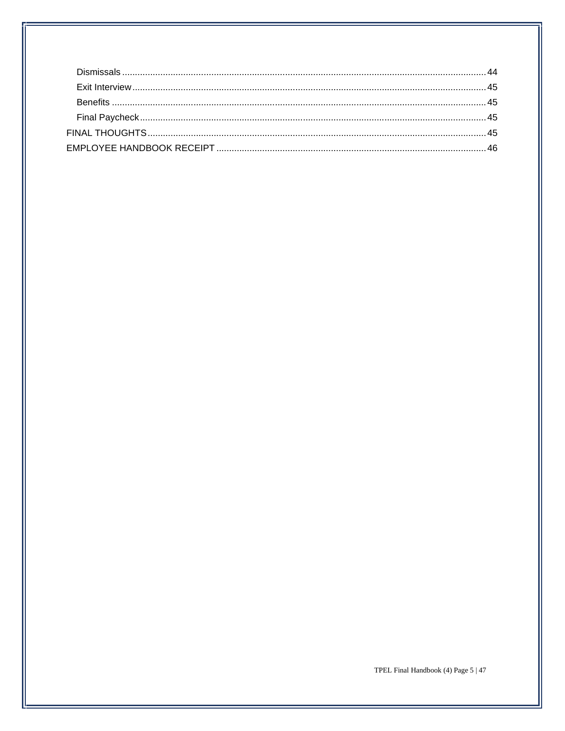- Dismissals ....................................................................................................................................... 44
- Exit Interview .................................................................................................................................. 45
- Benefits ........................................................................................................................................... 45
- Final Paycheck ................................................................................................................................ 45

FINAL THOUGHTS .................................................................................................................................. 45

EMPLOYEE HANDBOOK RECEIPT ......................................................................................................... 46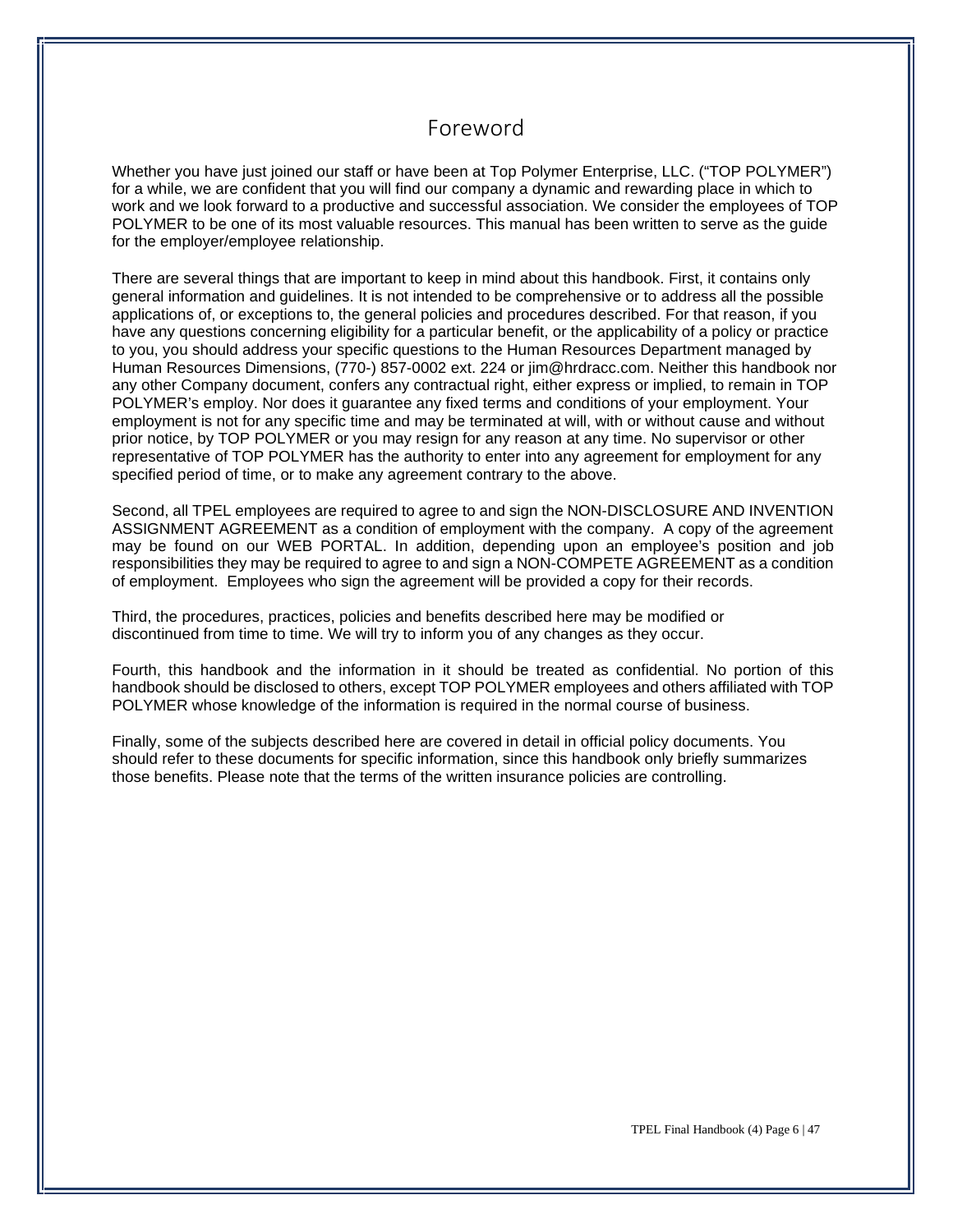# Foreword

Whether you have just joined our staff or have been at Top Polymer Enterprise, LLC. ("TOP POLYMER") for a while, we are confident that you will find our company a dynamic and rewarding place in which to work and we look forward to a productive and successful association. We consider the employees of TOP POLYMER to be one of its most valuable resources. This manual has been written to serve as the guide for the employer/employee relationship.

There are several things that are important to keep in mind about this handbook. First, it contains only general information and guidelines. It is not intended to be comprehensive or to address all the possible applications of, or exceptions to, the general policies and procedures described. For that reason, if you have any questions concerning eligibility for a particular benefit, or the applicability of a policy or practice to you, you should address your specific questions to the Human Resources Department managed by Human Resources Dimensions, (770-) 857-0002 ext. 224 or jim@hrdracc.com. Neither this handbook nor any other Company document, confers any contractual right, either express or implied, to remain in TOP POLYMER's employ. Nor does it guarantee any fixed terms and conditions of your employment. Your employment is not for any specific time and may be terminated at will, with or without cause and without prior notice, by TOP POLYMER or you may resign for any reason at any time. No supervisor or other representative of TOP POLYMER has the authority to enter into any agreement for employment for any specified period of time, or to make any agreement contrary to the above.

Second, all TPEL employees are required to agree to and sign the NON-DISCLOSURE AND INVENTION ASSIGNMENT AGREEMENT as a condition of employment with the company. A copy of the agreement may be found on our WEB PORTAL. In addition, depending upon an employee's position and job responsibilities they may be required to agree to and sign a NON-COMPETE AGREEMENT as a condition of employment. Employees who sign the agreement will be provided a copy for their records.

Third, the procedures, practices, policies and benefits described here may be modified or discontinued from time to time. We will try to inform you of any changes as they occur.

Fourth, this handbook and the information in it should be treated as confidential. No portion of this handbook should be disclosed to others, except TOP POLYMER employees and others affiliated with TOP POLYMER whose knowledge of the information is required in the normal course of business.

Finally, some of the subjects described here are covered in detail in official policy documents. You should refer to these documents for specific information, since this handbook only briefly summarizes those benefits. Please note that the terms of the written insurance policies are controlling.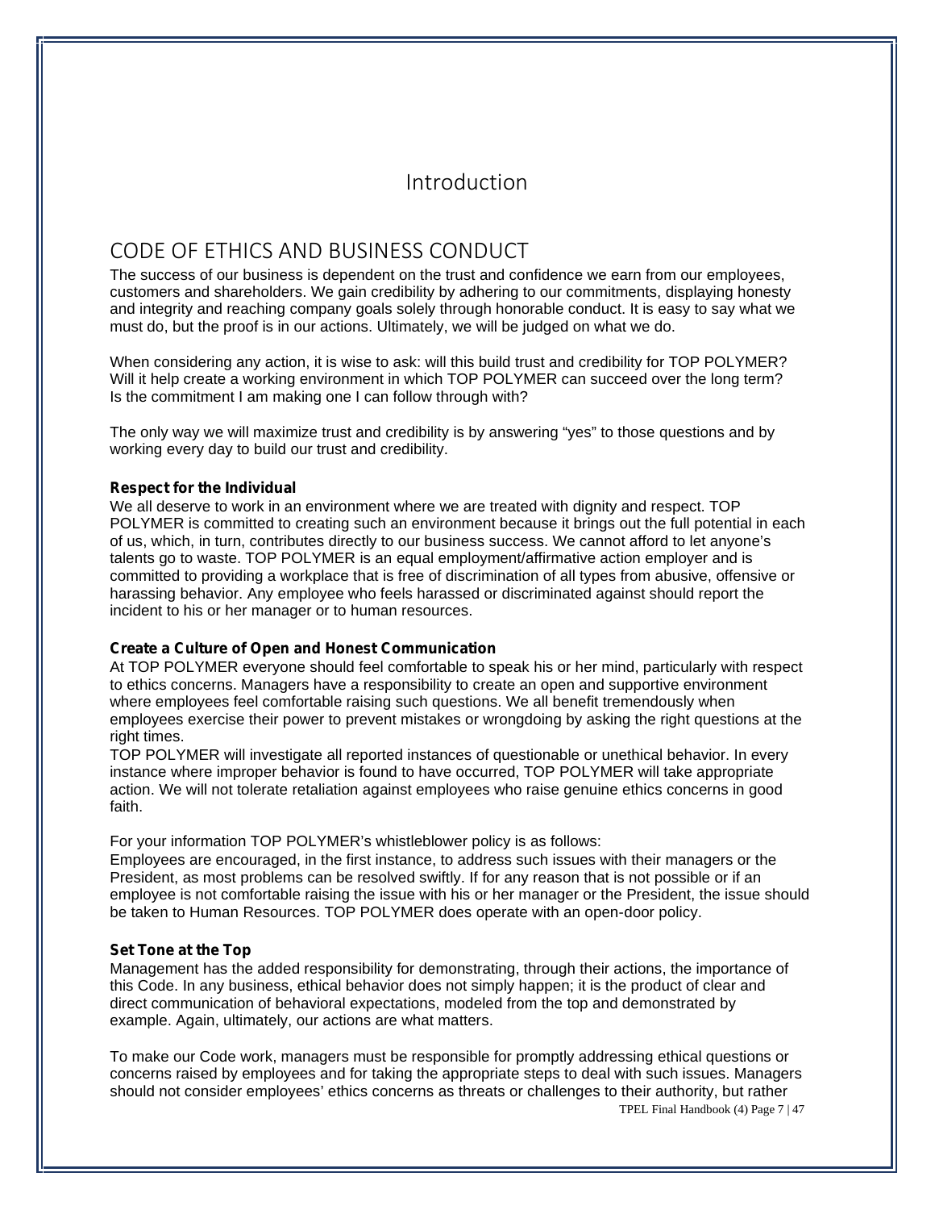# Introduction

## CODE OF ETHICS AND BUSINESS CONDUCT

The success of our business is dependent on the trust and confidence we earn from our employees, customers and shareholders. We gain credibility by adhering to our commitments, displaying honesty and integrity and reaching company goals solely through honorable conduct. It is easy to say what we must do, but the proof is in our actions. Ultimately, we will be judged on what we do.

When considering any action, it is wise to ask: will this build trust and credibility for TOP POLYMER? Will it help create a working environment in which TOP POLYMER can succeed over the long term? Is the commitment I am making one I can follow through with?

The only way we will maximize trust and credibility is by answering "yes" to those questions and by working every day to build our trust and credibility.

**Respect for the Individual**

We all deserve to work in an environment where we are treated with dignity and respect. TOP POLYMER is committed to creating such an environment because it brings out the full potential in each of us, which, in turn, contributes directly to our business success. We cannot afford to let anyone's talents go to waste. TOP POLYMER is an equal employment/affirmative action employer and is committed to providing a workplace that is free of discrimination of all types from abusive, offensive or harassing behavior. Any employee who feels harassed or discriminated against should report the incident to his or her manager or to human resources.

**Create a Culture of Open and Honest Communication**

At TOP POLYMER everyone should feel comfortable to speak his or her mind, particularly with respect to ethics concerns. Managers have a responsibility to create an open and supportive environment where employees feel comfortable raising such questions. We all benefit tremendously when employees exercise their power to prevent mistakes or wrongdoing by asking the right questions at the right times.

TOP POLYMER will investigate all reported instances of questionable or unethical behavior. In every instance where improper behavior is found to have occurred, TOP POLYMER will take appropriate action. We will not tolerate retaliation against employees who raise genuine ethics concerns in good faith.

For your information TOP POLYMER's whistleblower policy is as follows:

Employees are encouraged, in the first instance, to address such issues with their managers or the President, as most problems can be resolved swiftly. If for any reason that is not possible or if an employee is not comfortable raising the issue with his or her manager or the President, the issue should be taken to Human Resources. TOP POLYMER does operate with an open-door policy.

**Set Tone at the Top**

Management has the added responsibility for demonstrating, through their actions, the importance of this Code. In any business, ethical behavior does not simply happen; it is the product of clear and direct communication of behavioral expectations, modeled from the top and demonstrated by example. Again, ultimately, our actions are what matters.

To make our Code work, managers must be responsible for promptly addressing ethical questions or concerns raised by employees and for taking the appropriate steps to deal with such issues. Managers should not consider employees' ethics concerns as threats or challenges to their authority, but rather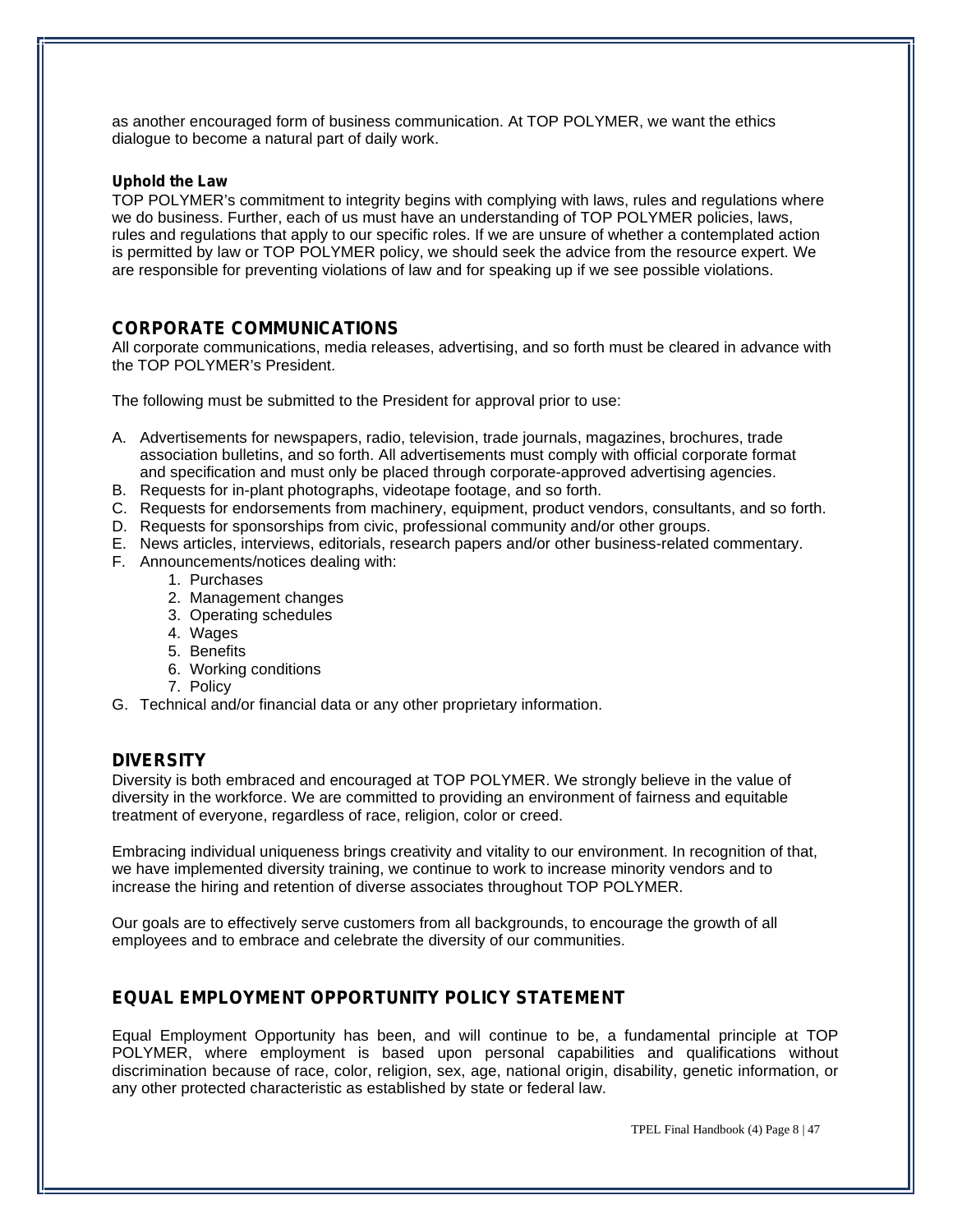as another encouraged form of business communication. At TOP POLYMER, we want the ethics dialogue to become a natural part of daily work.

**Uphold the Law**

TOP POLYMER's commitment to integrity begins with complying with laws, rules and regulations where we do business. Further, each of us must have an understanding of TOP POLYMER policies, laws, rules and regulations that apply to our specific roles. If we are unsure of whether a contemplated action is permitted by law or TOP POLYMER policy, we should seek the advice from the resource expert. We are responsible for preventing violations of law and for speaking up if we see possible violations.

## CORPORATE COMMUNICATIONS

All corporate communications, media releases, advertising, and so forth must be cleared in advance with the TOP POLYMER's President.

The following must be submitted to the President for approval prior to use:

A. Advertisements for newspapers, radio, television, trade journals, magazines, brochures, trade association bulletins, and so forth. All advertisements must comply with official corporate format and specification and must only be placed through corporate-approved advertising agencies.
B. Requests for in-plant photographs, videotape footage, and so forth.
C. Requests for endorsements from machinery, equipment, product vendors, consultants, and so forth.
D. Requests for sponsorships from civic, professional community and/or other groups.
E. News articles, interviews, editorials, research papers and/or other business-related commentary.
F. Announcements/notices dealing with:
    1. Purchases
    2. Management changes
    3. Operating schedules
    4. Wages
    5. Benefits
    6. Working conditions
    7. Policy
G. Technical and/or financial data or any other proprietary information.

## DIVERSITY

Diversity is both embraced and encouraged at TOP POLYMER. We strongly believe in the value of diversity in the workforce. We are committed to providing an environment of fairness and equitable treatment of everyone, regardless of race, religion, color or creed.

Embracing individual uniqueness brings creativity and vitality to our environment. In recognition of that, we have implemented diversity training, we continue to work to increase minority vendors and to increase the hiring and retention of diverse associates throughout TOP POLYMER.

Our goals are to effectively serve customers from all backgrounds, to encourage the growth of all employees and to embrace and celebrate the diversity of our communities.

## EQUAL EMPLOYMENT OPPORTUNITY POLICY STATEMENT

Equal Employment Opportunity has been, and will continue to be, a fundamental principle at TOP POLYMER, where employment is based upon personal capabilities and qualifications without discrimination because of race, color, religion, sex, age, national origin, disability, genetic information, or any other protected characteristic as established by state or federal law.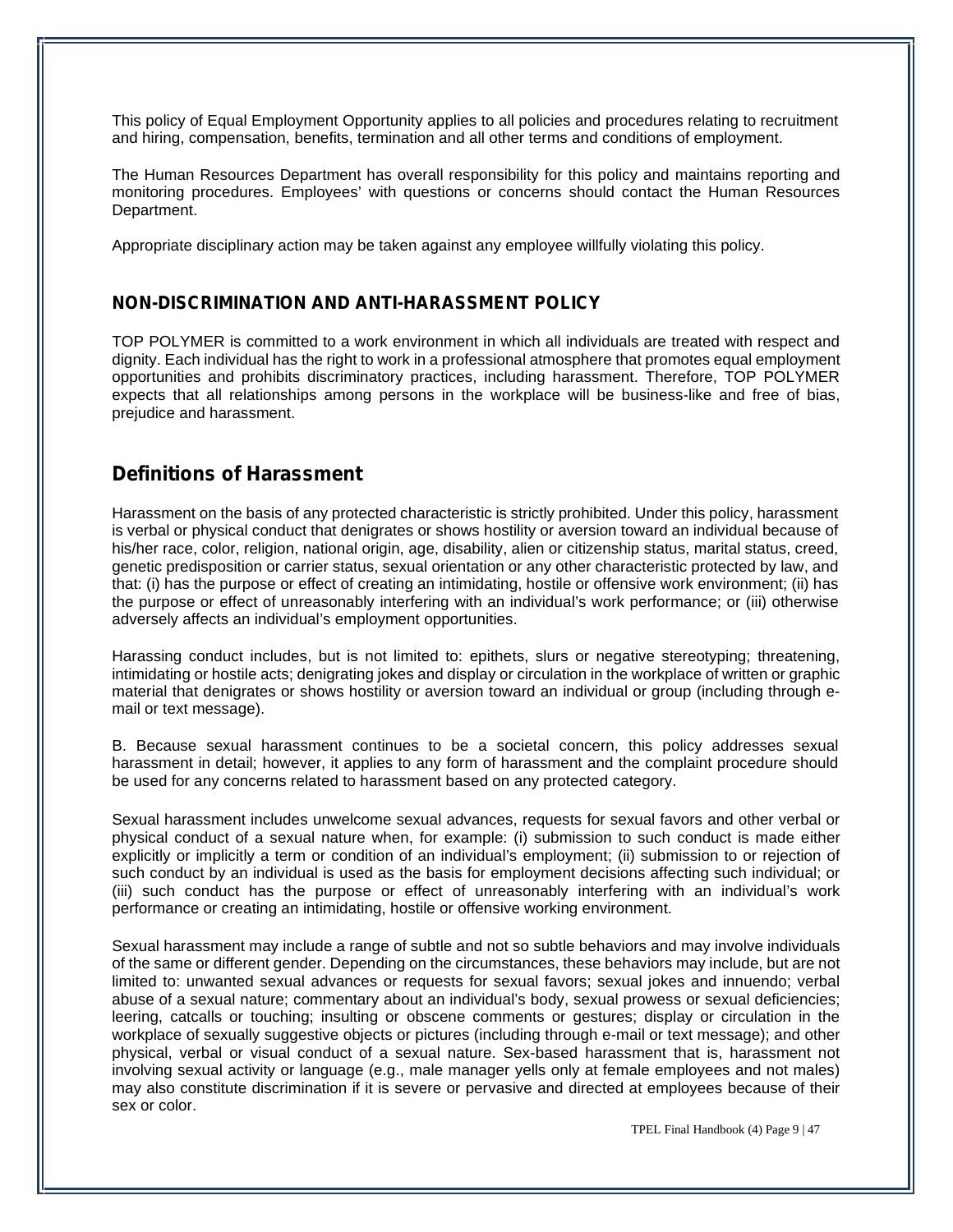This policy of Equal Employment Opportunity applies to all policies and procedures relating to recruitment and hiring, compensation, benefits, termination and all other terms and conditions of employment.

The Human Resources Department has overall responsibility for this policy and maintains reporting and monitoring procedures. Employees' with questions or concerns should contact the Human Resources Department.

Appropriate disciplinary action may be taken against any employee willfully violating this policy.

### NON-DISCRIMINATION AND ANTI-HARASSMENT POLICY

TOP POLYMER is committed to a work environment in which all individuals are treated with respect and dignity. Each individual has the right to work in a professional atmosphere that promotes equal employment opportunities and prohibits discriminatory practices, including harassment. Therefore, TOP POLYMER expects that all relationships among persons in the workplace will be business-like and free of bias, prejudice and harassment.

## Definitions of Harassment

Harassment on the basis of any protected characteristic is strictly prohibited. Under this policy, harassment is verbal or physical conduct that denigrates or shows hostility or aversion toward an individual because of his/her race, color, religion, national origin, age, disability, alien or citizenship status, marital status, creed, genetic predisposition or carrier status, sexual orientation or any other characteristic protected by law, and that: (i) has the purpose or effect of creating an intimidating, hostile or offensive work environment; (ii) has the purpose or effect of unreasonably interfering with an individual's work performance; or (iii) otherwise adversely affects an individual's employment opportunities.

Harassing conduct includes, but is not limited to: epithets, slurs or negative stereotyping; threatening, intimidating or hostile acts; denigrating jokes and display or circulation in the workplace of written or graphic material that denigrates or shows hostility or aversion toward an individual or group (including through e-mail or text message).

B. Because sexual harassment continues to be a societal concern, this policy addresses sexual harassment in detail; however, it applies to any form of harassment and the complaint procedure should be used for any concerns related to harassment based on any protected category.

Sexual harassment includes unwelcome sexual advances, requests for sexual favors and other verbal or physical conduct of a sexual nature when, for example: (i) submission to such conduct is made either explicitly or implicitly a term or condition of an individual's employment; (ii) submission to or rejection of such conduct by an individual is used as the basis for employment decisions affecting such individual; or (iii) such conduct has the purpose or effect of unreasonably interfering with an individual's work performance or creating an intimidating, hostile or offensive working environment.

Sexual harassment may include a range of subtle and not so subtle behaviors and may involve individuals of the same or different gender. Depending on the circumstances, these behaviors may include, but are not limited to: unwanted sexual advances or requests for sexual favors; sexual jokes and innuendo; verbal abuse of a sexual nature; commentary about an individual's body, sexual prowess or sexual deficiencies; leering, catcalls or touching; insulting or obscene comments or gestures; display or circulation in the workplace of sexually suggestive objects or pictures (including through e-mail or text message); and other physical, verbal or visual conduct of a sexual nature. Sex-based harassment that is, harassment not involving sexual activity or language (e.g., male manager yells only at female employees and not males) may also constitute discrimination if it is severe or pervasive and directed at employees because of their sex or color.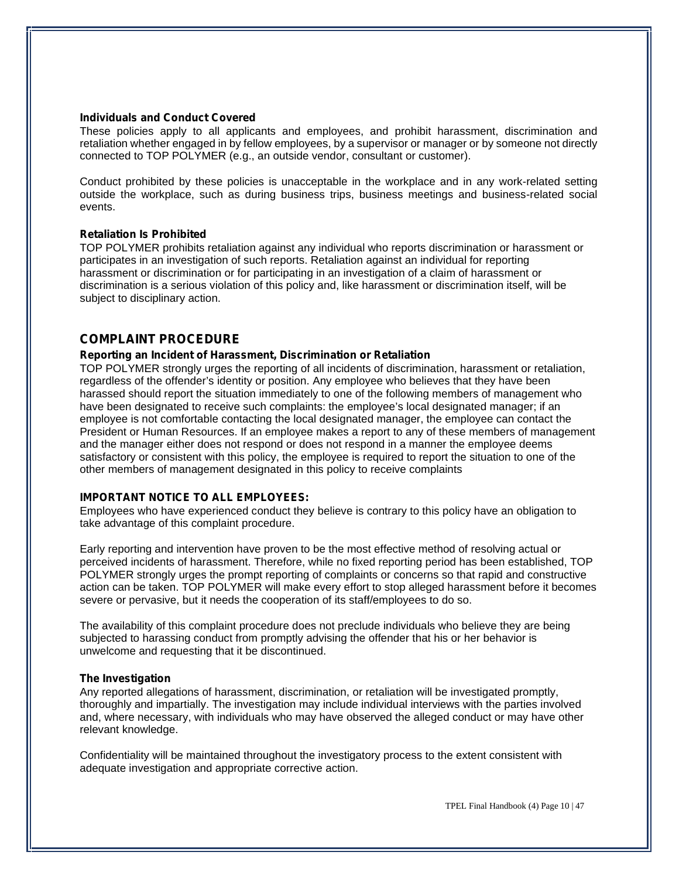**Individuals and Conduct Covered**

These policies apply to all applicants and employees, and prohibit harassment, discrimination and retaliation whether engaged in by fellow employees, by a supervisor or manager or by someone not directly connected to TOP POLYMER (e.g., an outside vendor, consultant or customer).

Conduct prohibited by these policies is unacceptable in the workplace and in any work-related setting outside the workplace, such as during business trips, business meetings and business-related social events.

**Retaliation Is Prohibited**

TOP POLYMER prohibits retaliation against any individual who reports discrimination or harassment or participates in an investigation of such reports. Retaliation against an individual for reporting harassment or discrimination or for participating in an investigation of a claim of harassment or discrimination is a serious violation of this policy and, like harassment or discrimination itself, will be subject to disciplinary action.

## COMPLAINT PROCEDURE

**Reporting an Incident of Harassment, Discrimination or Retaliation**

TOP POLYMER strongly urges the reporting of all incidents of discrimination, harassment or retaliation, regardless of the offender's identity or position. Any employee who believes that they have been harassed should report the situation immediately to one of the following members of management who have been designated to receive such complaints: the employee's local designated manager; if an employee is not comfortable contacting the local designated manager, the employee can contact the President or Human Resources. If an employee makes a report to any of these members of management and the manager either does not respond or does not respond in a manner the employee deems satisfactory or consistent with this policy, the employee is required to report the situation to one of the other members of management designated in this policy to receive complaints

**IMPORTANT NOTICE TO ALL EMPLOYEES:**

Employees who have experienced conduct they believe is contrary to this policy have an obligation to take advantage of this complaint procedure.

Early reporting and intervention have proven to be the most effective method of resolving actual or perceived incidents of harassment. Therefore, while no fixed reporting period has been established, TOP POLYMER strongly urges the prompt reporting of complaints or concerns so that rapid and constructive action can be taken. TOP POLYMER will make every effort to stop alleged harassment before it becomes severe or pervasive, but it needs the cooperation of its staff/employees to do so.

The availability of this complaint procedure does not preclude individuals who believe they are being subjected to harassing conduct from promptly advising the offender that his or her behavior is unwelcome and requesting that it be discontinued.

**The Investigation**

Any reported allegations of harassment, discrimination, or retaliation will be investigated promptly, thoroughly and impartially. The investigation may include individual interviews with the parties involved and, where necessary, with individuals who may have observed the alleged conduct or may have other relevant knowledge.

Confidentiality will be maintained throughout the investigatory process to the extent consistent with adequate investigation and appropriate corrective action.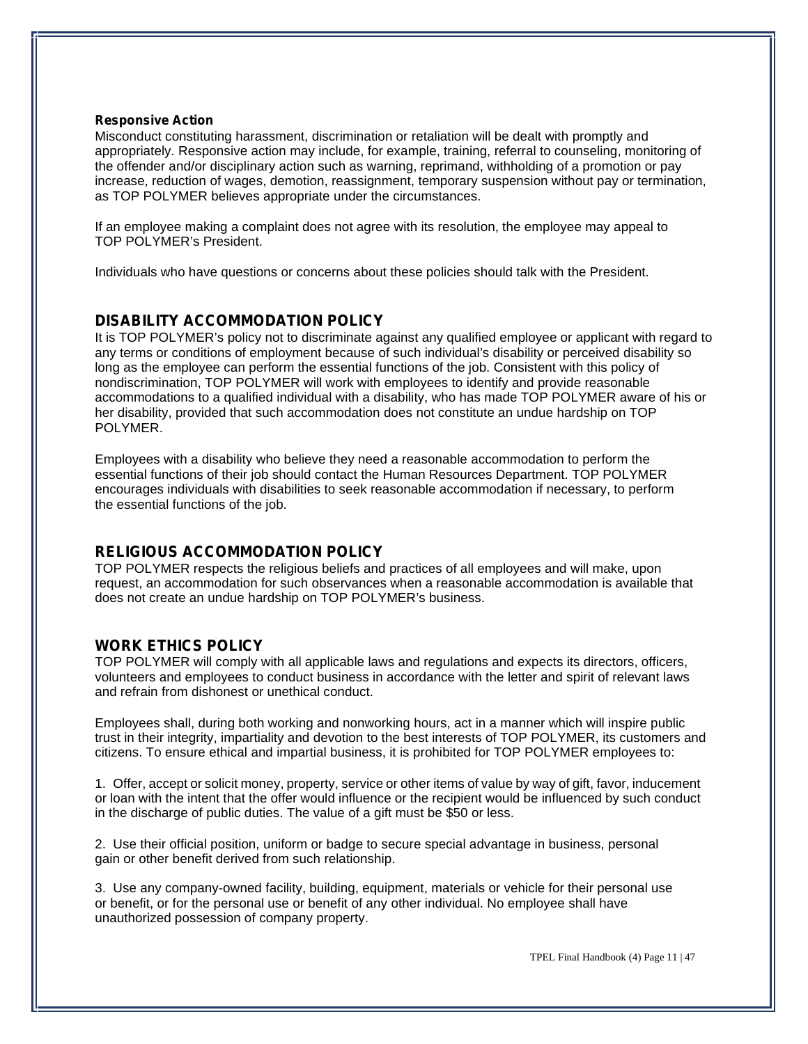### Responsive Action

Misconduct constituting harassment, discrimination or retaliation will be dealt with promptly and appropriately. Responsive action may include, for example, training, referral to counseling, monitoring of the offender and/or disciplinary action such as warning, reprimand, withholding of a promotion or pay increase, reduction of wages, demotion, reassignment, temporary suspension without pay or termination, as TOP POLYMER believes appropriate under the circumstances.

If an employee making a complaint does not agree with its resolution, the employee may appeal to TOP POLYMER's President.

Individuals who have questions or concerns about these policies should talk with the President.

## DISABILITY ACCOMMODATION POLICY

It is TOP POLYMER's policy not to discriminate against any qualified employee or applicant with regard to any terms or conditions of employment because of such individual's disability or perceived disability so long as the employee can perform the essential functions of the job. Consistent with this policy of nondiscrimination, TOP POLYMER will work with employees to identify and provide reasonable accommodations to a qualified individual with a disability, who has made TOP POLYMER aware of his or her disability, provided that such accommodation does not constitute an undue hardship on TOP POLYMER.

Employees with a disability who believe they need a reasonable accommodation to perform the essential functions of their job should contact the Human Resources Department. TOP POLYMER encourages individuals with disabilities to seek reasonable accommodation if necessary, to perform the essential functions of the job.

## RELIGIOUS ACCOMMODATION POLICY

TOP POLYMER respects the religious beliefs and practices of all employees and will make, upon request, an accommodation for such observances when a reasonable accommodation is available that does not create an undue hardship on TOP POLYMER's business.

## WORK ETHICS POLICY

TOP POLYMER will comply with all applicable laws and regulations and expects its directors, officers, volunteers and employees to conduct business in accordance with the letter and spirit of relevant laws and refrain from dishonest or unethical conduct.

Employees shall, during both working and nonworking hours, act in a manner which will inspire public trust in their integrity, impartiality and devotion to the best interests of TOP POLYMER, its customers and citizens. To ensure ethical and impartial business, it is prohibited for TOP POLYMER employees to:

1. Offer, accept or solicit money, property, service or other items of value by way of gift, favor, inducement or loan with the intent that the offer would influence or the recipient would be influenced by such conduct in the discharge of public duties. The value of a gift must be $50 or less.

2. Use their official position, uniform or badge to secure special advantage in business, personal gain or other benefit derived from such relationship.

3. Use any company-owned facility, building, equipment, materials or vehicle for their personal use or benefit, or for the personal use or benefit of any other individual. No employee shall have unauthorized possession of company property.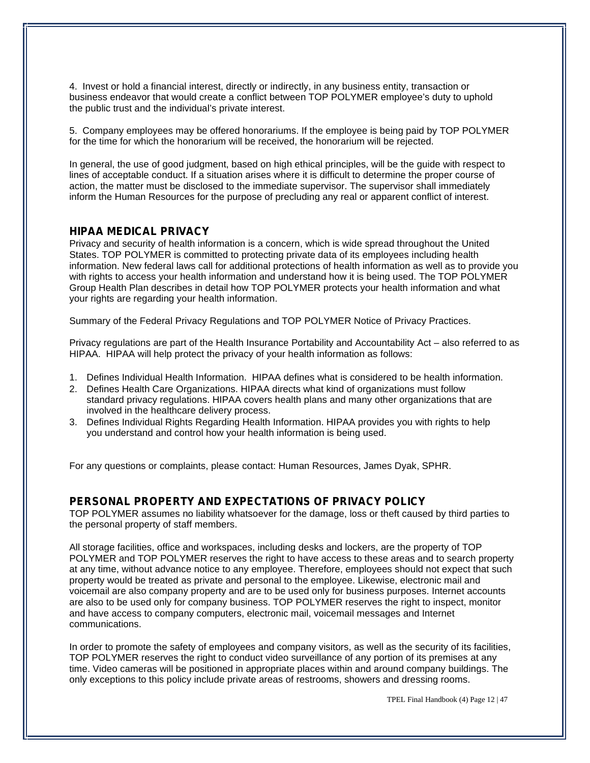4. Invest or hold a financial interest, directly or indirectly, in any business entity, transaction or business endeavor that would create a conflict between TOP POLYMER employee's duty to uphold the public trust and the individual's private interest.

5. Company employees may be offered honorariums. If the employee is being paid by TOP POLYMER for the time for which the honorarium will be received, the honorarium will be rejected.

In general, the use of good judgment, based on high ethical principles, will be the guide with respect to lines of acceptable conduct. If a situation arises where it is difficult to determine the proper course of action, the matter must be disclosed to the immediate supervisor. The supervisor shall immediately inform the Human Resources for the purpose of precluding any real or apparent conflict of interest.

## HIPAA MEDICAL PRIVACY

Privacy and security of health information is a concern, which is wide spread throughout the United States. TOP POLYMER is committed to protecting private data of its employees including health information. New federal laws call for additional protections of health information as well as to provide you with rights to access your health information and understand how it is being used. The TOP POLYMER Group Health Plan describes in detail how TOP POLYMER protects your health information and what your rights are regarding your health information.

Summary of the Federal Privacy Regulations and TOP POLYMER Notice of Privacy Practices.

Privacy regulations are part of the Health Insurance Portability and Accountability Act – also referred to as HIPAA. HIPAA will help protect the privacy of your health information as follows:

1. Defines Individual Health Information. HIPAA defines what is considered to be health information.
2. Defines Health Care Organizations. HIPAA directs what kind of organizations must follow standard privacy regulations. HIPAA covers health plans and many other organizations that are involved in the healthcare delivery process.
3. Defines Individual Rights Regarding Health Information. HIPAA provides you with rights to help you understand and control how your health information is being used.

For any questions or complaints, please contact: Human Resources, James Dyak, SPHR.

## PERSONAL PROPERTY AND EXPECTATIONS OF PRIVACY POLICY

TOP POLYMER assumes no liability whatsoever for the damage, loss or theft caused by third parties to the personal property of staff members.

All storage facilities, office and workspaces, including desks and lockers, are the property of TOP POLYMER and TOP POLYMER reserves the right to have access to these areas and to search property at any time, without advance notice to any employee. Therefore, employees should not expect that such property would be treated as private and personal to the employee. Likewise, electronic mail and voicemail are also company property and are to be used only for business purposes. Internet accounts are also to be used only for company business. TOP POLYMER reserves the right to inspect, monitor and have access to company computers, electronic mail, voicemail messages and Internet communications.

In order to promote the safety of employees and company visitors, as well as the security of its facilities, TOP POLYMER reserves the right to conduct video surveillance of any portion of its premises at any time. Video cameras will be positioned in appropriate places within and around company buildings. The only exceptions to this policy include private areas of restrooms, showers and dressing rooms.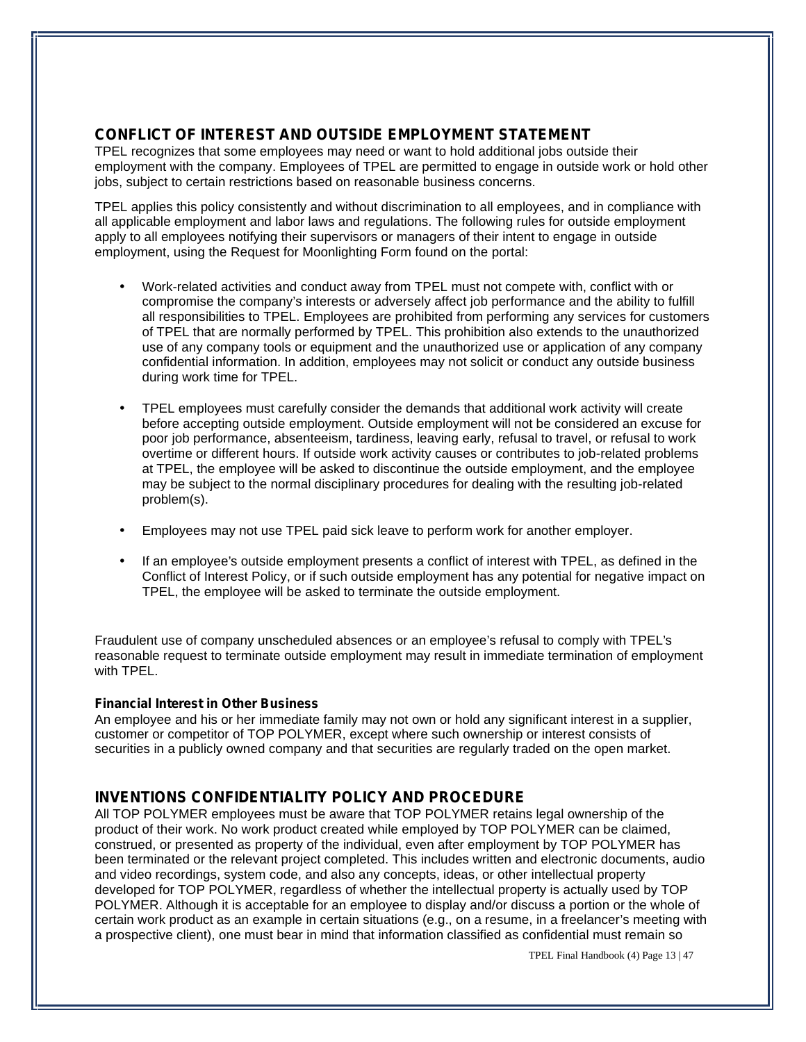## CONFLICT OF INTEREST AND OUTSIDE EMPLOYMENT STATEMENT

TPEL recognizes that some employees may need or want to hold additional jobs outside their employment with the company. Employees of TPEL are permitted to engage in outside work or hold other jobs, subject to certain restrictions based on reasonable business concerns.

TPEL applies this policy consistently and without discrimination to all employees, and in compliance with all applicable employment and labor laws and regulations. The following rules for outside employment apply to all employees notifying their supervisors or managers of their intent to engage in outside employment, using the Request for Moonlighting Form found on the portal:

- Work-related activities and conduct away from TPEL must not compete with, conflict with or compromise the company's interests or adversely affect job performance and the ability to fulfill all responsibilities to TPEL. Employees are prohibited from performing any services for customers of TPEL that are normally performed by TPEL. This prohibition also extends to the unauthorized use of any company tools or equipment and the unauthorized use or application of any company confidential information. In addition, employees may not solicit or conduct any outside business during work time for TPEL.

- TPEL employees must carefully consider the demands that additional work activity will create before accepting outside employment. Outside employment will not be considered an excuse for poor job performance, absenteeism, tardiness, leaving early, refusal to travel, or refusal to work overtime or different hours. If outside work activity causes or contributes to job-related problems at TPEL, the employee will be asked to discontinue the outside employment, and the employee may be subject to the normal disciplinary procedures for dealing with the resulting job-related problem(s).

- Employees may not use TPEL paid sick leave to perform work for another employer.

- If an employee's outside employment presents a conflict of interest with TPEL, as defined in the Conflict of Interest Policy, or if such outside employment has any potential for negative impact on TPEL, the employee will be asked to terminate the outside employment.

Fraudulent use of company unscheduled absences or an employee's refusal to comply with TPEL's reasonable request to terminate outside employment may result in immediate termination of employment with TPEL.

**Financial Interest in Other Business**

An employee and his or her immediate family may not own or hold any significant interest in a supplier, customer or competitor of TOP POLYMER, except where such ownership or interest consists of securities in a publicly owned company and that securities are regularly traded on the open market.

## INVENTIONS CONFIDENTIALITY POLICY AND PROCEDURE

All TOP POLYMER employees must be aware that TOP POLYMER retains legal ownership of the product of their work. No work product created while employed by TOP POLYMER can be claimed, construed, or presented as property of the individual, even after employment by TOP POLYMER has been terminated or the relevant project completed. This includes written and electronic documents, audio and video recordings, system code, and also any concepts, ideas, or other intellectual property developed for TOP POLYMER, regardless of whether the intellectual property is actually used by TOP POLYMER. Although it is acceptable for an employee to display and/or discuss a portion or the whole of certain work product as an example in certain situations (e.g., on a resume, in a freelancer's meeting with a prospective client), one must bear in mind that information classified as confidential must remain so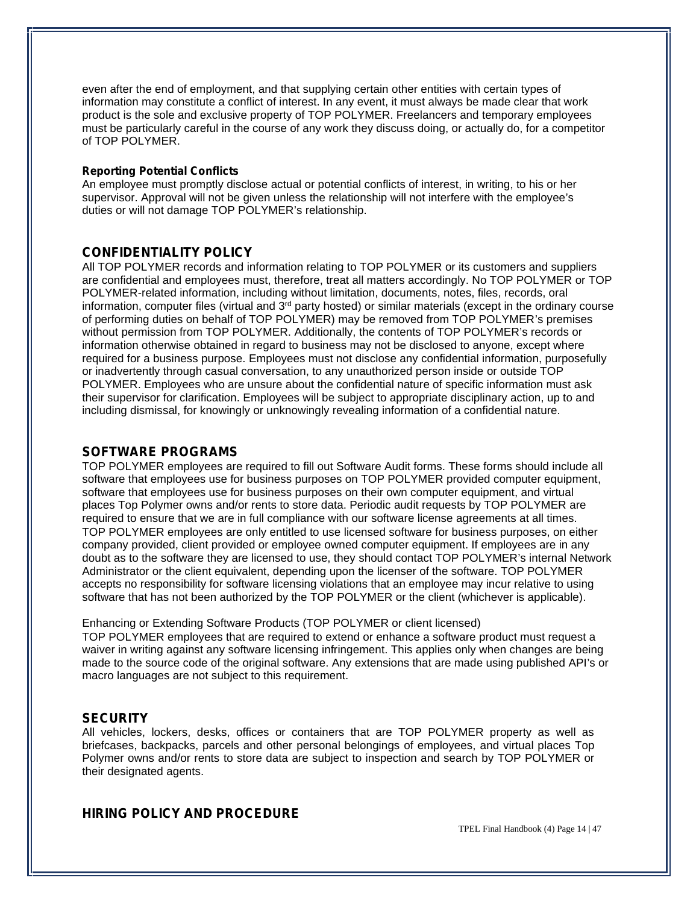even after the end of employment, and that supplying certain other entities with certain types of information may constitute a conflict of interest. In any event, it must always be made clear that work product is the sole and exclusive property of TOP POLYMER. Freelancers and temporary employees must be particularly careful in the course of any work they discuss doing, or actually do, for a competitor of TOP POLYMER.

**Reporting Potential Conflicts**

An employee must promptly disclose actual or potential conflicts of interest, in writing, to his or her supervisor. Approval will not be given unless the relationship will not interfere with the employee's duties or will not damage TOP POLYMER's relationship.

## CONFIDENTIALITY POLICY

All TOP POLYMER records and information relating to TOP POLYMER or its customers and suppliers are confidential and employees must, therefore, treat all matters accordingly. No TOP POLYMER or TOP POLYMER-related information, including without limitation, documents, notes, files, records, oral information, computer files (virtual and 3rd party hosted) or similar materials (except in the ordinary course of performing duties on behalf of TOP POLYMER) may be removed from TOP POLYMER's premises without permission from TOP POLYMER. Additionally, the contents of TOP POLYMER's records or information otherwise obtained in regard to business may not be disclosed to anyone, except where required for a business purpose. Employees must not disclose any confidential information, purposefully or inadvertently through casual conversation, to any unauthorized person inside or outside TOP POLYMER. Employees who are unsure about the confidential nature of specific information must ask their supervisor for clarification. Employees will be subject to appropriate disciplinary action, up to and including dismissal, for knowingly or unknowingly revealing information of a confidential nature.

## SOFTWARE PROGRAMS

TOP POLYMER employees are required to fill out Software Audit forms. These forms should include all software that employees use for business purposes on TOP POLYMER provided computer equipment, software that employees use for business purposes on their own computer equipment, and virtual places Top Polymer owns and/or rents to store data. Periodic audit requests by TOP POLYMER are required to ensure that we are in full compliance with our software license agreements at all times. TOP POLYMER employees are only entitled to use licensed software for business purposes, on either company provided, client provided or employee owned computer equipment. If employees are in any doubt as to the software they are licensed to use, they should contact TOP POLYMER's internal Network Administrator or the client equivalent, depending upon the licenser of the software. TOP POLYMER accepts no responsibility for software licensing violations that an employee may incur relative to using software that has not been authorized by the TOP POLYMER or the client (whichever is applicable).

Enhancing or Extending Software Products (TOP POLYMER or client licensed)

TOP POLYMER employees that are required to extend or enhance a software product must request a waiver in writing against any software licensing infringement. This applies only when changes are being made to the source code of the original software. Any extensions that are made using published API's or macro languages are not subject to this requirement.

## SECURITY

All vehicles, lockers, desks, offices or containers that are TOP POLYMER property as well as briefcases, backpacks, parcels and other personal belongings of employees, and virtual places Top Polymer owns and/or rents to store data are subject to inspection and search by TOP POLYMER or their designated agents.

## HIRING POLICY AND PROCEDURE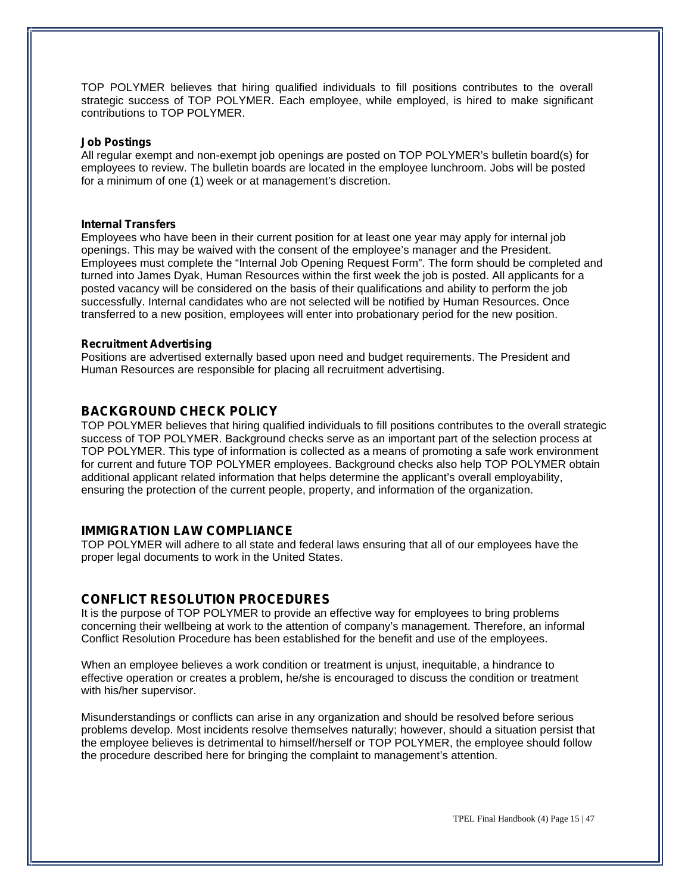TOP POLYMER believes that hiring qualified individuals to fill positions contributes to the overall strategic success of TOP POLYMER. Each employee, while employed, is hired to make significant contributions to TOP POLYMER.

### Job Postings

All regular exempt and non-exempt job openings are posted on TOP POLYMER's bulletin board(s) for employees to review. The bulletin boards are located in the employee lunchroom. Jobs will be posted for a minimum of one (1) week or at management's discretion.

### Internal Transfers

Employees who have been in their current position for at least one year may apply for internal job openings. This may be waived with the consent of the employee's manager and the President. Employees must complete the "Internal Job Opening Request Form". The form should be completed and turned into James Dyak, Human Resources within the first week the job is posted. All applicants for a posted vacancy will be considered on the basis of their qualifications and ability to perform the job successfully. Internal candidates who are not selected will be notified by Human Resources. Once transferred to a new position, employees will enter into probationary period for the new position.

### Recruitment Advertising

Positions are advertised externally based upon need and budget requirements. The President and Human Resources are responsible for placing all recruitment advertising.

## BACKGROUND CHECK POLICY

TOP POLYMER believes that hiring qualified individuals to fill positions contributes to the overall strategic success of TOP POLYMER. Background checks serve as an important part of the selection process at TOP POLYMER. This type of information is collected as a means of promoting a safe work environment for current and future TOP POLYMER employees. Background checks also help TOP POLYMER obtain additional applicant related information that helps determine the applicant's overall employability, ensuring the protection of the current people, property, and information of the organization.

## IMMIGRATION LAW COMPLIANCE

TOP POLYMER will adhere to all state and federal laws ensuring that all of our employees have the proper legal documents to work in the United States.

## CONFLICT RESOLUTION PROCEDURES

It is the purpose of TOP POLYMER to provide an effective way for employees to bring problems concerning their wellbeing at work to the attention of company's management. Therefore, an informal Conflict Resolution Procedure has been established for the benefit and use of the employees.

When an employee believes a work condition or treatment is unjust, inequitable, a hindrance to effective operation or creates a problem, he/she is encouraged to discuss the condition or treatment with his/her supervisor.

Misunderstandings or conflicts can arise in any organization and should be resolved before serious problems develop. Most incidents resolve themselves naturally; however, should a situation persist that the employee believes is detrimental to himself/herself or TOP POLYMER, the employee should follow the procedure described here for bringing the complaint to management's attention.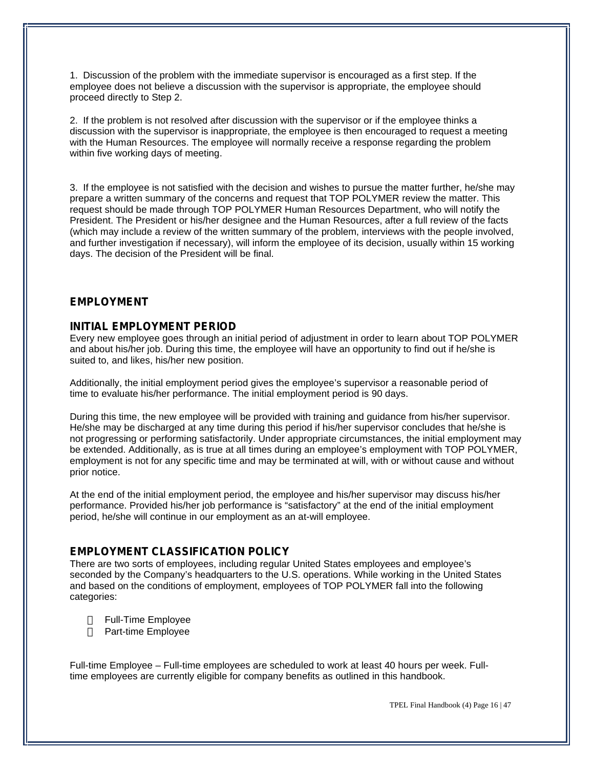1. Discussion of the problem with the immediate supervisor is encouraged as a first step. If the employee does not believe a discussion with the supervisor is appropriate, the employee should proceed directly to Step 2.

2. If the problem is not resolved after discussion with the supervisor or if the employee thinks a discussion with the supervisor is inappropriate, the employee is then encouraged to request a meeting with the Human Resources. The employee will normally receive a response regarding the problem within five working days of meeting.

3. If the employee is not satisfied with the decision and wishes to pursue the matter further, he/she may prepare a written summary of the concerns and request that TOP POLYMER review the matter. This request should be made through TOP POLYMER Human Resources Department, who will notify the President. The President or his/her designee and the Human Resources, after a full review of the facts (which may include a review of the written summary of the problem, interviews with the people involved, and further investigation if necessary), will inform the employee of its decision, usually within 15 working days. The decision of the President will be final.

## EMPLOYMENT

### INITIAL EMPLOYMENT PERIOD

Every new employee goes through an initial period of adjustment in order to learn about TOP POLYMER and about his/her job. During this time, the employee will have an opportunity to find out if he/she is suited to, and likes, his/her new position.

Additionally, the initial employment period gives the employee's supervisor a reasonable period of time to evaluate his/her performance. The initial employment period is 90 days.

During this time, the new employee will be provided with training and guidance from his/her supervisor. He/she may be discharged at any time during this period if his/her supervisor concludes that he/she is not progressing or performing satisfactorily. Under appropriate circumstances, the initial employment may be extended. Additionally, as is true at all times during an employee's employment with TOP POLYMER, employment is not for any specific time and may be terminated at will, with or without cause and without prior notice.

At the end of the initial employment period, the employee and his/her supervisor may discuss his/her performance. Provided his/her job performance is "satisfactory" at the end of the initial employment period, he/she will continue in our employment as an at-will employee.

### EMPLOYMENT CLASSIFICATION POLICY

There are two sorts of employees, including regular United States employees and employee's seconded by the Company's headquarters to the U.S. operations. While working in the United States and based on the conditions of employment, employees of TOP POLYMER fall into the following categories:

- Full-Time Employee
- Part-time Employee

Full-time Employee – Full-time employees are scheduled to work at least 40 hours per week. Full-time employees are currently eligible for company benefits as outlined in this handbook.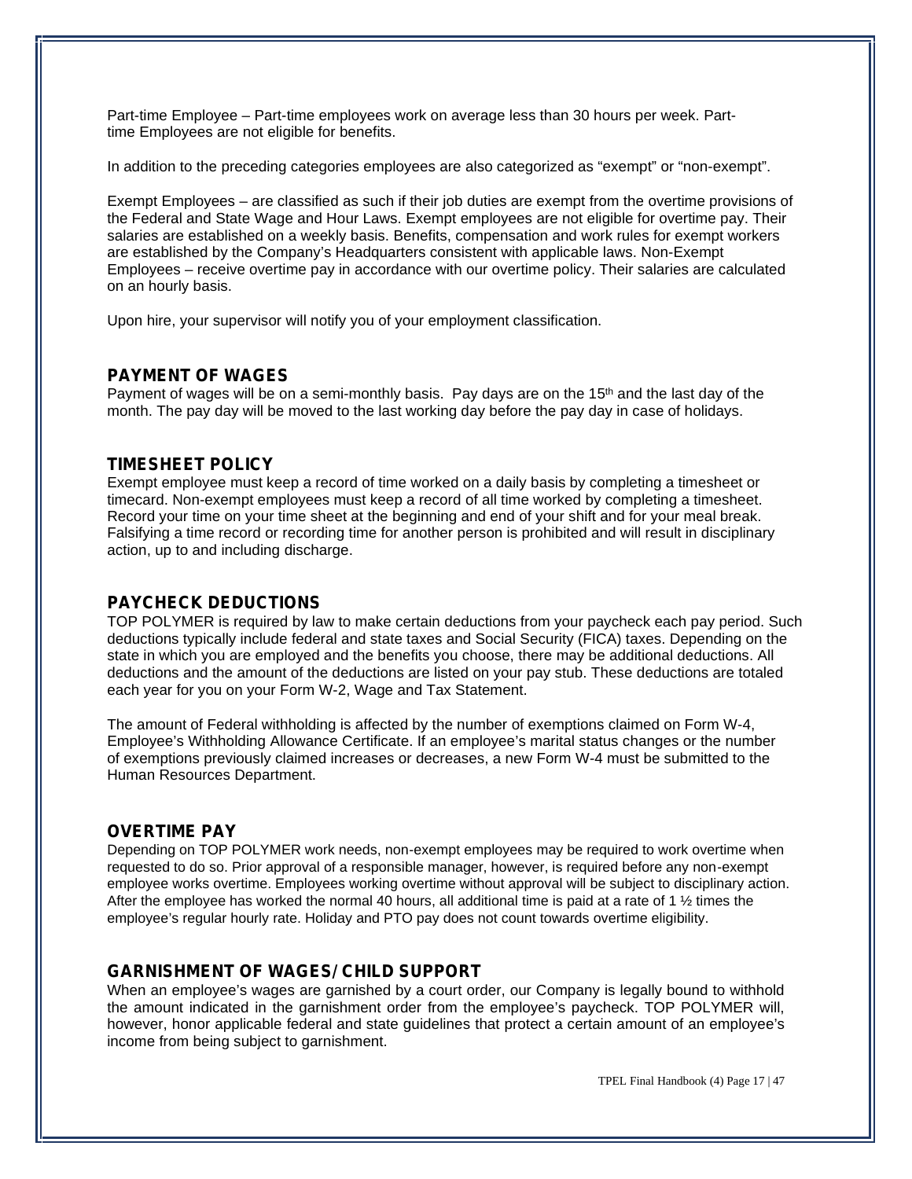Part-time Employee – Part-time employees work on average less than 30 hours per week. Part-time Employees are not eligible for benefits.

In addition to the preceding categories employees are also categorized as "exempt" or "non-exempt".

Exempt Employees – are classified as such if their job duties are exempt from the overtime provisions of the Federal and State Wage and Hour Laws. Exempt employees are not eligible for overtime pay. Their salaries are established on a weekly basis. Benefits, compensation and work rules for exempt workers are established by the Company's Headquarters consistent with applicable laws. Non-Exempt Employees – receive overtime pay in accordance with our overtime policy. Their salaries are calculated on an hourly basis.

Upon hire, your supervisor will notify you of your employment classification.

## PAYMENT OF WAGES

Payment of wages will be on a semi-monthly basis. Pay days are on the 15th and the last day of the month. The pay day will be moved to the last working day before the pay day in case of holidays.

## TIMESHEET POLICY

Exempt employee must keep a record of time worked on a daily basis by completing a timesheet or timecard. Non-exempt employees must keep a record of all time worked by completing a timesheet. Record your time on your time sheet at the beginning and end of your shift and for your meal break. Falsifying a time record or recording time for another person is prohibited and will result in disciplinary action, up to and including discharge.

## PAYCHECK DEDUCTIONS

TOP POLYMER is required by law to make certain deductions from your paycheck each pay period. Such deductions typically include federal and state taxes and Social Security (FICA) taxes. Depending on the state in which you are employed and the benefits you choose, there may be additional deductions. All deductions and the amount of the deductions are listed on your pay stub. These deductions are totaled each year for you on your Form W-2, Wage and Tax Statement.

The amount of Federal withholding is affected by the number of exemptions claimed on Form W-4, Employee's Withholding Allowance Certificate. If an employee's marital status changes or the number of exemptions previously claimed increases or decreases, a new Form W-4 must be submitted to the Human Resources Department.

## OVERTIME PAY

Depending on TOP POLYMER work needs, non-exempt employees may be required to work overtime when requested to do so. Prior approval of a responsible manager, however, is required before any non-exempt employee works overtime. Employees working overtime without approval will be subject to disciplinary action. After the employee has worked the normal 40 hours, all additional time is paid at a rate of 1 ½ times the employee's regular hourly rate. Holiday and PTO pay does not count towards overtime eligibility.

## GARNISHMENT OF WAGES/CHILD SUPPORT

When an employee's wages are garnished by a court order, our Company is legally bound to withhold the amount indicated in the garnishment order from the employee's paycheck. TOP POLYMER will, however, honor applicable federal and state guidelines that protect a certain amount of an employee's income from being subject to garnishment.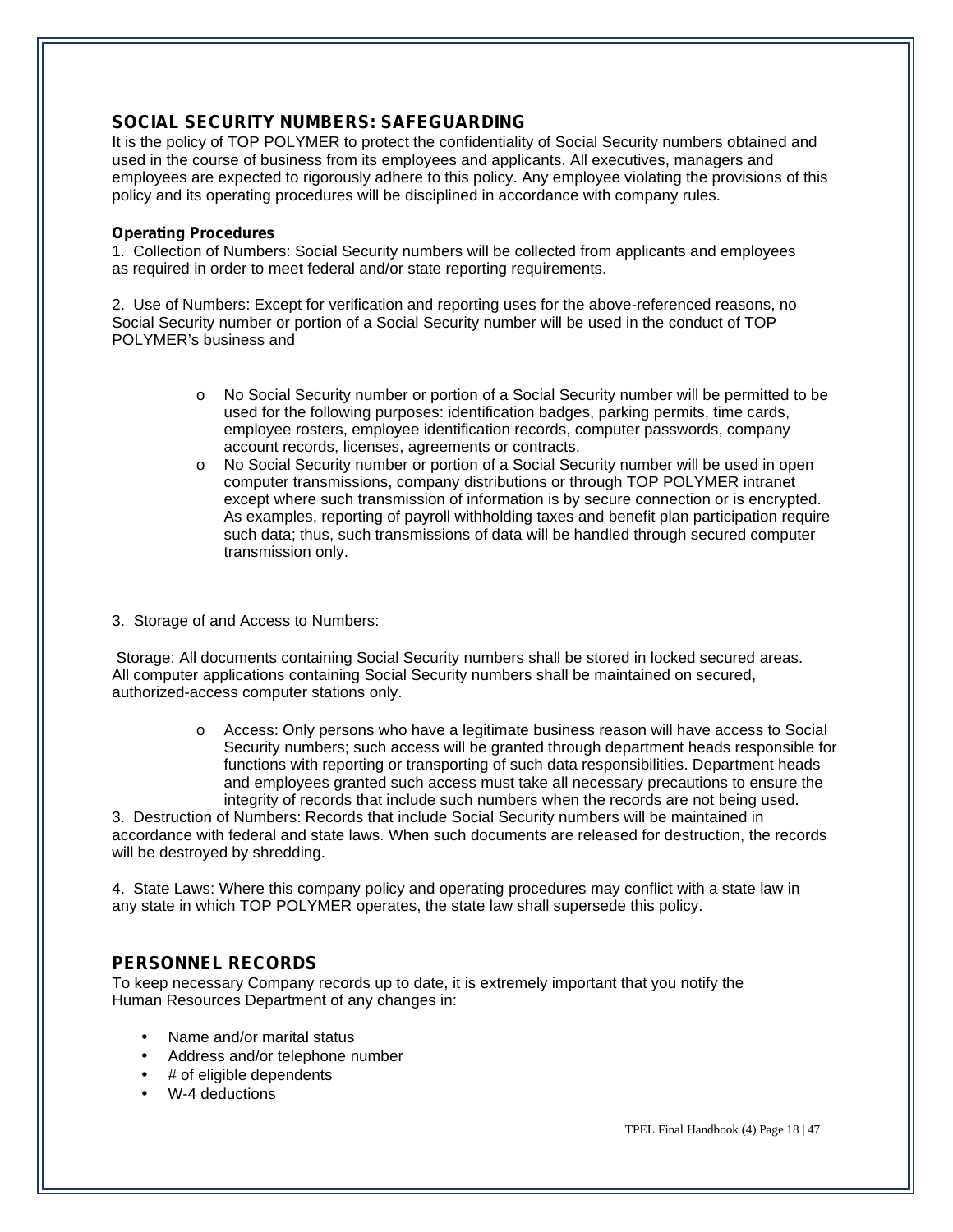## SOCIAL SECURITY NUMBERS: SAFEGUARDING

It is the policy of TOP POLYMER to protect the confidentiality of Social Security numbers obtained and used in the course of business from its employees and applicants. All executives, managers and employees are expected to rigorously adhere to this policy. Any employee violating the provisions of this policy and its operating procedures will be disciplined in accordance with company rules.

**Operating Procedures**

1. Collection of Numbers: Social Security numbers will be collected from applicants and employees as required in order to meet federal and/or state reporting requirements.

2. Use of Numbers: Except for verification and reporting uses for the above-referenced reasons, no Social Security number or portion of a Social Security number will be used in the conduct of TOP POLYMER's business and

- No Social Security number or portion of a Social Security number will be permitted to be used for the following purposes: identification badges, parking permits, time cards, employee rosters, employee identification records, computer passwords, company account records, licenses, agreements or contracts.
- No Social Security number or portion of a Social Security number will be used in open computer transmissions, company distributions or through TOP POLYMER intranet except where such transmission of information is by secure connection or is encrypted. As examples, reporting of payroll withholding taxes and benefit plan participation require such data; thus, such transmissions of data will be handled through secured computer transmission only.

3. Storage of and Access to Numbers:

Storage: All documents containing Social Security numbers shall be stored in locked secured areas. All computer applications containing Social Security numbers shall be maintained on secured, authorized-access computer stations only.

- Access: Only persons who have a legitimate business reason will have access to Social Security numbers; such access will be granted through department heads responsible for functions with reporting or transporting of such data responsibilities. Department heads and employees granted such access must take all necessary precautions to ensure the integrity of records that include such numbers when the records are not being used.

3. Destruction of Numbers: Records that include Social Security numbers will be maintained in accordance with federal and state laws. When such documents are released for destruction, the records will be destroyed by shredding.

4. State Laws: Where this company policy and operating procedures may conflict with a state law in any state in which TOP POLYMER operates, the state law shall supersede this policy.

## PERSONNEL RECORDS

To keep necessary Company records up to date, it is extremely important that you notify the Human Resources Department of any changes in:

- Name and/or marital status
- Address and/or telephone number
- # of eligible dependents
- W-4 deductions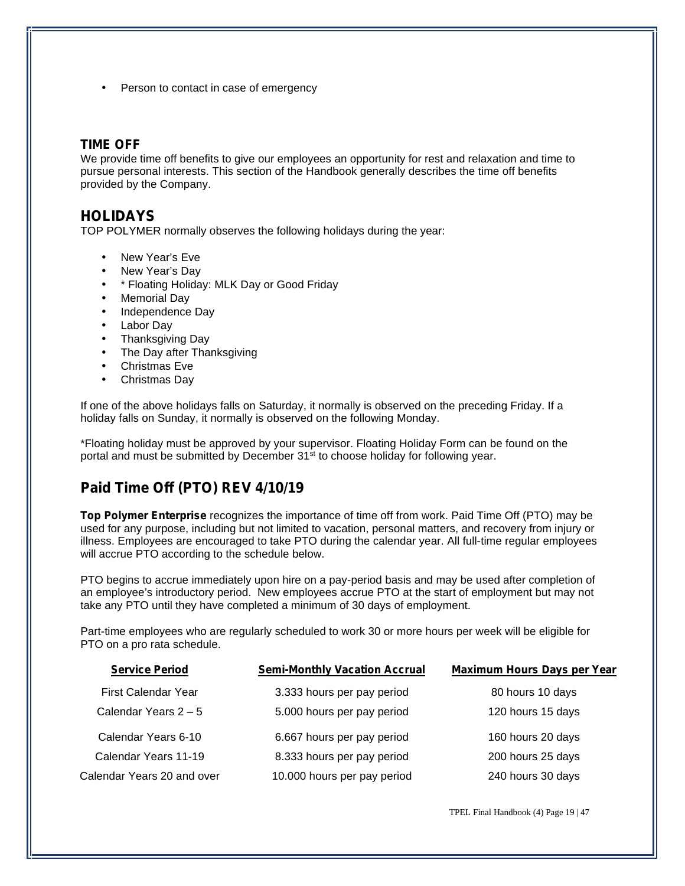- Person to contact in case of emergency

## TIME OFF

We provide time off benefits to give our employees an opportunity for rest and relaxation and time to pursue personal interests. This section of the Handbook generally describes the time off benefits provided by the Company.

## HOLIDAYS

TOP POLYMER normally observes the following holidays during the year:

- New Year's Eve
- New Year's Day
- * Floating Holiday: MLK Day or Good Friday
- Memorial Day
- Independence Day
- Labor Day
- Thanksgiving Day
- The Day after Thanksgiving
- Christmas Eve
- Christmas Day

If one of the above holidays falls on Saturday, it normally is observed on the preceding Friday. If a holiday falls on Sunday, it normally is observed on the following Monday.

*Floating holiday must be approved by your supervisor. Floating Holiday Form can be found on the portal and must be submitted by December 31st to choose holiday for following year.

## Paid Time Off (PTO) REV 4/10/19

**Top Polymer Enterprise** recognizes the importance of time off from work. Paid Time Off (PTO) may be used for any purpose, including but not limited to vacation, personal matters, and recovery from injury or illness. Employees are encouraged to take PTO during the calendar year. All full-time regular employees will accrue PTO according to the schedule below.

PTO begins to accrue immediately upon hire on a pay-period basis and may be used after completion of an employee's introductory period. New employees accrue PTO at the start of employment but may not take any PTO until they have completed a minimum of 30 days of employment.

Part-time employees who are regularly scheduled to work 30 or more hours per week will be eligible for PTO on a pro rata schedule.

| Service Period | Semi-Monthly Vacation Accrual | Maximum Hours Days per Year |
|---|---|---|
| First Calendar Year | 3.333 hours per pay period | 80 hours 10 days |
| Calendar Years 2 – 5 | 5.000 hours per pay period | 120 hours 15 days |
| Calendar Years 6-10 | 6.667 hours per pay period | 160 hours 20 days |
| Calendar Years 11-19 | 8.333 hours per pay period | 200 hours 25 days |
| Calendar Years 20 and over | 10.000 hours per pay period | 240 hours 30 days |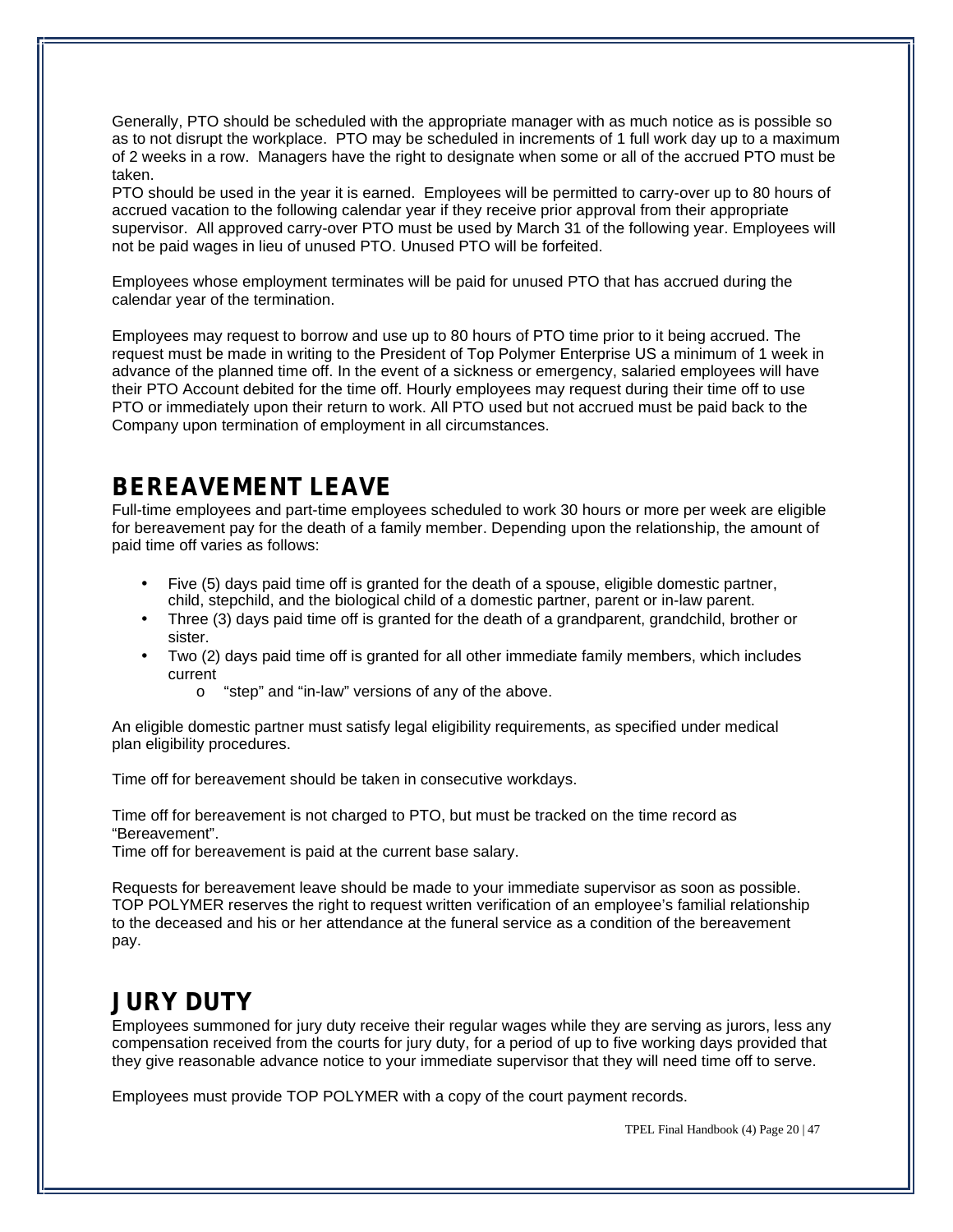Generally, PTO should be scheduled with the appropriate manager with as much notice as is possible so as to not disrupt the workplace. PTO may be scheduled in increments of 1 full work day up to a maximum of 2 weeks in a row. Managers have the right to designate when some or all of the accrued PTO must be taken.

PTO should be used in the year it is earned. Employees will be permitted to carry-over up to 80 hours of accrued vacation to the following calendar year if they receive prior approval from their appropriate supervisor. All approved carry-over PTO must be used by March 31 of the following year. Employees will not be paid wages in lieu of unused PTO. Unused PTO will be forfeited.

Employees whose employment terminates will be paid for unused PTO that has accrued during the calendar year of the termination.

Employees may request to borrow and use up to 80 hours of PTO time prior to it being accrued. The request must be made in writing to the President of Top Polymer Enterprise US a minimum of 1 week in advance of the planned time off. In the event of a sickness or emergency, salaried employees will have their PTO Account debited for the time off. Hourly employees may request during their time off to use PTO or immediately upon their return to work. All PTO used but not accrued must be paid back to the Company upon termination of employment in all circumstances.

## BEREAVEMENT LEAVE

Full-time employees and part-time employees scheduled to work 30 hours or more per week are eligible for bereavement pay for the death of a family member. Depending upon the relationship, the amount of paid time off varies as follows:

- Five (5) days paid time off is granted for the death of a spouse, eligible domestic partner, child, stepchild, and the biological child of a domestic partner, parent or in-law parent.
- Three (3) days paid time off is granted for the death of a grandparent, grandchild, brother or sister.
- Two (2) days paid time off is granted for all other immediate family members, which includes current
    - "step" and "in-law" versions of any of the above.

An eligible domestic partner must satisfy legal eligibility requirements, as specified under medical plan eligibility procedures.

Time off for bereavement should be taken in consecutive workdays.

Time off for bereavement is not charged to PTO, but must be tracked on the time record as "Bereavement".

Time off for bereavement is paid at the current base salary.

Requests for bereavement leave should be made to your immediate supervisor as soon as possible. TOP POLYMER reserves the right to request written verification of an employee's familial relationship to the deceased and his or her attendance at the funeral service as a condition of the bereavement pay.

## JURY DUTY

Employees summoned for jury duty receive their regular wages while they are serving as jurors, less any compensation received from the courts for jury duty, for a period of up to five working days provided that they give reasonable advance notice to your immediate supervisor that they will need time off to serve.

Employees must provide TOP POLYMER with a copy of the court payment records.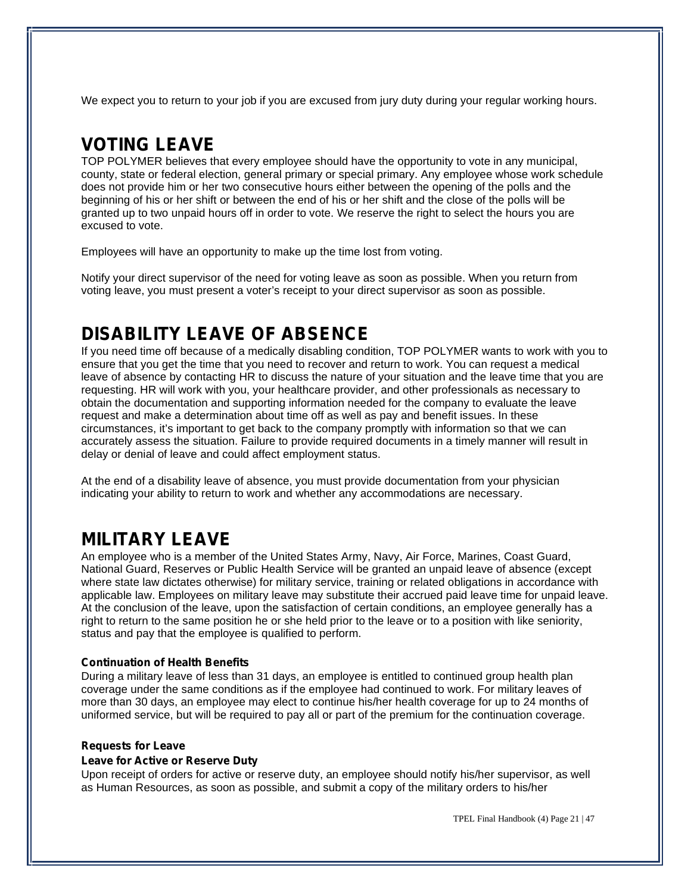We expect you to return to your job if you are excused from jury duty during your regular working hours.

## VOTING LEAVE

TOP POLYMER believes that every employee should have the opportunity to vote in any municipal, county, state or federal election, general primary or special primary. Any employee whose work schedule does not provide him or her two consecutive hours either between the opening of the polls and the beginning of his or her shift or between the end of his or her shift and the close of the polls will be granted up to two unpaid hours off in order to vote. We reserve the right to select the hours you are excused to vote.

Employees will have an opportunity to make up the time lost from voting.

Notify your direct supervisor of the need for voting leave as soon as possible. When you return from voting leave, you must present a voter's receipt to your direct supervisor as soon as possible.

## DISABILITY LEAVE OF ABSENCE

If you need time off because of a medically disabling condition, TOP POLYMER wants to work with you to ensure that you get the time that you need to recover and return to work. You can request a medical leave of absence by contacting HR to discuss the nature of your situation and the leave time that you are requesting. HR will work with you, your healthcare provider, and other professionals as necessary to obtain the documentation and supporting information needed for the company to evaluate the leave request and make a determination about time off as well as pay and benefit issues. In these circumstances, it's important to get back to the company promptly with information so that we can accurately assess the situation. Failure to provide required documents in a timely manner will result in delay or denial of leave and could affect employment status.

At the end of a disability leave of absence, you must provide documentation from your physician indicating your ability to return to work and whether any accommodations are necessary.

## MILITARY LEAVE

An employee who is a member of the United States Army, Navy, Air Force, Marines, Coast Guard, National Guard, Reserves or Public Health Service will be granted an unpaid leave of absence (except where state law dictates otherwise) for military service, training or related obligations in accordance with applicable law. Employees on military leave may substitute their accrued paid leave time for unpaid leave. At the conclusion of the leave, upon the satisfaction of certain conditions, an employee generally has a right to return to the same position he or she held prior to the leave or to a position with like seniority, status and pay that the employee is qualified to perform.

**Continuation of Health Benefits**

During a military leave of less than 31 days, an employee is entitled to continued group health plan coverage under the same conditions as if the employee had continued to work. For military leaves of more than 30 days, an employee may elect to continue his/her health coverage for up to 24 months of uniformed service, but will be required to pay all or part of the premium for the continuation coverage.

**Requests for Leave**

**Leave for Active or Reserve Duty**

Upon receipt of orders for active or reserve duty, an employee should notify his/her supervisor, as well as Human Resources, as soon as possible, and submit a copy of the military orders to his/her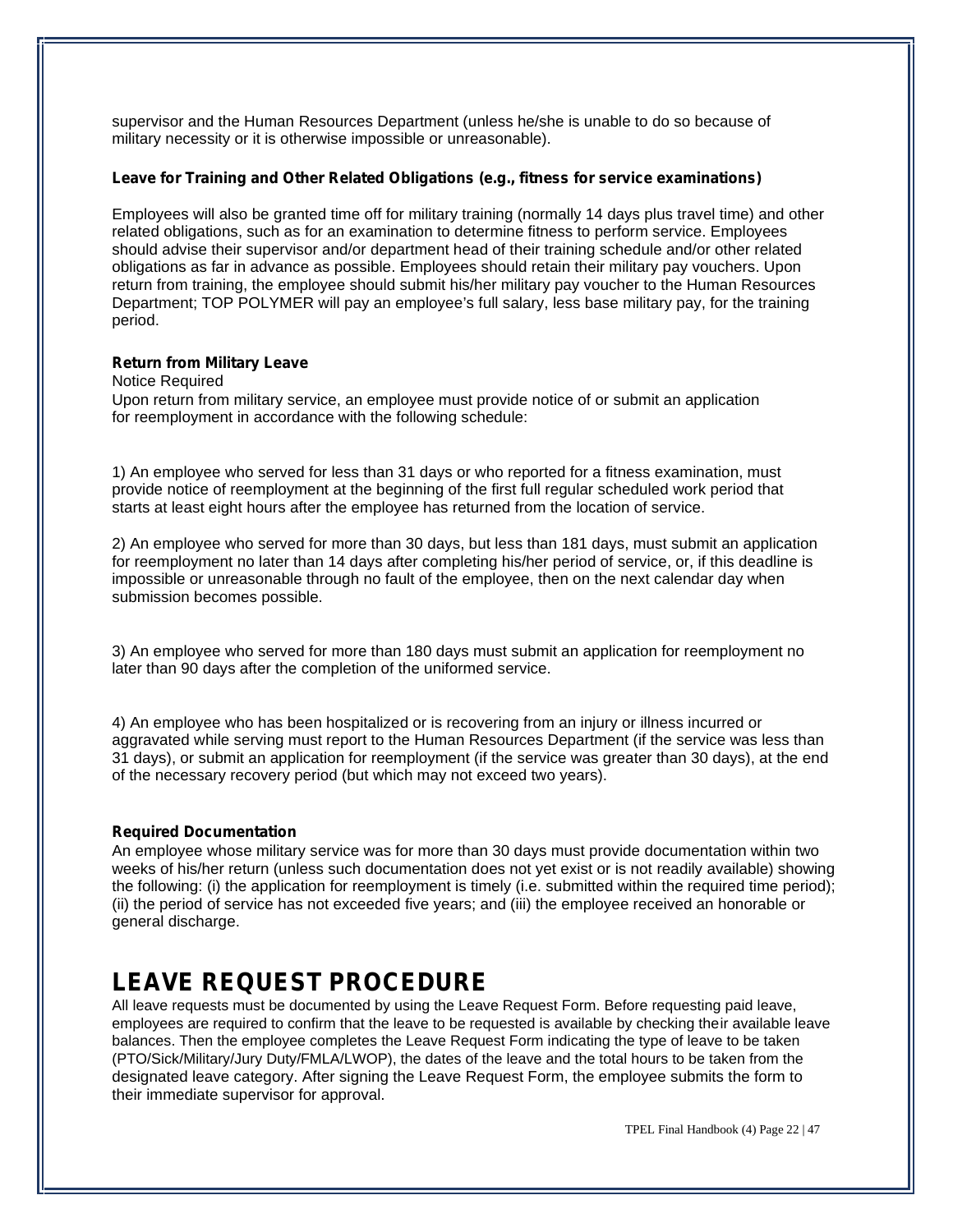supervisor and the Human Resources Department (unless he/she is unable to do so because of military necessity or it is otherwise impossible or unreasonable).

**Leave for Training and Other Related Obligations (e.g., fitness for service examinations)**

Employees will also be granted time off for military training (normally 14 days plus travel time) and other related obligations, such as for an examination to determine fitness to perform service. Employees should advise their supervisor and/or department head of their training schedule and/or other related obligations as far in advance as possible. Employees should retain their military pay vouchers. Upon return from training, the employee should submit his/her military pay voucher to the Human Resources Department; TOP POLYMER will pay an employee's full salary, less base military pay, for the training period.

**Return from Military Leave**

Notice Required

Upon return from military service, an employee must provide notice of or submit an application for reemployment in accordance with the following schedule:

1) An employee who served for less than 31 days or who reported for a fitness examination, must provide notice of reemployment at the beginning of the first full regular scheduled work period that starts at least eight hours after the employee has returned from the location of service.

2) An employee who served for more than 30 days, but less than 181 days, must submit an application for reemployment no later than 14 days after completing his/her period of service, or, if this deadline is impossible or unreasonable through no fault of the employee, then on the next calendar day when submission becomes possible.

3) An employee who served for more than 180 days must submit an application for reemployment no later than 90 days after the completion of the uniformed service.

4) An employee who has been hospitalized or is recovering from an injury or illness incurred or aggravated while serving must report to the Human Resources Department (if the service was less than 31 days), or submit an application for reemployment (if the service was greater than 30 days), at the end of the necessary recovery period (but which may not exceed two years).

**Required Documentation**

An employee whose military service was for more than 30 days must provide documentation within two weeks of his/her return (unless such documentation does not yet exist or is not readily available) showing the following: (i) the application for reemployment is timely (i.e. submitted within the required time period); (ii) the period of service has not exceeded five years; and (iii) the employee received an honorable or general discharge.

# LEAVE REQUEST PROCEDURE

All leave requests must be documented by using the Leave Request Form. Before requesting paid leave, employees are required to confirm that the leave to be requested is available by checking their available leave balances. Then the employee completes the Leave Request Form indicating the type of leave to be taken (PTO/Sick/Military/Jury Duty/FMLA/LWOP), the dates of the leave and the total hours to be taken from the designated leave category. After signing the Leave Request Form, the employee submits the form to their immediate supervisor for approval.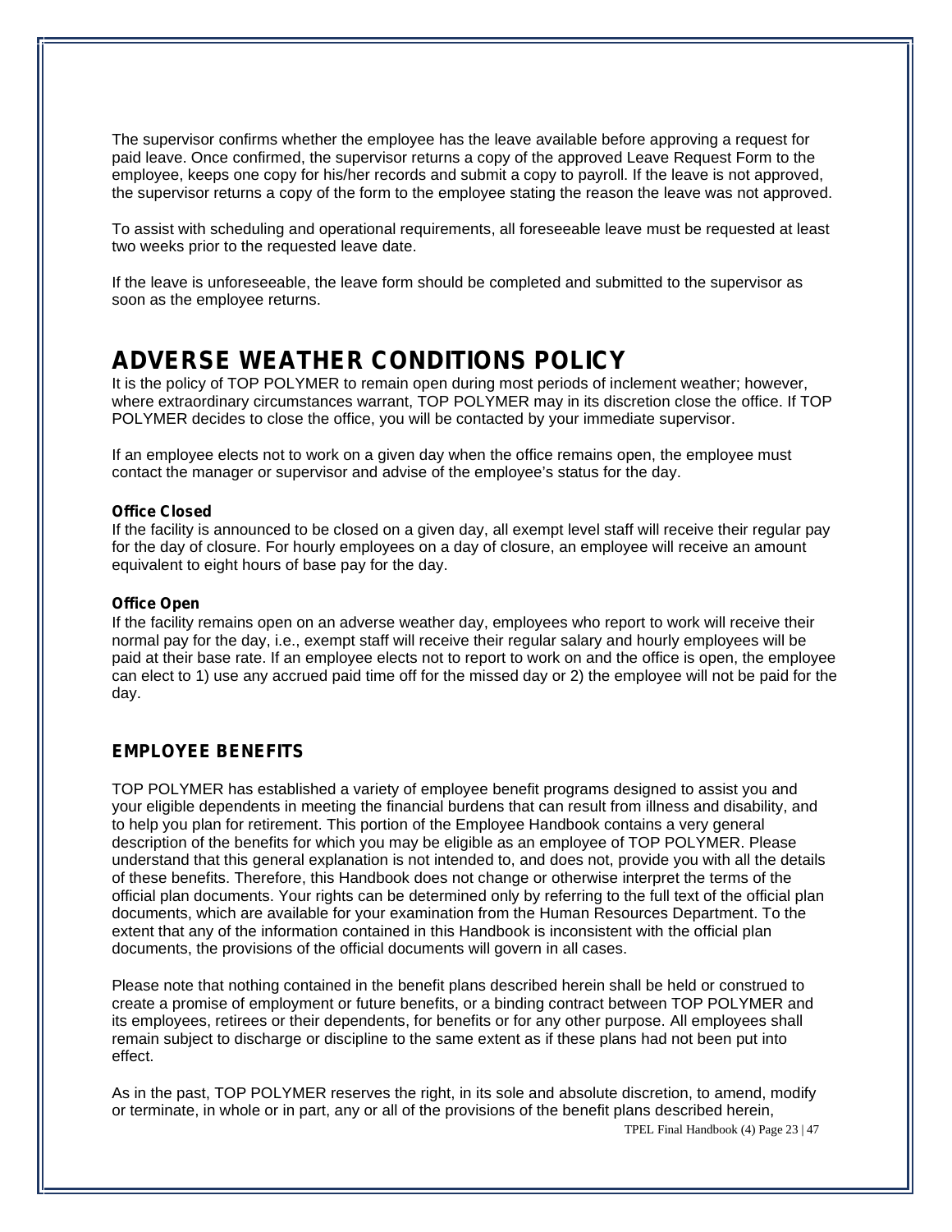The supervisor confirms whether the employee has the leave available before approving a request for paid leave. Once confirmed, the supervisor returns a copy of the approved Leave Request Form to the employee, keeps one copy for his/her records and submit a copy to payroll. If the leave is not approved, the supervisor returns a copy of the form to the employee stating the reason the leave was not approved.

To assist with scheduling and operational requirements, all foreseeable leave must be requested at least two weeks prior to the requested leave date.

If the leave is unforeseeable, the leave form should be completed and submitted to the supervisor as soon as the employee returns.

# ADVERSE WEATHER CONDITIONS POLICY

It is the policy of TOP POLYMER to remain open during most periods of inclement weather; however, where extraordinary circumstances warrant, TOP POLYMER may in its discretion close the office. If TOP POLYMER decides to close the office, you will be contacted by your immediate supervisor.

If an employee elects not to work on a given day when the office remains open, the employee must contact the manager or supervisor and advise of the employee’s status for the day.

**Office Closed**
If the facility is announced to be closed on a given day, all exempt level staff will receive their regular pay for the day of closure. For hourly employees on a day of closure, an employee will receive an amount equivalent to eight hours of base pay for the day.

**Office Open**
If the facility remains open on an adverse weather day, employees who report to work will receive their normal pay for the day, i.e., exempt staff will receive their regular salary and hourly employees will be paid at their base rate. If an employee elects not to report to work on and the office is open, the employee can elect to 1) use any accrued paid time off for the missed day or 2) the employee will not be paid for the day.

## EMPLOYEE BENEFITS

TOP POLYMER has established a variety of employee benefit programs designed to assist you and your eligible dependents in meeting the financial burdens that can result from illness and disability, and to help you plan for retirement. This portion of the Employee Handbook contains a very general description of the benefits for which you may be eligible as an employee of TOP POLYMER. Please understand that this general explanation is not intended to, and does not, provide you with all the details of these benefits. Therefore, this Handbook does not change or otherwise interpret the terms of the official plan documents. Your rights can be determined only by referring to the full text of the official plan documents, which are available for your examination from the Human Resources Department. To the extent that any of the information contained in this Handbook is inconsistent with the official plan documents, the provisions of the official documents will govern in all cases.

Please note that nothing contained in the benefit plans described herein shall be held or construed to create a promise of employment or future benefits, or a binding contract between TOP POLYMER and its employees, retirees or their dependents, for benefits or for any other purpose. All employees shall remain subject to discharge or discipline to the same extent as if these plans had not been put into effect.

As in the past, TOP POLYMER reserves the right, in its sole and absolute discretion, to amend, modify or terminate, in whole or in part, any or all of the provisions of the benefit plans described herein,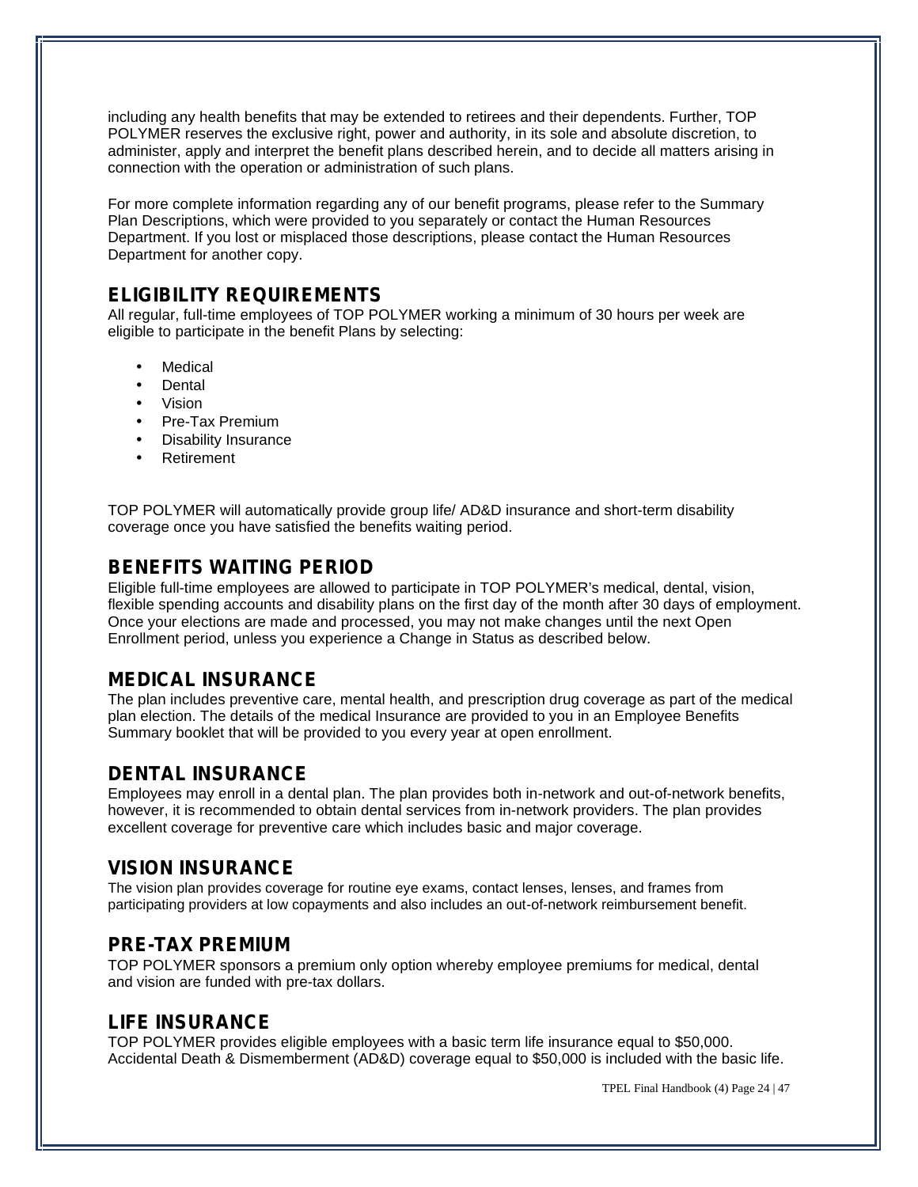including any health benefits that may be extended to retirees and their dependents. Further, TOP POLYMER reserves the exclusive right, power and authority, in its sole and absolute discretion, to administer, apply and interpret the benefit plans described herein, and to decide all matters arising in connection with the operation or administration of such plans.

For more complete information regarding any of our benefit programs, please refer to the Summary Plan Descriptions, which were provided to you separately or contact the Human Resources Department. If you lost or misplaced those descriptions, please contact the Human Resources Department for another copy.

## ELIGIBILITY REQUIREMENTS

All regular, full-time employees of TOP POLYMER working a minimum of 30 hours per week are eligible to participate in the benefit Plans by selecting:

- Medical
- Dental
- Vision
- Pre-Tax Premium
- Disability Insurance
- Retirement

TOP POLYMER will automatically provide group life/ AD&D insurance and short-term disability coverage once you have satisfied the benefits waiting period.

## BENEFITS WAITING PERIOD

Eligible full-time employees are allowed to participate in TOP POLYMER's medical, dental, vision, flexible spending accounts and disability plans on the first day of the month after 30 days of employment. Once your elections are made and processed, you may not make changes until the next Open Enrollment period, unless you experience a Change in Status as described below.

## MEDICAL INSURANCE

The plan includes preventive care, mental health, and prescription drug coverage as part of the medical plan election. The details of the medical Insurance are provided to you in an Employee Benefits Summary booklet that will be provided to you every year at open enrollment.

## DENTAL INSURANCE

Employees may enroll in a dental plan. The plan provides both in-network and out-of-network benefits, however, it is recommended to obtain dental services from in-network providers. The plan provides excellent coverage for preventive care which includes basic and major coverage.

## VISION INSURANCE

The vision plan provides coverage for routine eye exams, contact lenses, lenses, and frames from participating providers at low copayments and also includes an out-of-network reimbursement benefit.

## PRE-TAX PREMIUM

TOP POLYMER sponsors a premium only option whereby employee premiums for medical, dental and vision are funded with pre-tax dollars.

## LIFE INSURANCE

TOP POLYMER provides eligible employees with a basic term life insurance equal to $50,000. Accidental Death & Dismemberment (AD&D) coverage equal to $50,000 is included with the basic life.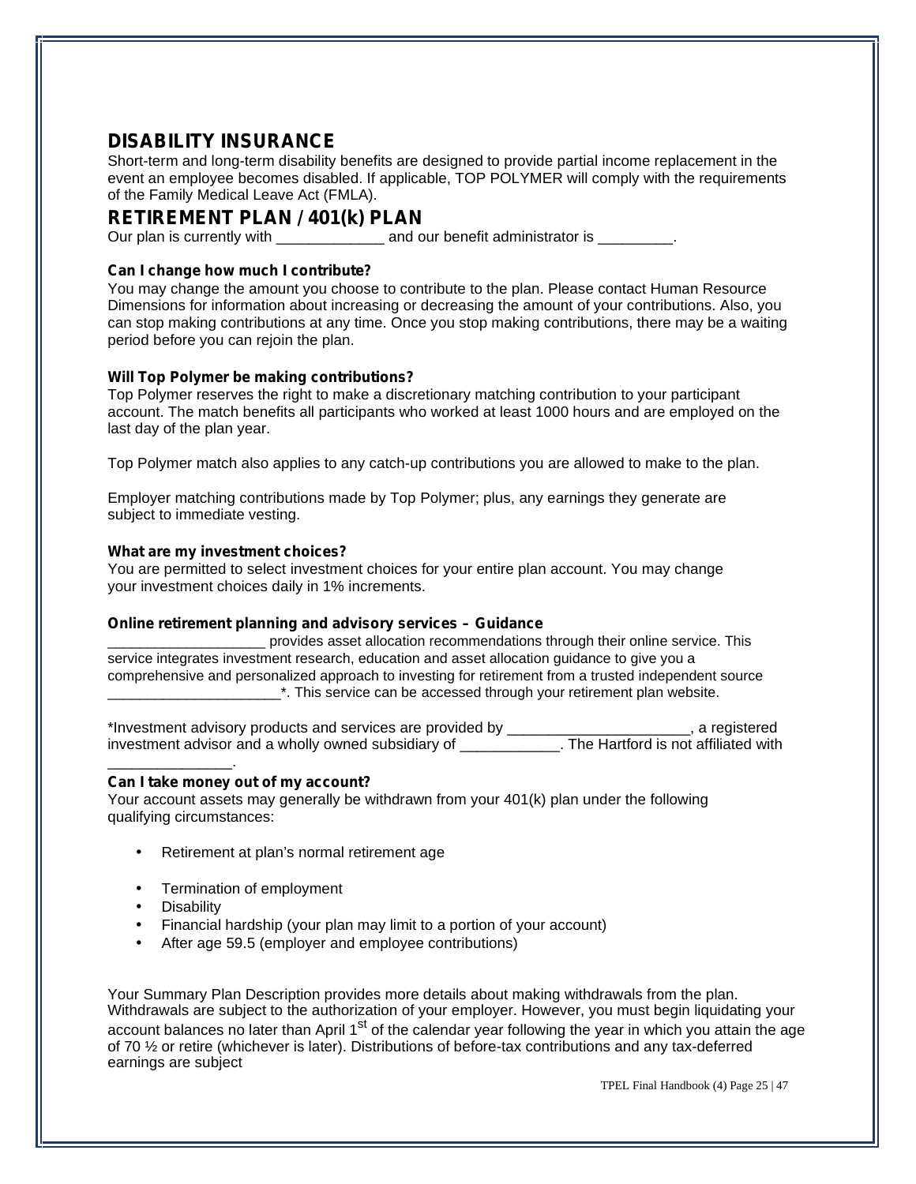## DISABILITY INSURANCE

Short-term and long-term disability benefits are designed to provide partial income replacement in the event an employee becomes disabled. If applicable, TOP POLYMER will comply with the requirements of the Family Medical Leave Act (FMLA).

## RETIREMENT PLAN / 401(k) PLAN

Our plan is currently with _____________ and our benefit administrator is _________.

**Can I change how much I contribute?**

You may change the amount you choose to contribute to the plan. Please contact Human Resource Dimensions for information about increasing or decreasing the amount of your contributions. Also, you can stop making contributions at any time. Once you stop making contributions, there may be a waiting period before you can rejoin the plan.

**Will Top Polymer be making contributions?**

Top Polymer reserves the right to make a discretionary matching contribution to your participant account. The match benefits all participants who worked at least 1000 hours and are employed on the last day of the plan year.

Top Polymer match also applies to any catch-up contributions you are allowed to make to the plan.

Employer matching contributions made by Top Polymer; plus, any earnings they generate are subject to immediate vesting.

**What are my investment choices?**

You are permitted to select investment choices for your entire plan account. You may change your investment choices daily in 1% increments.

**Online retirement planning and advisory services – Guidance**

___________________ provides asset allocation recommendations through their online service. This service integrates investment research, education and asset allocation guidance to give you a comprehensive and personalized approach to investing for retirement from a trusted independent source _____________________*. This service can be accessed through your retirement plan website.

*Investment advisory products and services are provided by ______________________, a registered investment advisor and a wholly owned subsidiary of ____________. The Hartford is not affiliated with _______________.

**Can I take money out of my account?**

Your account assets may generally be withdrawn from your 401(k) plan under the following qualifying circumstances:

- Retirement at plan's normal retirement age
- Termination of employment
- Disability
- Financial hardship (your plan may limit to a portion of your account)
- After age 59.5 (employer and employee contributions)

Your Summary Plan Description provides more details about making withdrawals from the plan. Withdrawals are subject to the authorization of your employer. However, you must begin liquidating your account balances no later than April 1st of the calendar year following the year in which you attain the age of 70 ½ or retire (whichever is later). Distributions of before-tax contributions and any tax-deferred earnings are subject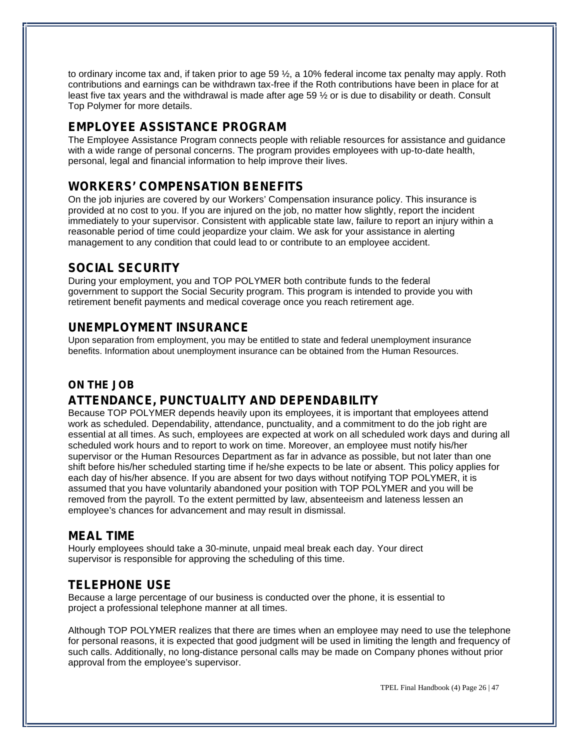to ordinary income tax and, if taken prior to age 59 ½, a 10% federal income tax penalty may apply. Roth contributions and earnings can be withdrawn tax-free if the Roth contributions have been in place for at least five tax years and the withdrawal is made after age 59 ½ or is due to disability or death. Consult Top Polymer for more details.

## EMPLOYEE ASSISTANCE PROGRAM

The Employee Assistance Program connects people with reliable resources for assistance and guidance with a wide range of personal concerns. The program provides employees with up-to-date health, personal, legal and financial information to help improve their lives.

## WORKERS' COMPENSATION BENEFITS

On the job injuries are covered by our Workers' Compensation insurance policy. This insurance is provided at no cost to you. If you are injured on the job, no matter how slightly, report the incident immediately to your supervisor. Consistent with applicable state law, failure to report an injury within a reasonable period of time could jeopardize your claim. We ask for your assistance in alerting management to any condition that could lead to or contribute to an employee accident.

## SOCIAL SECURITY

During your employment, you and TOP POLYMER both contribute funds to the federal government to support the Social Security program. This program is intended to provide you with retirement benefit payments and medical coverage once you reach retirement age.

## UNEMPLOYMENT INSURANCE

Upon separation from employment, you may be entitled to state and federal unemployment insurance benefits. Information about unemployment insurance can be obtained from the Human Resources.

### ON THE JOB

## ATTENDANCE, PUNCTUALITY AND DEPENDABILITY

Because TOP POLYMER depends heavily upon its employees, it is important that employees attend work as scheduled. Dependability, attendance, punctuality, and a commitment to do the job right are essential at all times. As such, employees are expected at work on all scheduled work days and during all scheduled work hours and to report to work on time. Moreover, an employee must notify his/her supervisor or the Human Resources Department as far in advance as possible, but not later than one shift before his/her scheduled starting time if he/she expects to be late or absent. This policy applies for each day of his/her absence. If you are absent for two days without notifying TOP POLYMER, it is assumed that you have voluntarily abandoned your position with TOP POLYMER and you will be removed from the payroll. To the extent permitted by law, absenteeism and lateness lessen an employee's chances for advancement and may result in dismissal.

## MEAL TIME

Hourly employees should take a 30-minute, unpaid meal break each day. Your direct supervisor is responsible for approving the scheduling of this time.

## TELEPHONE USE

Because a large percentage of our business is conducted over the phone, it is essential to project a professional telephone manner at all times.

Although TOP POLYMER realizes that there are times when an employee may need to use the telephone for personal reasons, it is expected that good judgment will be used in limiting the length and frequency of such calls. Additionally, no long-distance personal calls may be made on Company phones without prior approval from the employee's supervisor.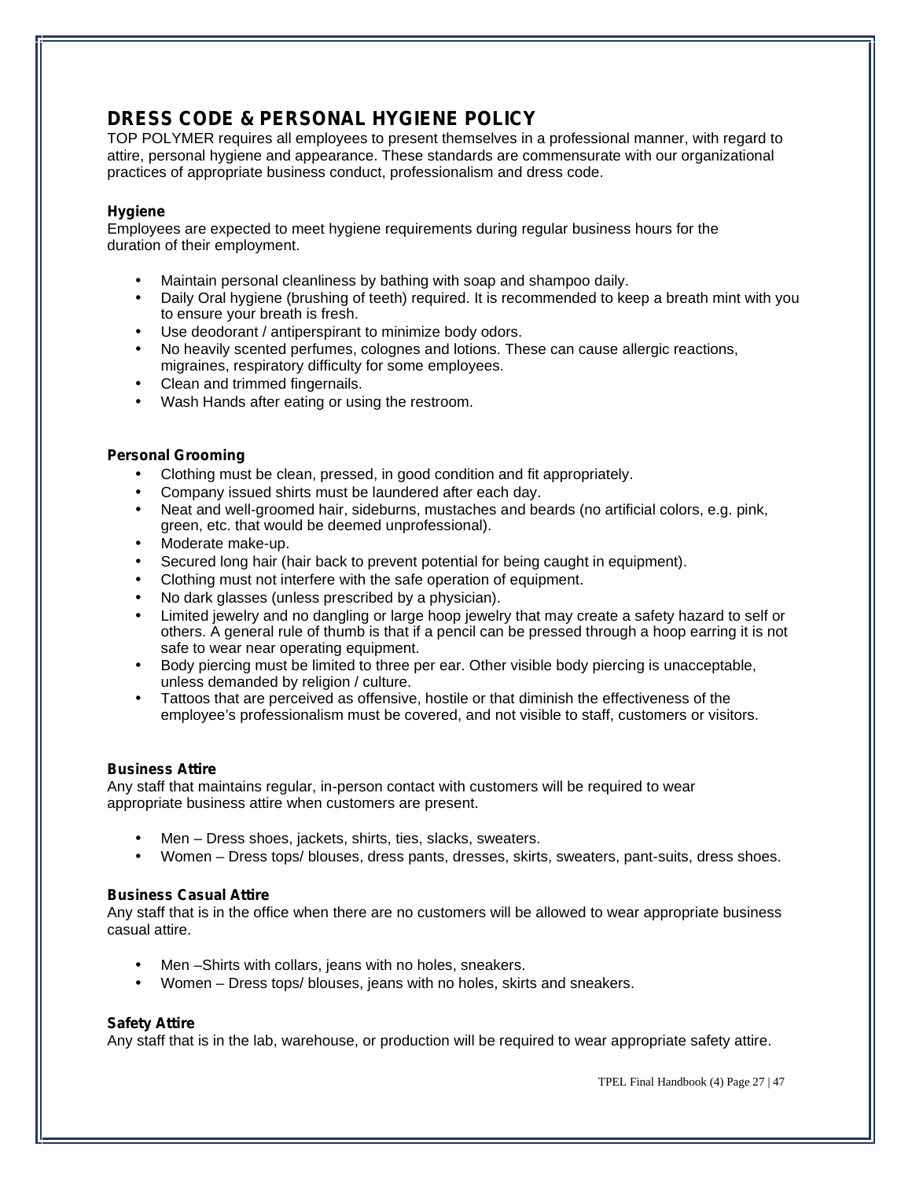## DRESS CODE & PERSONAL HYGIENE POLICY

TOP POLYMER requires all employees to present themselves in a professional manner, with regard to attire, personal hygiene and appearance. These standards are commensurate with our organizational practices of appropriate business conduct, professionalism and dress code.

### Hygiene

Employees are expected to meet hygiene requirements during regular business hours for the duration of their employment.

- Maintain personal cleanliness by bathing with soap and shampoo daily.
- Daily Oral hygiene (brushing of teeth) required. It is recommended to keep a breath mint with you to ensure your breath is fresh.
- Use deodorant / antiperspirant to minimize body odors.
- No heavily scented perfumes, colognes and lotions. These can cause allergic reactions, migraines, respiratory difficulty for some employees.
- Clean and trimmed fingernails.
- Wash Hands after eating or using the restroom.

### Personal Grooming

- Clothing must be clean, pressed, in good condition and fit appropriately.
- Company issued shirts must be laundered after each day.
- Neat and well-groomed hair, sideburns, mustaches and beards (no artificial colors, e.g. pink, green, etc. that would be deemed unprofessional).
- Moderate make-up.
- Secured long hair (hair back to prevent potential for being caught in equipment).
- Clothing must not interfere with the safe operation of equipment.
- No dark glasses (unless prescribed by a physician).
- Limited jewelry and no dangling or large hoop jewelry that may create a safety hazard to self or others. A general rule of thumb is that if a pencil can be pressed through a hoop earring it is not safe to wear near operating equipment.
- Body piercing must be limited to three per ear. Other visible body piercing is unacceptable, unless demanded by religion / culture.
- Tattoos that are perceived as offensive, hostile or that diminish the effectiveness of the employee's professionalism must be covered, and not visible to staff, customers or visitors.

### Business Attire

Any staff that maintains regular, in-person contact with customers will be required to wear appropriate business attire when customers are present.

- Men – Dress shoes, jackets, shirts, ties, slacks, sweaters.
- Women – Dress tops/ blouses, dress pants, dresses, skirts, sweaters, pant-suits, dress shoes.

### Business Casual Attire

Any staff that is in the office when there are no customers will be allowed to wear appropriate business casual attire.

- Men –Shirts with collars, jeans with no holes, sneakers.
- Women – Dress tops/ blouses, jeans with no holes, skirts and sneakers.

### Safety Attire

Any staff that is in the lab, warehouse, or production will be required to wear appropriate safety attire.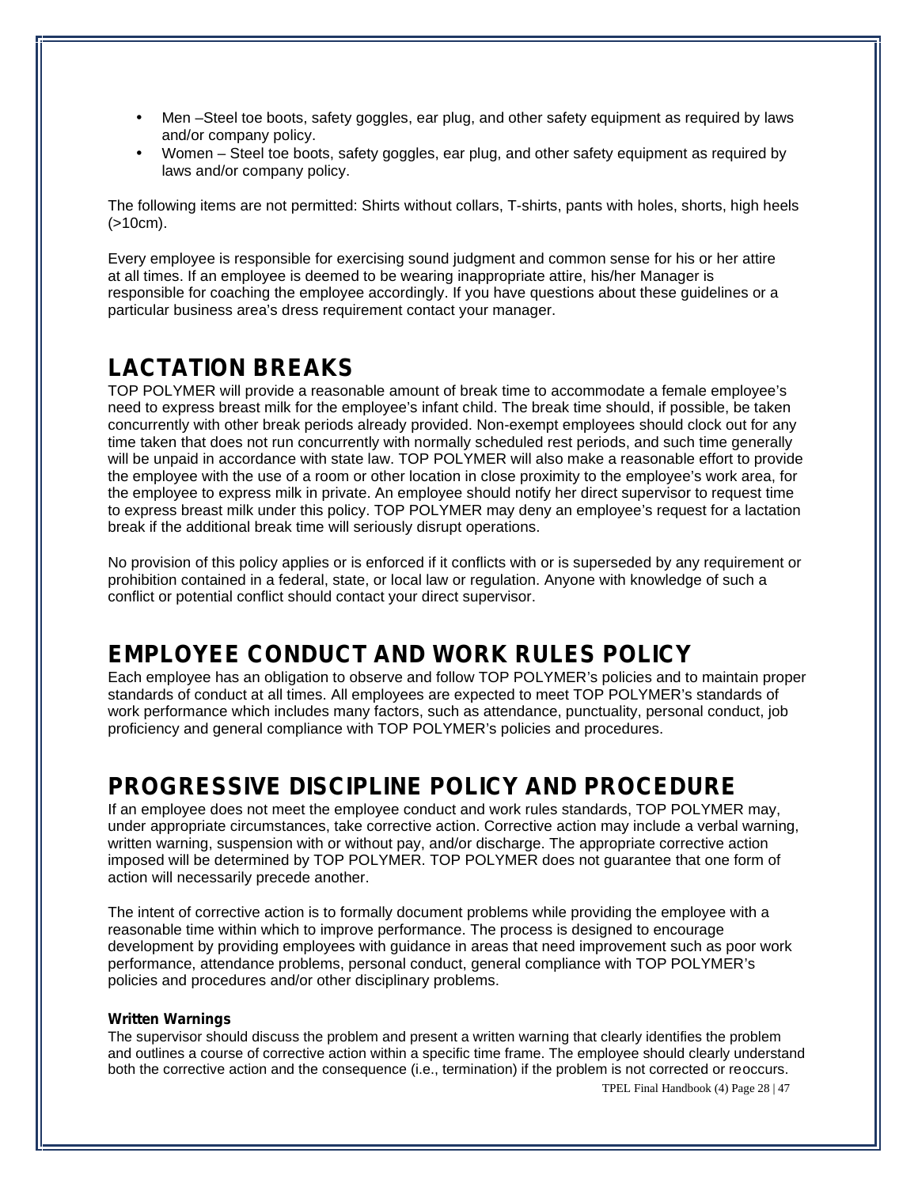- Men –Steel toe boots, safety goggles, ear plug, and other safety equipment as required by laws and/or company policy.
- Women – Steel toe boots, safety goggles, ear plug, and other safety equipment as required by laws and/or company policy.

The following items are not permitted: Shirts without collars, T-shirts, pants with holes, shorts, high heels (>10cm).

Every employee is responsible for exercising sound judgment and common sense for his or her attire at all times. If an employee is deemed to be wearing inappropriate attire, his/her Manager is responsible for coaching the employee accordingly. If you have questions about these guidelines or a particular business area's dress requirement contact your manager.

## LACTATION BREAKS

TOP POLYMER will provide a reasonable amount of break time to accommodate a female employee's need to express breast milk for the employee's infant child. The break time should, if possible, be taken concurrently with other break periods already provided. Non-exempt employees should clock out for any time taken that does not run concurrently with normally scheduled rest periods, and such time generally will be unpaid in accordance with state law. TOP POLYMER will also make a reasonable effort to provide the employee with the use of a room or other location in close proximity to the employee's work area, for the employee to express milk in private. An employee should notify her direct supervisor to request time to express breast milk under this policy. TOP POLYMER may deny an employee's request for a lactation break if the additional break time will seriously disrupt operations.

No provision of this policy applies or is enforced if it conflicts with or is superseded by any requirement or prohibition contained in a federal, state, or local law or regulation. Anyone with knowledge of such a conflict or potential conflict should contact your direct supervisor.

## EMPLOYEE CONDUCT AND WORK RULES POLICY

Each employee has an obligation to observe and follow TOP POLYMER's policies and to maintain proper standards of conduct at all times. All employees are expected to meet TOP POLYMER's standards of work performance which includes many factors, such as attendance, punctuality, personal conduct, job proficiency and general compliance with TOP POLYMER's policies and procedures.

## PROGRESSIVE DISCIPLINE POLICY AND PROCEDURE

If an employee does not meet the employee conduct and work rules standards, TOP POLYMER may, under appropriate circumstances, take corrective action. Corrective action may include a verbal warning, written warning, suspension with or without pay, and/or discharge. The appropriate corrective action imposed will be determined by TOP POLYMER. TOP POLYMER does not guarantee that one form of action will necessarily precede another.

The intent of corrective action is to formally document problems while providing the employee with a reasonable time within which to improve performance. The process is designed to encourage development by providing employees with guidance in areas that need improvement such as poor work performance, attendance problems, personal conduct, general compliance with TOP POLYMER's policies and procedures and/or other disciplinary problems.

**Written Warnings**

The supervisor should discuss the problem and present a written warning that clearly identifies the problem and outlines a course of corrective action within a specific time frame. The employee should clearly understand both the corrective action and the consequence (i.e., termination) if the problem is not corrected or reoccurs.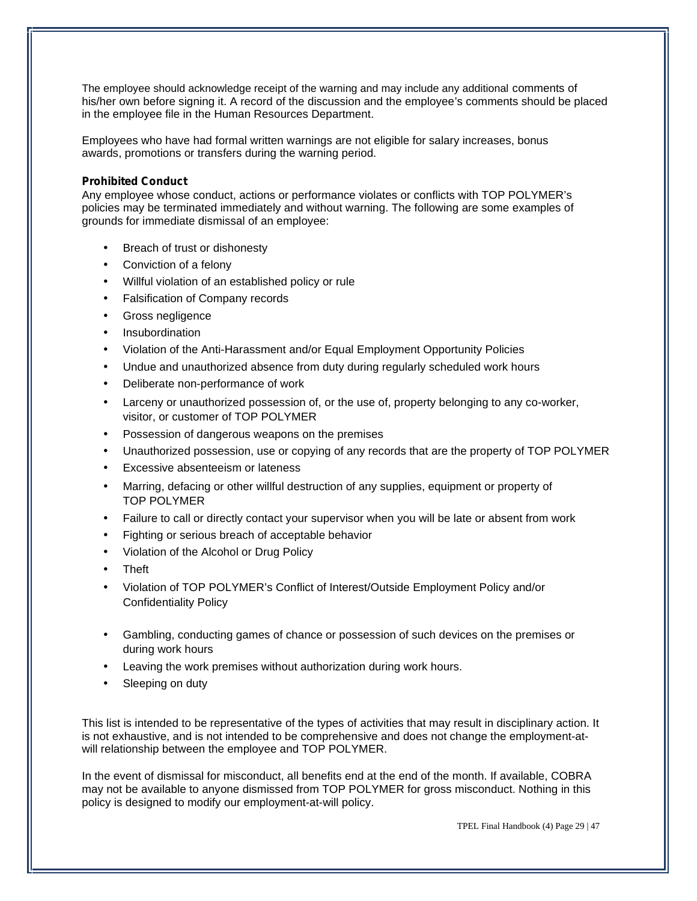The employee should acknowledge receipt of the warning and may include any additional comments of his/her own before signing it. A record of the discussion and the employee's comments should be placed in the employee file in the Human Resources Department.

Employees who have had formal written warnings are not eligible for salary increases, bonus awards, promotions or transfers during the warning period.

**Prohibited Conduct**

Any employee whose conduct, actions or performance violates or conflicts with TOP POLYMER's policies may be terminated immediately and without warning. The following are some examples of grounds for immediate dismissal of an employee:

- Breach of trust or dishonesty
- Conviction of a felony
- Willful violation of an established policy or rule
- Falsification of Company records
- Gross negligence
- Insubordination
- Violation of the Anti-Harassment and/or Equal Employment Opportunity Policies
- Undue and unauthorized absence from duty during regularly scheduled work hours
- Deliberate non-performance of work
- Larceny or unauthorized possession of, or the use of, property belonging to any co-worker, visitor, or customer of TOP POLYMER
- Possession of dangerous weapons on the premises
- Unauthorized possession, use or copying of any records that are the property of TOP POLYMER
- Excessive absenteeism or lateness
- Marring, defacing or other willful destruction of any supplies, equipment or property of TOP POLYMER
- Failure to call or directly contact your supervisor when you will be late or absent from work
- Fighting or serious breach of acceptable behavior
- Violation of the Alcohol or Drug Policy
- Theft
- Violation of TOP POLYMER's Conflict of Interest/Outside Employment Policy and/or Confidentiality Policy
- Gambling, conducting games of chance or possession of such devices on the premises or during work hours
- Leaving the work premises without authorization during work hours.
- Sleeping on duty

This list is intended to be representative of the types of activities that may result in disciplinary action. It is not exhaustive, and is not intended to be comprehensive and does not change the employment-at-will relationship between the employee and TOP POLYMER.

In the event of dismissal for misconduct, all benefits end at the end of the month. If available, COBRA may not be available to anyone dismissed from TOP POLYMER for gross misconduct. Nothing in this policy is designed to modify our employment-at-will policy.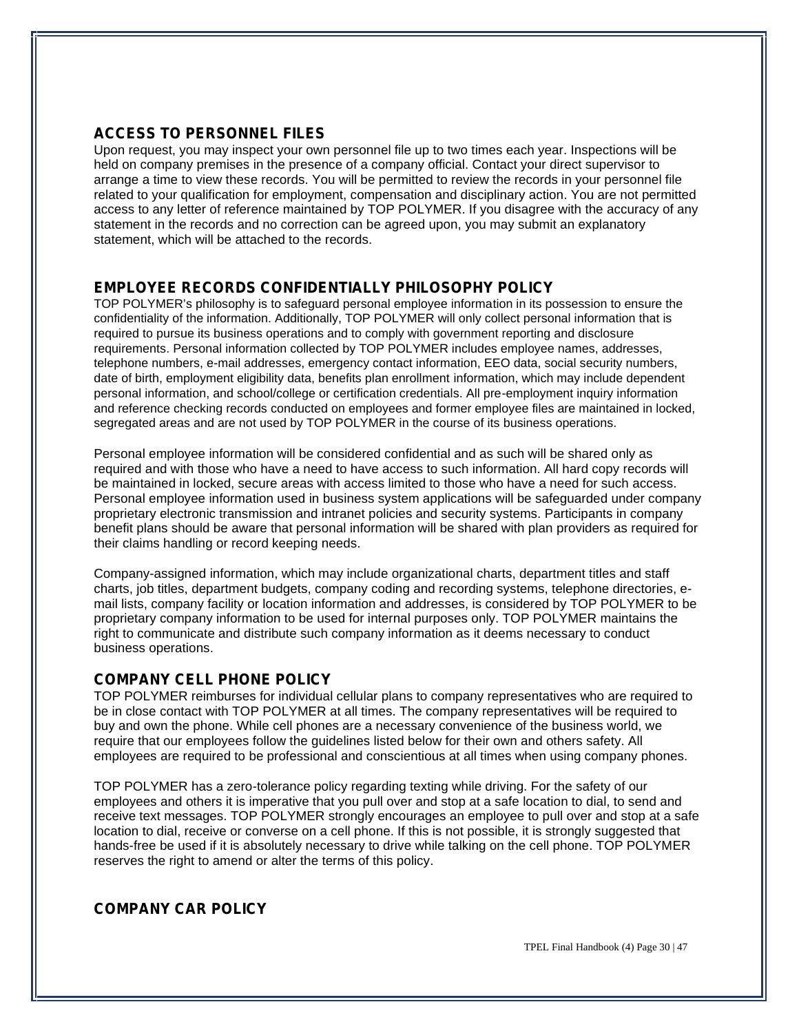## ACCESS TO PERSONNEL FILES

Upon request, you may inspect your own personnel file up to two times each year. Inspections will be held on company premises in the presence of a company official. Contact your direct supervisor to arrange a time to view these records. You will be permitted to review the records in your personnel file related to your qualification for employment, compensation and disciplinary action. You are not permitted access to any letter of reference maintained by TOP POLYMER. If you disagree with the accuracy of any statement in the records and no correction can be agreed upon, you may submit an explanatory statement, which will be attached to the records.

## EMPLOYEE RECORDS CONFIDENTIALLY PHILOSOPHY POLICY

TOP POLYMER's philosophy is to safeguard personal employee information in its possession to ensure the confidentiality of the information. Additionally, TOP POLYMER will only collect personal information that is required to pursue its business operations and to comply with government reporting and disclosure requirements. Personal information collected by TOP POLYMER includes employee names, addresses, telephone numbers, e-mail addresses, emergency contact information, EEO data, social security numbers, date of birth, employment eligibility data, benefits plan enrollment information, which may include dependent personal information, and school/college or certification credentials. All pre-employment inquiry information and reference checking records conducted on employees and former employee files are maintained in locked, segregated areas and are not used by TOP POLYMER in the course of its business operations.

Personal employee information will be considered confidential and as such will be shared only as required and with those who have a need to have access to such information. All hard copy records will be maintained in locked, secure areas with access limited to those who have a need for such access. Personal employee information used in business system applications will be safeguarded under company proprietary electronic transmission and intranet policies and security systems. Participants in company benefit plans should be aware that personal information will be shared with plan providers as required for their claims handling or record keeping needs.

Company-assigned information, which may include organizational charts, department titles and staff charts, job titles, department budgets, company coding and recording systems, telephone directories, e-mail lists, company facility or location information and addresses, is considered by TOP POLYMER to be proprietary company information to be used for internal purposes only. TOP POLYMER maintains the right to communicate and distribute such company information as it deems necessary to conduct business operations.

## COMPANY CELL PHONE POLICY

TOP POLYMER reimburses for individual cellular plans to company representatives who are required to be in close contact with TOP POLYMER at all times. The company representatives will be required to buy and own the phone. While cell phones are a necessary convenience of the business world, we require that our employees follow the guidelines listed below for their own and others safety. All employees are required to be professional and conscientious at all times when using company phones.

TOP POLYMER has a zero-tolerance policy regarding texting while driving. For the safety of our employees and others it is imperative that you pull over and stop at a safe location to dial, to send and receive text messages. TOP POLYMER strongly encourages an employee to pull over and stop at a safe location to dial, receive or converse on a cell phone. If this is not possible, it is strongly suggested that hands-free be used if it is absolutely necessary to drive while talking on the cell phone. TOP POLYMER reserves the right to amend or alter the terms of this policy.

## COMPANY CAR POLICY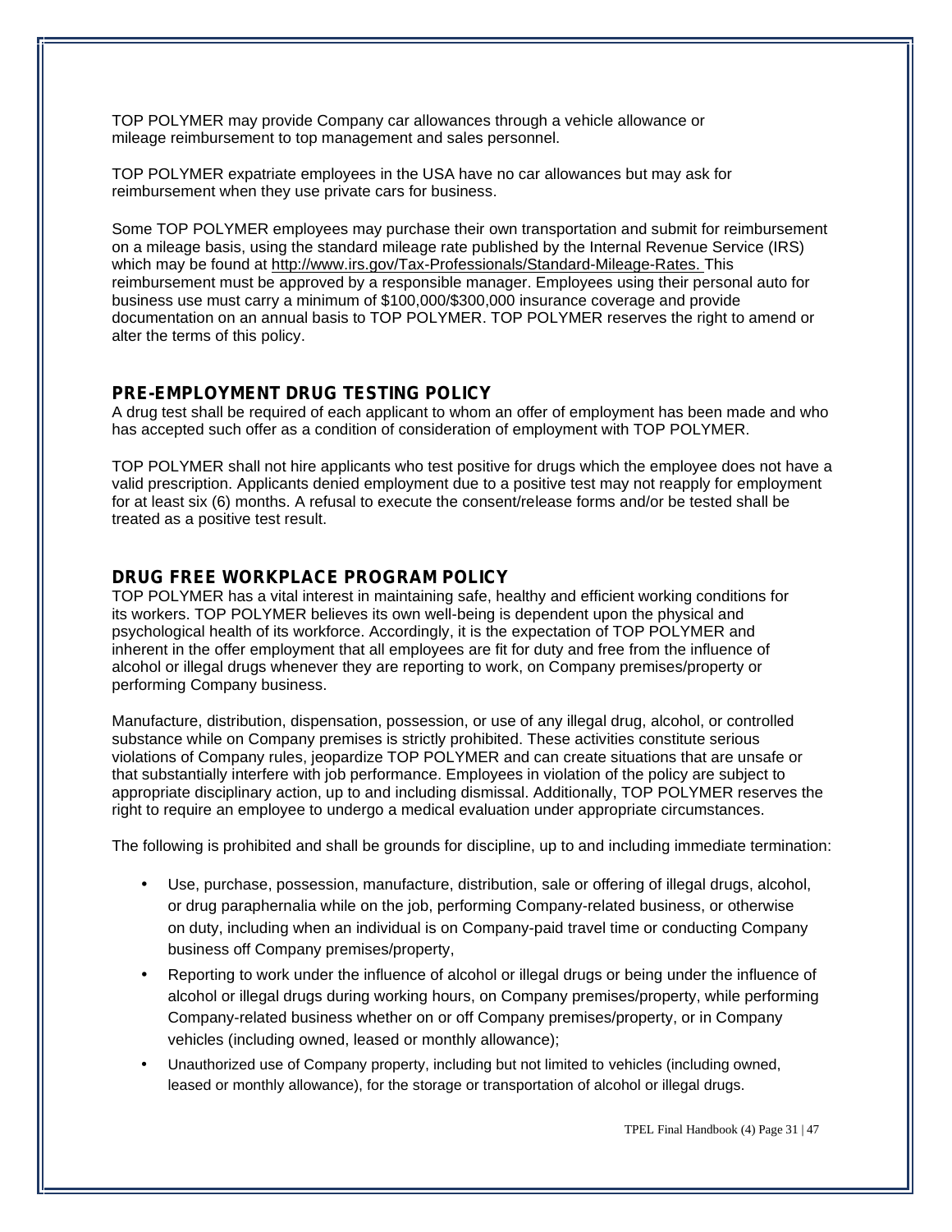TOP POLYMER may provide Company car allowances through a vehicle allowance or mileage reimbursement to top management and sales personnel.

TOP POLYMER expatriate employees in the USA have no car allowances but may ask for reimbursement when they use private cars for business.

Some TOP POLYMER employees may purchase their own transportation and submit for reimbursement on a mileage basis, using the standard mileage rate published by the Internal Revenue Service (IRS) which may be found at http://www.irs.gov/Tax-Professionals/Standard-Mileage-Rates. This reimbursement must be approved by a responsible manager. Employees using their personal auto for business use must carry a minimum of $100,000/$300,000 insurance coverage and provide documentation on an annual basis to TOP POLYMER. TOP POLYMER reserves the right to amend or alter the terms of this policy.

## PRE-EMPLOYMENT DRUG TESTING POLICY

A drug test shall be required of each applicant to whom an offer of employment has been made and who has accepted such offer as a condition of consideration of employment with TOP POLYMER.

TOP POLYMER shall not hire applicants who test positive for drugs which the employee does not have a valid prescription. Applicants denied employment due to a positive test may not reapply for employment for at least six (6) months. A refusal to execute the consent/release forms and/or be tested shall be treated as a positive test result.

## DRUG FREE WORKPLACE PROGRAM POLICY

TOP POLYMER has a vital interest in maintaining safe, healthy and efficient working conditions for its workers. TOP POLYMER believes its own well-being is dependent upon the physical and psychological health of its workforce. Accordingly, it is the expectation of TOP POLYMER and inherent in the offer employment that all employees are fit for duty and free from the influence of alcohol or illegal drugs whenever they are reporting to work, on Company premises/property or performing Company business.

Manufacture, distribution, dispensation, possession, or use of any illegal drug, alcohol, or controlled substance while on Company premises is strictly prohibited. These activities constitute serious violations of Company rules, jeopardize TOP POLYMER and can create situations that are unsafe or that substantially interfere with job performance. Employees in violation of the policy are subject to appropriate disciplinary action, up to and including dismissal. Additionally, TOP POLYMER reserves the right to require an employee to undergo a medical evaluation under appropriate circumstances.

The following is prohibited and shall be grounds for discipline, up to and including immediate termination:

- Use, purchase, possession, manufacture, distribution, sale or offering of illegal drugs, alcohol, or drug paraphernalia while on the job, performing Company-related business, or otherwise on duty, including when an individual is on Company-paid travel time or conducting Company business off Company premises/property,
- Reporting to work under the influence of alcohol or illegal drugs or being under the influence of alcohol or illegal drugs during working hours, on Company premises/property, while performing Company-related business whether on or off Company premises/property, or in Company vehicles (including owned, leased or monthly allowance);
- Unauthorized use of Company property, including but not limited to vehicles (including owned, leased or monthly allowance), for the storage or transportation of alcohol or illegal drugs.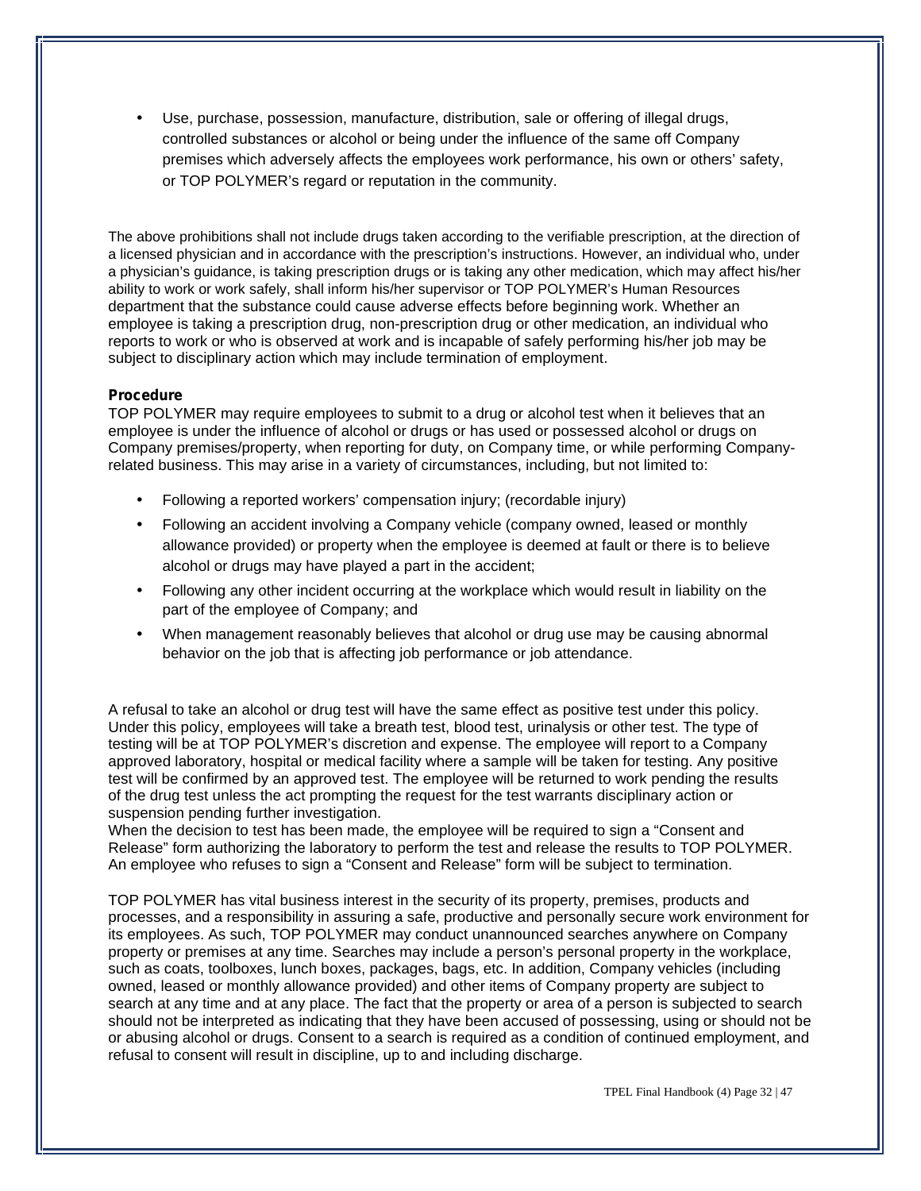- Use, purchase, possession, manufacture, distribution, sale or offering of illegal drugs, controlled substances or alcohol or being under the influence of the same off Company premises which adversely affects the employees work performance, his own or others' safety, or TOP POLYMER's regard or reputation in the community.

The above prohibitions shall not include drugs taken according to the verifiable prescription, at the direction of a licensed physician and in accordance with the prescription's instructions. However, an individual who, under a physician's guidance, is taking prescription drugs or is taking any other medication, which may affect his/her ability to work or work safely, shall inform his/her supervisor or TOP POLYMER's Human Resources department that the substance could cause adverse effects before beginning work. Whether an employee is taking a prescription drug, non-prescription drug or other medication, an individual who reports to work or who is observed at work and is incapable of safely performing his/her job may be subject to disciplinary action which may include termination of employment.

**Procedure**

TOP POLYMER may require employees to submit to a drug or alcohol test when it believes that an employee is under the influence of alcohol or drugs or has used or possessed alcohol or drugs on Company premises/property, when reporting for duty, on Company time, or while performing Company-related business. This may arise in a variety of circumstances, including, but not limited to:

- Following a reported workers' compensation injury; (recordable injury)
- Following an accident involving a Company vehicle (company owned, leased or monthly allowance provided) or property when the employee is deemed at fault or there is to believe alcohol or drugs may have played a part in the accident;
- Following any other incident occurring at the workplace which would result in liability on the part of the employee of Company; and
- When management reasonably believes that alcohol or drug use may be causing abnormal behavior on the job that is affecting job performance or job attendance.

A refusal to take an alcohol or drug test will have the same effect as positive test under this policy. Under this policy, employees will take a breath test, blood test, urinalysis or other test. The type of testing will be at TOP POLYMER's discretion and expense. The employee will report to a Company approved laboratory, hospital or medical facility where a sample will be taken for testing. Any positive test will be confirmed by an approved test. The employee will be returned to work pending the results of the drug test unless the act prompting the request for the test warrants disciplinary action or suspension pending further investigation.
When the decision to test has been made, the employee will be required to sign a "Consent and Release" form authorizing the laboratory to perform the test and release the results to TOP POLYMER. An employee who refuses to sign a "Consent and Release" form will be subject to termination.

TOP POLYMER has vital business interest in the security of its property, premises, products and processes, and a responsibility in assuring a safe, productive and personally secure work environment for its employees. As such, TOP POLYMER may conduct unannounced searches anywhere on Company property or premises at any time. Searches may include a person's personal property in the workplace, such as coats, toolboxes, lunch boxes, packages, bags, etc. In addition, Company vehicles (including owned, leased or monthly allowance provided) and other items of Company property are subject to search at any time and at any place. The fact that the property or area of a person is subjected to search should not be interpreted as indicating that they have been accused of possessing, using or should not be or abusing alcohol or drugs. Consent to a search is required as a condition of continued employment, and refusal to consent will result in discipline, up to and including discharge.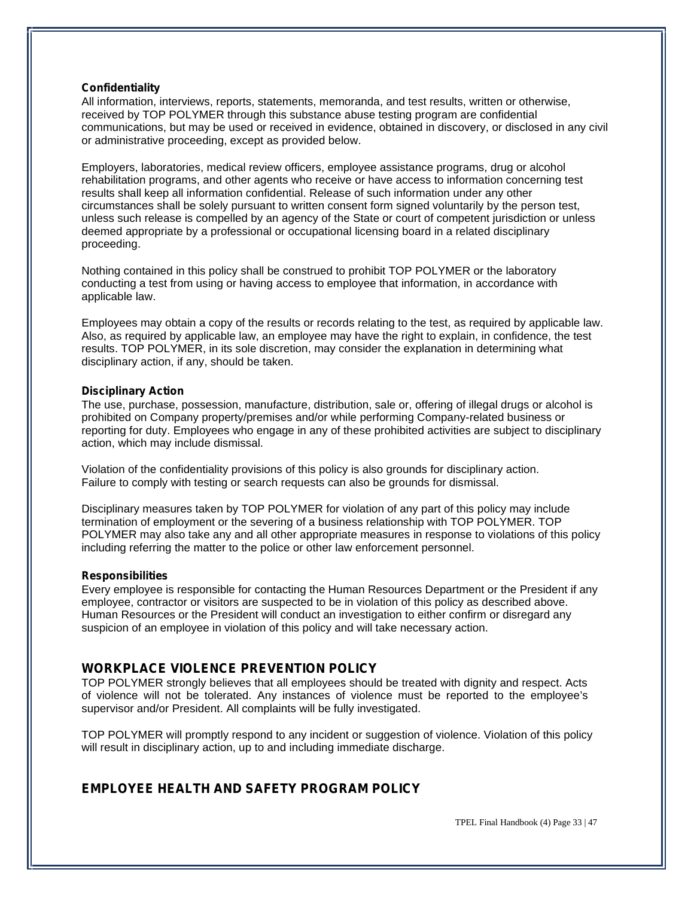### Confidentiality

All information, interviews, reports, statements, memoranda, and test results, written or otherwise, received by TOP POLYMER through this substance abuse testing program are confidential communications, but may be used or received in evidence, obtained in discovery, or disclosed in any civil or administrative proceeding, except as provided below.

Employers, laboratories, medical review officers, employee assistance programs, drug or alcohol rehabilitation programs, and other agents who receive or have access to information concerning test results shall keep all information confidential. Release of such information under any other circumstances shall be solely pursuant to written consent form signed voluntarily by the person test, unless such release is compelled by an agency of the State or court of competent jurisdiction or unless deemed appropriate by a professional or occupational licensing board in a related disciplinary proceeding.

Nothing contained in this policy shall be construed to prohibit TOP POLYMER or the laboratory conducting a test from using or having access to employee that information, in accordance with applicable law.

Employees may obtain a copy of the results or records relating to the test, as required by applicable law. Also, as required by applicable law, an employee may have the right to explain, in confidence, the test results. TOP POLYMER, in its sole discretion, may consider the explanation in determining what disciplinary action, if any, should be taken.

### Disciplinary Action

The use, purchase, possession, manufacture, distribution, sale or, offering of illegal drugs or alcohol is prohibited on Company property/premises and/or while performing Company-related business or reporting for duty. Employees who engage in any of these prohibited activities are subject to disciplinary action, which may include dismissal.

Violation of the confidentiality provisions of this policy is also grounds for disciplinary action. Failure to comply with testing or search requests can also be grounds for dismissal.

Disciplinary measures taken by TOP POLYMER for violation of any part of this policy may include termination of employment or the severing of a business relationship with TOP POLYMER. TOP POLYMER may also take any and all other appropriate measures in response to violations of this policy including referring the matter to the police or other law enforcement personnel.

### Responsibilities

Every employee is responsible for contacting the Human Resources Department or the President if any employee, contractor or visitors are suspected to be in violation of this policy as described above. Human Resources or the President will conduct an investigation to either confirm or disregard any suspicion of an employee in violation of this policy and will take necessary action.

## WORKPLACE VIOLENCE PREVENTION POLICY

TOP POLYMER strongly believes that all employees should be treated with dignity and respect. Acts of violence will not be tolerated. Any instances of violence must be reported to the employee's supervisor and/or President. All complaints will be fully investigated.

TOP POLYMER will promptly respond to any incident or suggestion of violence. Violation of this policy will result in disciplinary action, up to and including immediate discharge.

## EMPLOYEE HEALTH AND SAFETY PROGRAM POLICY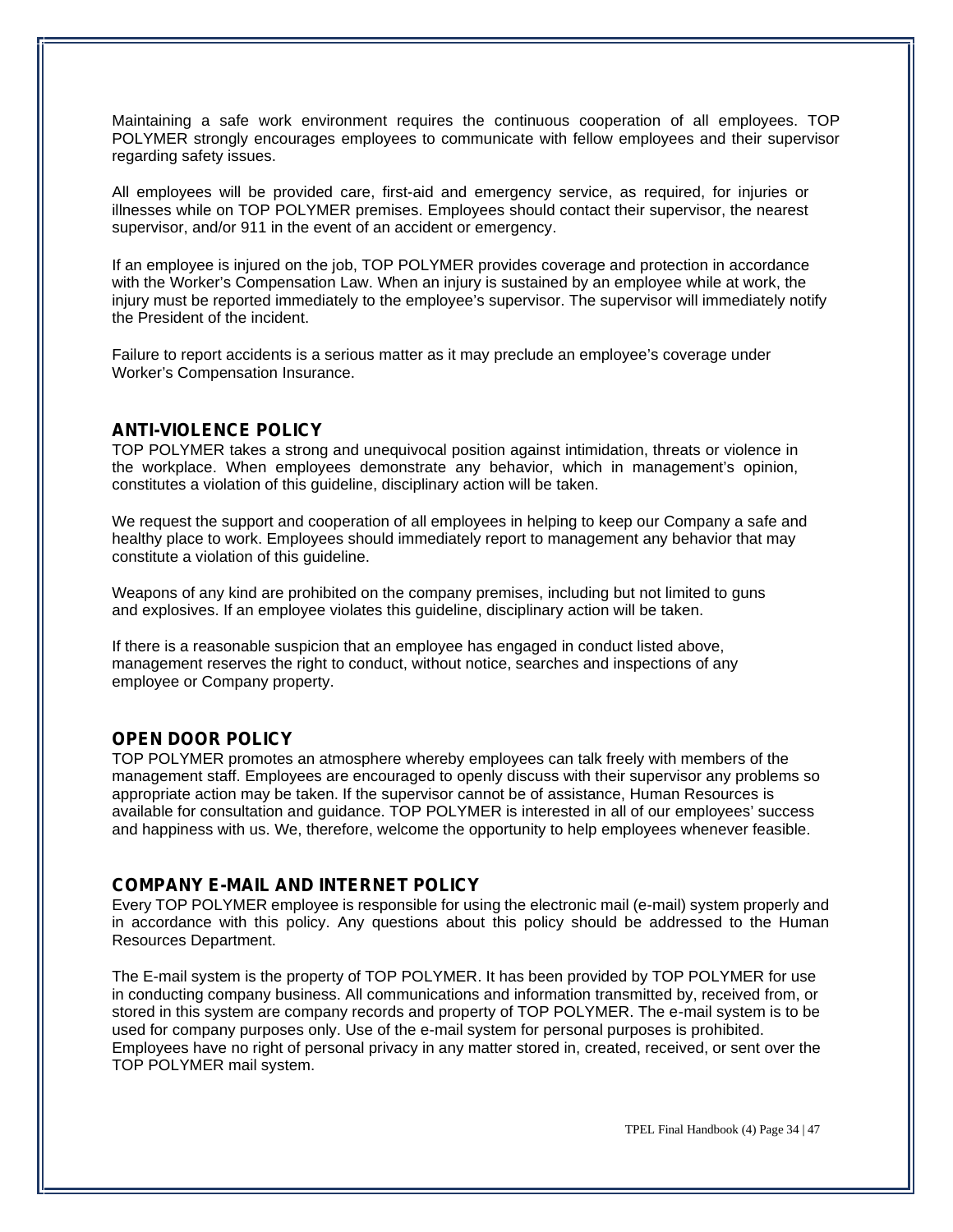Maintaining a safe work environment requires the continuous cooperation of all employees. TOP POLYMER strongly encourages employees to communicate with fellow employees and their supervisor regarding safety issues.

All employees will be provided care, first-aid and emergency service, as required, for injuries or illnesses while on TOP POLYMER premises. Employees should contact their supervisor, the nearest supervisor, and/or 911 in the event of an accident or emergency.

If an employee is injured on the job, TOP POLYMER provides coverage and protection in accordance with the Worker's Compensation Law. When an injury is sustained by an employee while at work, the injury must be reported immediately to the employee's supervisor. The supervisor will immediately notify the President of the incident.

Failure to report accidents is a serious matter as it may preclude an employee's coverage under Worker's Compensation Insurance.

## ANTI-VIOLENCE POLICY

TOP POLYMER takes a strong and unequivocal position against intimidation, threats or violence in the workplace. When employees demonstrate any behavior, which in management's opinion, constitutes a violation of this guideline, disciplinary action will be taken.

We request the support and cooperation of all employees in helping to keep our Company a safe and healthy place to work. Employees should immediately report to management any behavior that may constitute a violation of this guideline.

Weapons of any kind are prohibited on the company premises, including but not limited to guns and explosives. If an employee violates this guideline, disciplinary action will be taken.

If there is a reasonable suspicion that an employee has engaged in conduct listed above, management reserves the right to conduct, without notice, searches and inspections of any employee or Company property.

## OPEN DOOR POLICY

TOP POLYMER promotes an atmosphere whereby employees can talk freely with members of the management staff. Employees are encouraged to openly discuss with their supervisor any problems so appropriate action may be taken. If the supervisor cannot be of assistance, Human Resources is available for consultation and guidance. TOP POLYMER is interested in all of our employees' success and happiness with us. We, therefore, welcome the opportunity to help employees whenever feasible.

## COMPANY E-MAIL AND INTERNET POLICY

Every TOP POLYMER employee is responsible for using the electronic mail (e-mail) system properly and in accordance with this policy. Any questions about this policy should be addressed to the Human Resources Department.

The E-mail system is the property of TOP POLYMER. It has been provided by TOP POLYMER for use in conducting company business. All communications and information transmitted by, received from, or stored in this system are company records and property of TOP POLYMER. The e-mail system is to be used for company purposes only. Use of the e-mail system for personal purposes is prohibited. Employees have no right of personal privacy in any matter stored in, created, received, or sent over the TOP POLYMER mail system.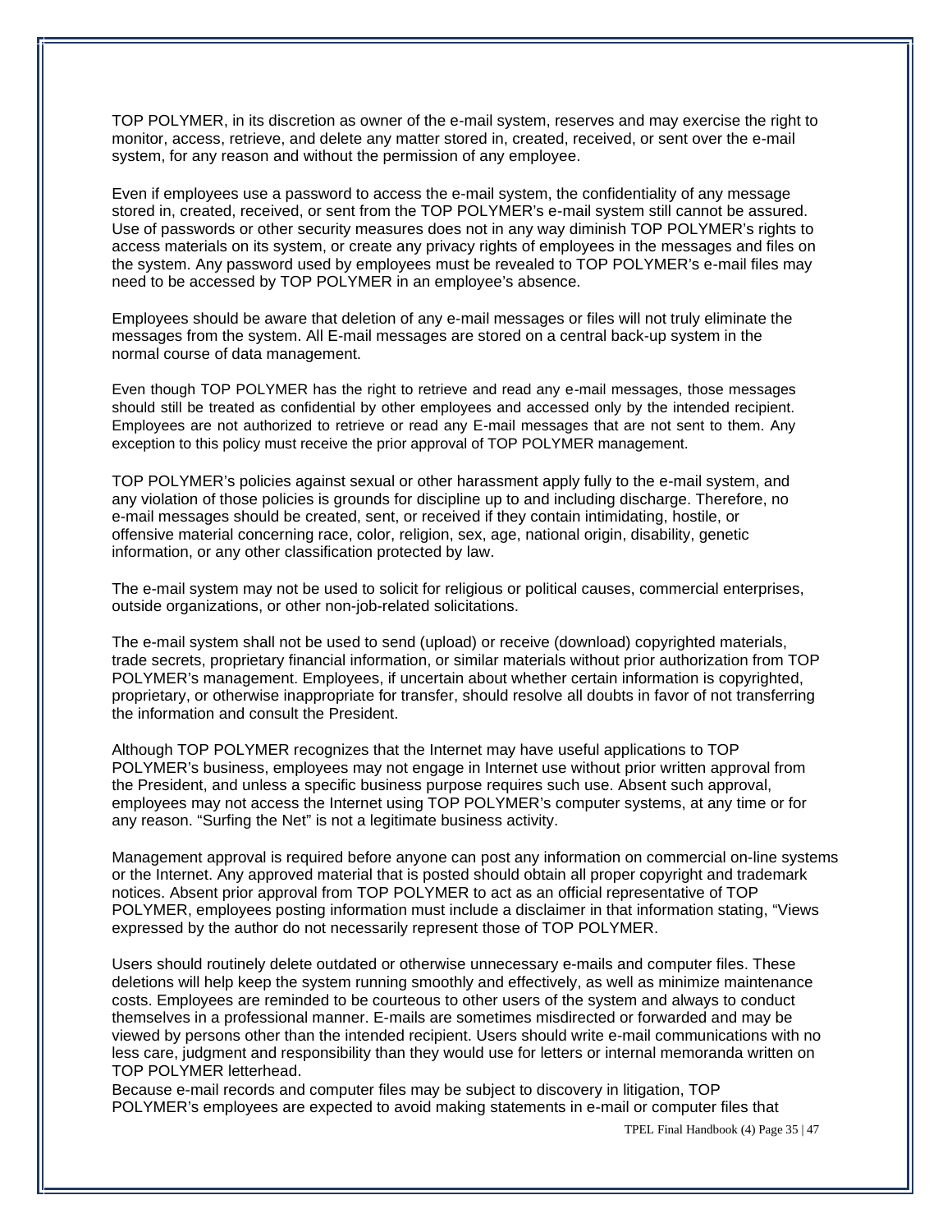TOP POLYMER, in its discretion as owner of the e-mail system, reserves and may exercise the right to monitor, access, retrieve, and delete any matter stored in, created, received, or sent over the e-mail system, for any reason and without the permission of any employee.

Even if employees use a password to access the e-mail system, the confidentiality of any message stored in, created, received, or sent from the TOP POLYMER's e-mail system still cannot be assured. Use of passwords or other security measures does not in any way diminish TOP POLYMER's rights to access materials on its system, or create any privacy rights of employees in the messages and files on the system. Any password used by employees must be revealed to TOP POLYMER's e-mail files may need to be accessed by TOP POLYMER in an employee's absence.

Employees should be aware that deletion of any e-mail messages or files will not truly eliminate the messages from the system. All E-mail messages are stored on a central back-up system in the normal course of data management.

Even though TOP POLYMER has the right to retrieve and read any e-mail messages, those messages should still be treated as confidential by other employees and accessed only by the intended recipient. Employees are not authorized to retrieve or read any E-mail messages that are not sent to them. Any exception to this policy must receive the prior approval of TOP POLYMER management.

TOP POLYMER's policies against sexual or other harassment apply fully to the e-mail system, and any violation of those policies is grounds for discipline up to and including discharge. Therefore, no e-mail messages should be created, sent, or received if they contain intimidating, hostile, or offensive material concerning race, color, religion, sex, age, national origin, disability, genetic information, or any other classification protected by law.

The e-mail system may not be used to solicit for religious or political causes, commercial enterprises, outside organizations, or other non-job-related solicitations.

The e-mail system shall not be used to send (upload) or receive (download) copyrighted materials, trade secrets, proprietary financial information, or similar materials without prior authorization from TOP POLYMER's management. Employees, if uncertain about whether certain information is copyrighted, proprietary, or otherwise inappropriate for transfer, should resolve all doubts in favor of not transferring the information and consult the President.

Although TOP POLYMER recognizes that the Internet may have useful applications to TOP POLYMER's business, employees may not engage in Internet use without prior written approval from the President, and unless a specific business purpose requires such use. Absent such approval, employees may not access the Internet using TOP POLYMER's computer systems, at any time or for any reason. "Surfing the Net" is not a legitimate business activity.

Management approval is required before anyone can post any information on commercial on-line systems or the Internet. Any approved material that is posted should obtain all proper copyright and trademark notices. Absent prior approval from TOP POLYMER to act as an official representative of TOP POLYMER, employees posting information must include a disclaimer in that information stating, "Views expressed by the author do not necessarily represent those of TOP POLYMER.

Users should routinely delete outdated or otherwise unnecessary e-mails and computer files. These deletions will help keep the system running smoothly and effectively, as well as minimize maintenance costs. Employees are reminded to be courteous to other users of the system and always to conduct themselves in a professional manner. E-mails are sometimes misdirected or forwarded and may be viewed by persons other than the intended recipient. Users should write e-mail communications with no less care, judgment and responsibility than they would use for letters or internal memoranda written on TOP POLYMER letterhead.

Because e-mail records and computer files may be subject to discovery in litigation, TOP POLYMER's employees are expected to avoid making statements in e-mail or computer files that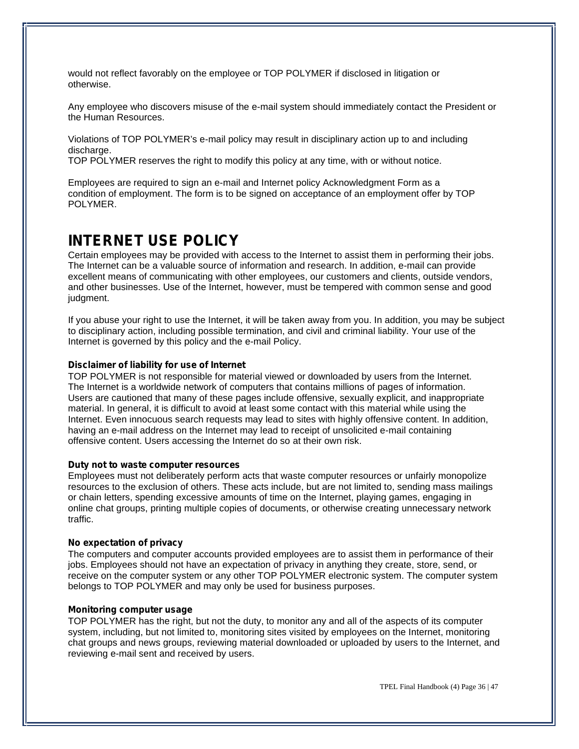would not reflect favorably on the employee or TOP POLYMER if disclosed in litigation or otherwise.

Any employee who discovers misuse of the e-mail system should immediately contact the President or the Human Resources.

Violations of TOP POLYMER's e-mail policy may result in disciplinary action up to and including discharge.
TOP POLYMER reserves the right to modify this policy at any time, with or without notice.

Employees are required to sign an e-mail and Internet policy Acknowledgment Form as a condition of employment. The form is to be signed on acceptance of an employment offer by TOP POLYMER.

## INTERNET USE POLICY

Certain employees may be provided with access to the Internet to assist them in performing their jobs. The Internet can be a valuable source of information and research. In addition, e-mail can provide excellent means of communicating with other employees, our customers and clients, outside vendors, and other businesses. Use of the Internet, however, must be tempered with common sense and good judgment.

If you abuse your right to use the Internet, it will be taken away from you. In addition, you may be subject to disciplinary action, including possible termination, and civil and criminal liability. Your use of the Internet is governed by this policy and the e-mail Policy.

**Disclaimer of liability for use of Internet**
TOP POLYMER is not responsible for material viewed or downloaded by users from the Internet. The Internet is a worldwide network of computers that contains millions of pages of information. Users are cautioned that many of these pages include offensive, sexually explicit, and inappropriate material. In general, it is difficult to avoid at least some contact with this material while using the Internet. Even innocuous search requests may lead to sites with highly offensive content. In addition, having an e-mail address on the Internet may lead to receipt of unsolicited e-mail containing offensive content. Users accessing the Internet do so at their own risk.

**Duty not to waste computer resources**
Employees must not deliberately perform acts that waste computer resources or unfairly monopolize resources to the exclusion of others. These acts include, but are not limited to, sending mass mailings or chain letters, spending excessive amounts of time on the Internet, playing games, engaging in online chat groups, printing multiple copies of documents, or otherwise creating unnecessary network traffic.

**No expectation of privacy**
The computers and computer accounts provided employees are to assist them in performance of their jobs. Employees should not have an expectation of privacy in anything they create, store, send, or receive on the computer system or any other TOP POLYMER electronic system. The computer system belongs to TOP POLYMER and may only be used for business purposes.

**Monitoring computer usage**
TOP POLYMER has the right, but not the duty, to monitor any and all of the aspects of its computer system, including, but not limited to, monitoring sites visited by employees on the Internet, monitoring chat groups and news groups, reviewing material downloaded or uploaded by users to the Internet, and reviewing e-mail sent and received by users.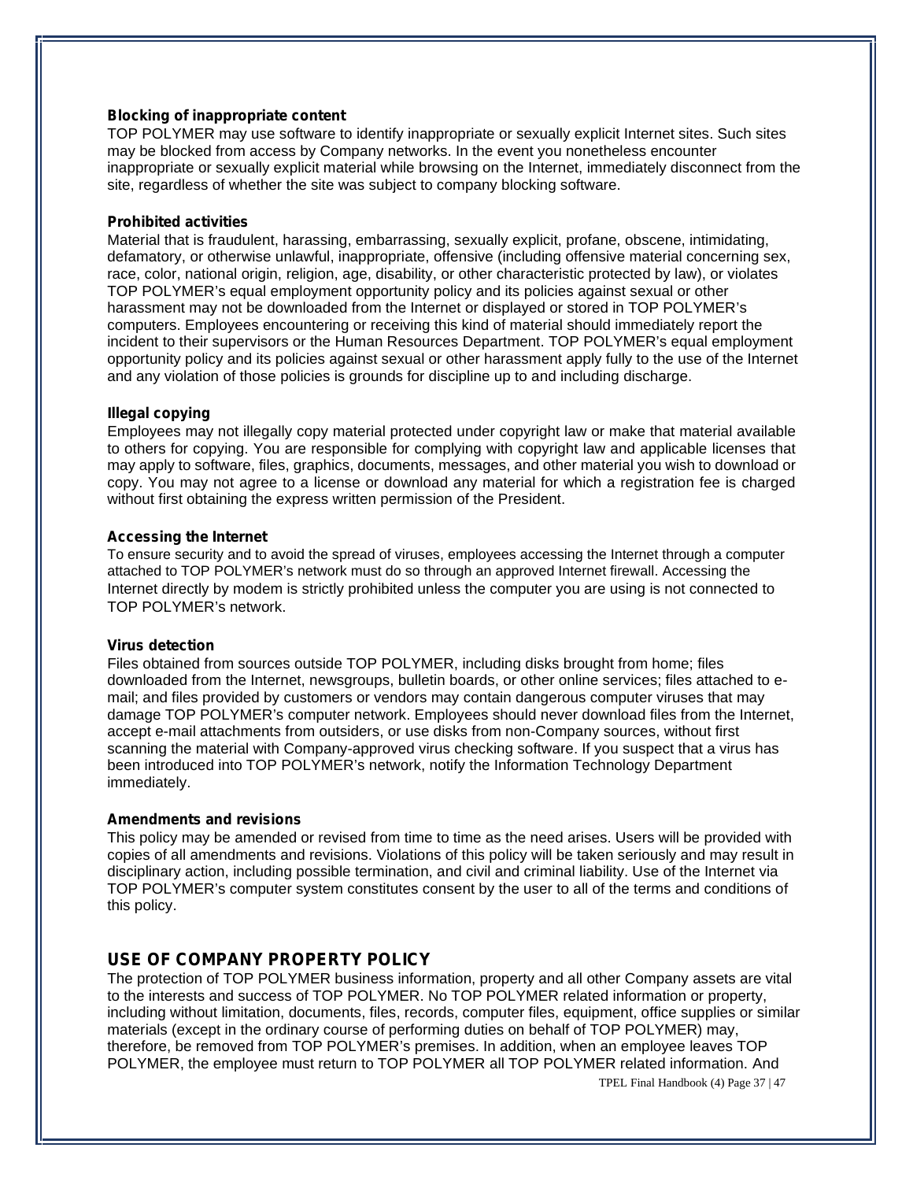**Blocking of inappropriate content**

TOP POLYMER may use software to identify inappropriate or sexually explicit Internet sites. Such sites may be blocked from access by Company networks. In the event you nonetheless encounter inappropriate or sexually explicit material while browsing on the Internet, immediately disconnect from the site, regardless of whether the site was subject to company blocking software.

**Prohibited activities**

Material that is fraudulent, harassing, embarrassing, sexually explicit, profane, obscene, intimidating, defamatory, or otherwise unlawful, inappropriate, offensive (including offensive material concerning sex, race, color, national origin, religion, age, disability, or other characteristic protected by law), or violates TOP POLYMER's equal employment opportunity policy and its policies against sexual or other harassment may not be downloaded from the Internet or displayed or stored in TOP POLYMER's computers. Employees encountering or receiving this kind of material should immediately report the incident to their supervisors or the Human Resources Department. TOP POLYMER's equal employment opportunity policy and its policies against sexual or other harassment apply fully to the use of the Internet and any violation of those policies is grounds for discipline up to and including discharge.

**Illegal copying**

Employees may not illegally copy material protected under copyright law or make that material available to others for copying. You are responsible for complying with copyright law and applicable licenses that may apply to software, files, graphics, documents, messages, and other material you wish to download or copy. You may not agree to a license or download any material for which a registration fee is charged without first obtaining the express written permission of the President.

**Accessing the Internet**

To ensure security and to avoid the spread of viruses, employees accessing the Internet through a computer attached to TOP POLYMER's network must do so through an approved Internet firewall. Accessing the Internet directly by modem is strictly prohibited unless the computer you are using is not connected to TOP POLYMER's network.

**Virus detection**

Files obtained from sources outside TOP POLYMER, including disks brought from home; files downloaded from the Internet, newsgroups, bulletin boards, or other online services; files attached to e-mail; and files provided by customers or vendors may contain dangerous computer viruses that may damage TOP POLYMER's computer network. Employees should never download files from the Internet, accept e-mail attachments from outsiders, or use disks from non-Company sources, without first scanning the material with Company-approved virus checking software. If you suspect that a virus has been introduced into TOP POLYMER's network, notify the Information Technology Department immediately.

**Amendments and revisions**

This policy may be amended or revised from time to time as the need arises. Users will be provided with copies of all amendments and revisions. Violations of this policy will be taken seriously and may result in disciplinary action, including possible termination, and civil and criminal liability. Use of the Internet via TOP POLYMER's computer system constitutes consent by the user to all of the terms and conditions of this policy.

## USE OF COMPANY PROPERTY POLICY

The protection of TOP POLYMER business information, property and all other Company assets are vital to the interests and success of TOP POLYMER. No TOP POLYMER related information or property, including without limitation, documents, files, records, computer files, equipment, office supplies or similar materials (except in the ordinary course of performing duties on behalf of TOP POLYMER) may, therefore, be removed from TOP POLYMER's premises. In addition, when an employee leaves TOP POLYMER, the employee must return to TOP POLYMER all TOP POLYMER related information. And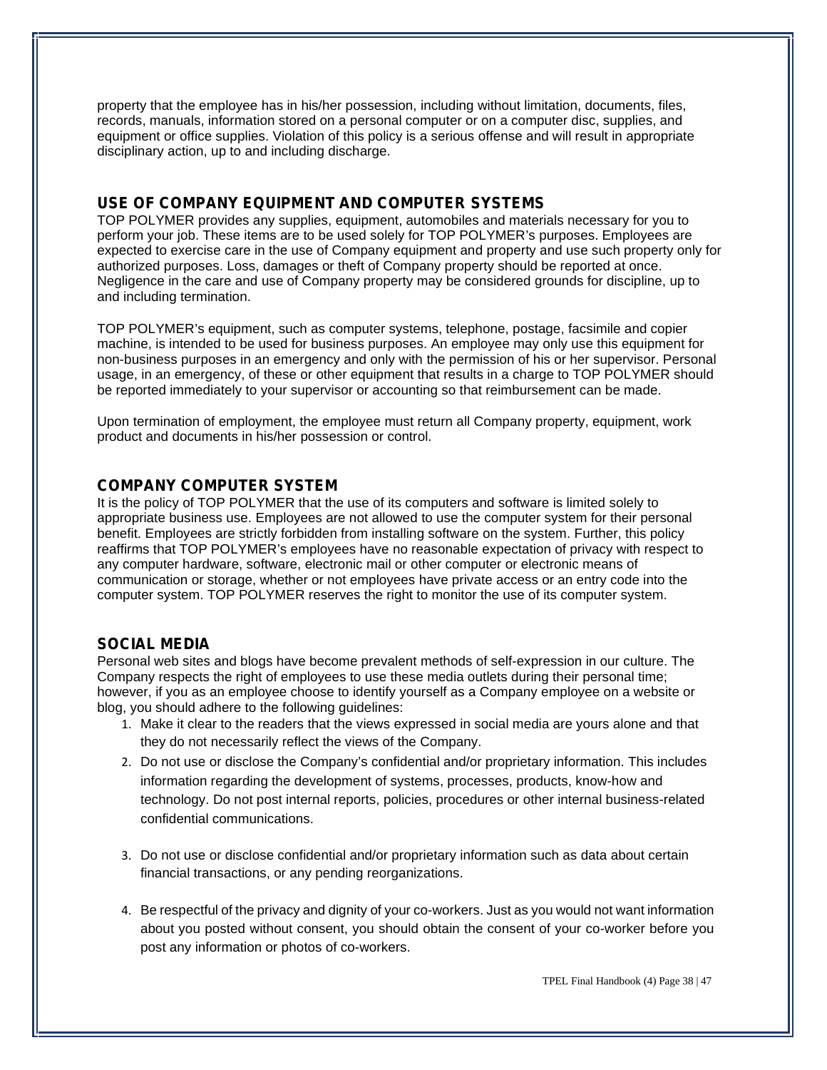property that the employee has in his/her possession, including without limitation, documents, files, records, manuals, information stored on a personal computer or on a computer disc, supplies, and equipment or office supplies. Violation of this policy is a serious offense and will result in appropriate disciplinary action, up to and including discharge.

## USE OF COMPANY EQUIPMENT AND COMPUTER SYSTEMS

TOP POLYMER provides any supplies, equipment, automobiles and materials necessary for you to perform your job. These items are to be used solely for TOP POLYMER's purposes. Employees are expected to exercise care in the use of Company equipment and property and use such property only for authorized purposes. Loss, damages or theft of Company property should be reported at once. Negligence in the care and use of Company property may be considered grounds for discipline, up to and including termination.

TOP POLYMER's equipment, such as computer systems, telephone, postage, facsimile and copier machine, is intended to be used for business purposes. An employee may only use this equipment for non-business purposes in an emergency and only with the permission of his or her supervisor. Personal usage, in an emergency, of these or other equipment that results in a charge to TOP POLYMER should be reported immediately to your supervisor or accounting so that reimbursement can be made.

Upon termination of employment, the employee must return all Company property, equipment, work product and documents in his/her possession or control.

## COMPANY COMPUTER SYSTEM

It is the policy of TOP POLYMER that the use of its computers and software is limited solely to appropriate business use. Employees are not allowed to use the computer system for their personal benefit. Employees are strictly forbidden from installing software on the system. Further, this policy reaffirms that TOP POLYMER's employees have no reasonable expectation of privacy with respect to any computer hardware, software, electronic mail or other computer or electronic means of communication or storage, whether or not employees have private access or an entry code into the computer system. TOP POLYMER reserves the right to monitor the use of its computer system.

## SOCIAL MEDIA

Personal web sites and blogs have become prevalent methods of self-expression in our culture. The Company respects the right of employees to use these media outlets during their personal time; however, if you as an employee choose to identify yourself as a Company employee on a website or blog, you should adhere to the following guidelines:

1. Make it clear to the readers that the views expressed in social media are yours alone and that they do not necessarily reflect the views of the Company.
2. Do not use or disclose the Company's confidential and/or proprietary information. This includes information regarding the development of systems, processes, products, know-how and technology. Do not post internal reports, policies, procedures or other internal business-related confidential communications.
3. Do not use or disclose confidential and/or proprietary information such as data about certain financial transactions, or any pending reorganizations.
4. Be respectful of the privacy and dignity of your co-workers. Just as you would not want information about you posted without consent, you should obtain the consent of your co-worker before you post any information or photos of co-workers.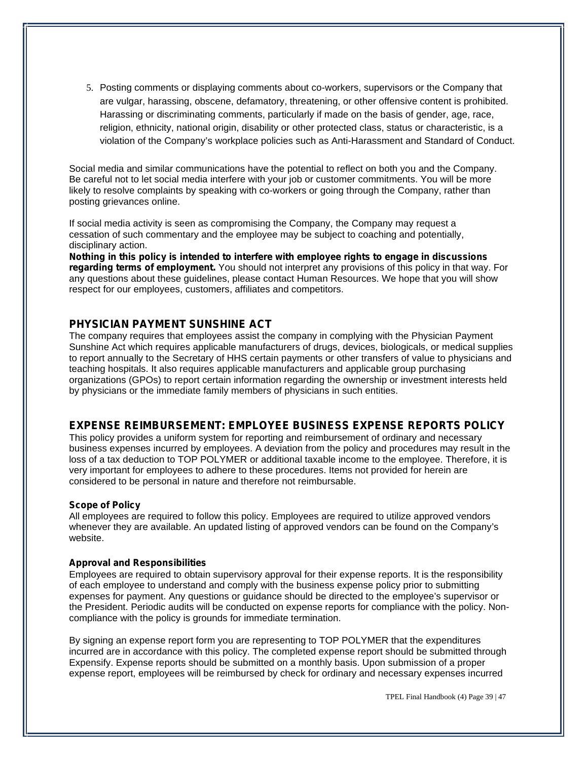5. Posting comments or displaying comments about co-workers, supervisors or the Company that are vulgar, harassing, obscene, defamatory, threatening, or other offensive content is prohibited. Harassing or discriminating comments, particularly if made on the basis of gender, age, race, religion, ethnicity, national origin, disability or other protected class, status or characteristic, is a violation of the Company's workplace policies such as Anti-Harassment and Standard of Conduct.

Social media and similar communications have the potential to reflect on both you and the Company. Be careful not to let social media interfere with your job or customer commitments. You will be more likely to resolve complaints by speaking with co-workers or going through the Company, rather than posting grievances online.

If social media activity is seen as compromising the Company, the Company may request a cessation of such commentary and the employee may be subject to coaching and potentially, disciplinary action.

**Nothing in this policy is intended to interfere with employee rights to engage in discussions regarding terms of employment.** You should not interpret any provisions of this policy in that way. For any questions about these guidelines, please contact Human Resources. We hope that you will show respect for our employees, customers, affiliates and competitors.

## PHYSICIAN PAYMENT SUNSHINE ACT

The company requires that employees assist the company in complying with the Physician Payment Sunshine Act which requires applicable manufacturers of drugs, devices, biologicals, or medical supplies to report annually to the Secretary of HHS certain payments or other transfers of value to physicians and teaching hospitals. It also requires applicable manufacturers and applicable group purchasing organizations (GPOs) to report certain information regarding the ownership or investment interests held by physicians or the immediate family members of physicians in such entities.

## EXPENSE REIMBURSEMENT: EMPLOYEE BUSINESS EXPENSE REPORTS POLICY

This policy provides a uniform system for reporting and reimbursement of ordinary and necessary business expenses incurred by employees. A deviation from the policy and procedures may result in the loss of a tax deduction to TOP POLYMER or additional taxable income to the employee. Therefore, it is very important for employees to adhere to these procedures. Items not provided for herein are considered to be personal in nature and therefore not reimbursable.

### Scope of Policy

All employees are required to follow this policy. Employees are required to utilize approved vendors whenever they are available. An updated listing of approved vendors can be found on the Company's website.

### Approval and Responsibilities

Employees are required to obtain supervisory approval for their expense reports. It is the responsibility of each employee to understand and comply with the business expense policy prior to submitting expenses for payment. Any questions or guidance should be directed to the employee's supervisor or the President. Periodic audits will be conducted on expense reports for compliance with the policy. Non-compliance with the policy is grounds for immediate termination.

By signing an expense report form you are representing to TOP POLYMER that the expenditures incurred are in accordance with this policy. The completed expense report should be submitted through Expensify. Expense reports should be submitted on a monthly basis. Upon submission of a proper expense report, employees will be reimbursed by check for ordinary and necessary expenses incurred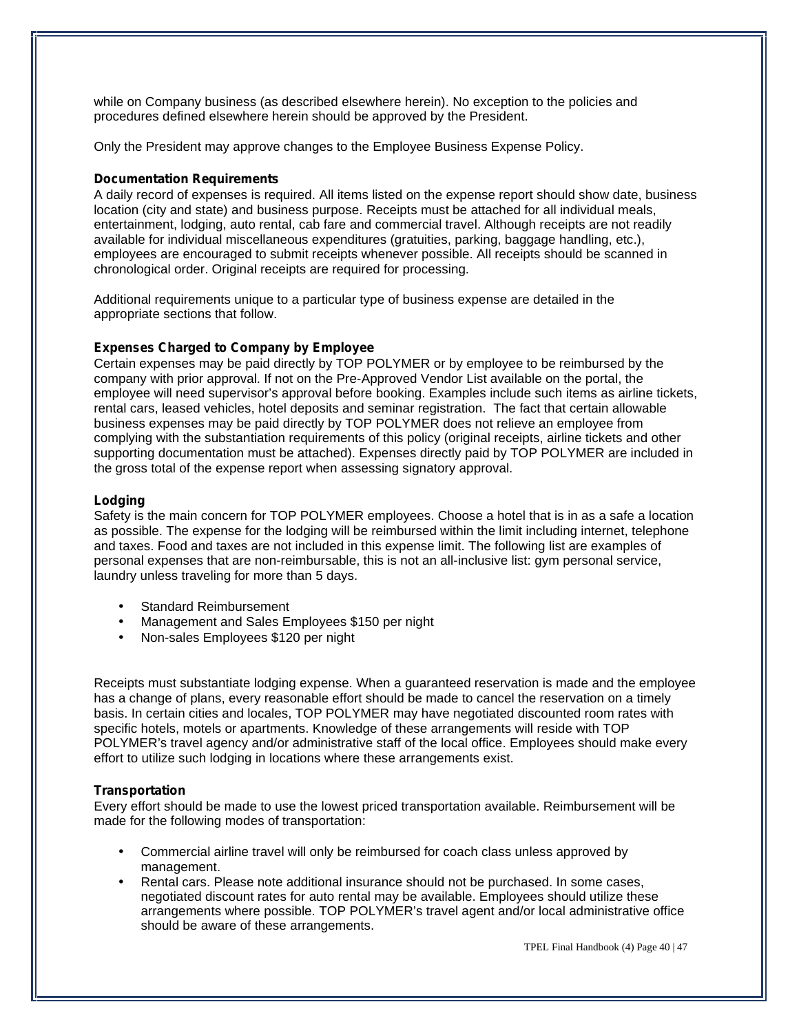while on Company business (as described elsewhere herein). No exception to the policies and procedures defined elsewhere herein should be approved by the President.

Only the President may approve changes to the Employee Business Expense Policy.

**Documentation Requirements**

A daily record of expenses is required. All items listed on the expense report should show date, business location (city and state) and business purpose. Receipts must be attached for all individual meals, entertainment, lodging, auto rental, cab fare and commercial travel. Although receipts are not readily available for individual miscellaneous expenditures (gratuities, parking, baggage handling, etc.), employees are encouraged to submit receipts whenever possible. All receipts should be scanned in chronological order. Original receipts are required for processing.

Additional requirements unique to a particular type of business expense are detailed in the appropriate sections that follow.

**Expenses Charged to Company by Employee**

Certain expenses may be paid directly by TOP POLYMER or by employee to be reimbursed by the company with prior approval. If not on the Pre-Approved Vendor List available on the portal, the employee will need supervisor's approval before booking. Examples include such items as airline tickets, rental cars, leased vehicles, hotel deposits and seminar registration. The fact that certain allowable business expenses may be paid directly by TOP POLYMER does not relieve an employee from complying with the substantiation requirements of this policy (original receipts, airline tickets and other supporting documentation must be attached). Expenses directly paid by TOP POLYMER are included in the gross total of the expense report when assessing signatory approval.

**Lodging**

Safety is the main concern for TOP POLYMER employees. Choose a hotel that is in as a safe a location as possible. The expense for the lodging will be reimbursed within the limit including internet, telephone and taxes. Food and taxes are not included in this expense limit. The following list are examples of personal expenses that are non-reimbursable, this is not an all-inclusive list: gym personal service, laundry unless traveling for more than 5 days.

- Standard Reimbursement
- Management and Sales Employees $150 per night
- Non-sales Employees $120 per night

Receipts must substantiate lodging expense. When a guaranteed reservation is made and the employee has a change of plans, every reasonable effort should be made to cancel the reservation on a timely basis. In certain cities and locales, TOP POLYMER may have negotiated discounted room rates with specific hotels, motels or apartments. Knowledge of these arrangements will reside with TOP POLYMER's travel agency and/or administrative staff of the local office. Employees should make every effort to utilize such lodging in locations where these arrangements exist.

**Transportation**

Every effort should be made to use the lowest priced transportation available. Reimbursement will be made for the following modes of transportation:

- Commercial airline travel will only be reimbursed for coach class unless approved by management.
- Rental cars. Please note additional insurance should not be purchased. In some cases, negotiated discount rates for auto rental may be available. Employees should utilize these arrangements where possible. TOP POLYMER's travel agent and/or local administrative office should be aware of these arrangements.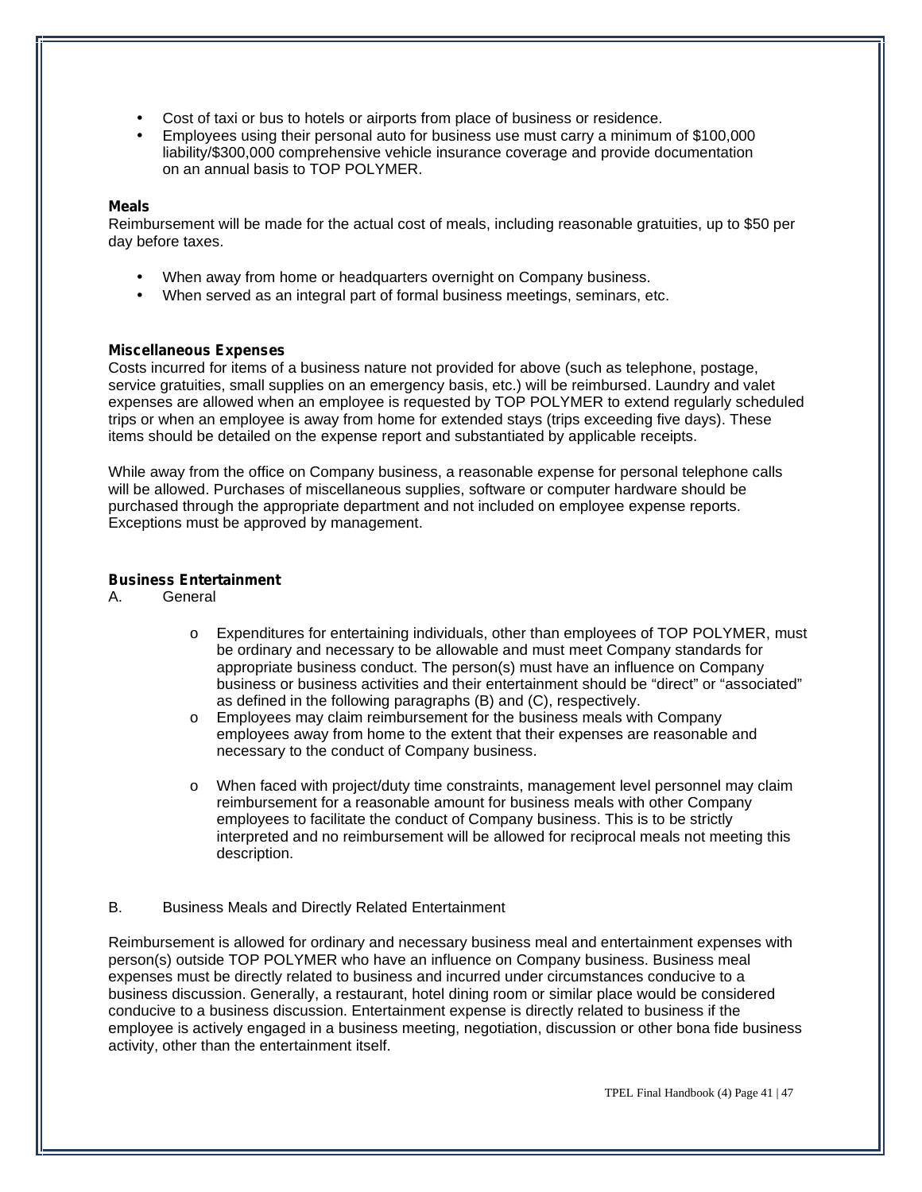- Cost of taxi or bus to hotels or airports from place of business or residence.
- Employees using their personal auto for business use must carry a minimum of $100,000 liability/$300,000 comprehensive vehicle insurance coverage and provide documentation on an annual basis to TOP POLYMER.

**Meals**

Reimbursement will be made for the actual cost of meals, including reasonable gratuities, up to $50 per day before taxes.

- When away from home or headquarters overnight on Company business.
- When served as an integral part of formal business meetings, seminars, etc.

**Miscellaneous Expenses**

Costs incurred for items of a business nature not provided for above (such as telephone, postage, service gratuities, small supplies on an emergency basis, etc.) will be reimbursed. Laundry and valet expenses are allowed when an employee is requested by TOP POLYMER to extend regularly scheduled trips or when an employee is away from home for extended stays (trips exceeding five days). These items should be detailed on the expense report and substantiated by applicable receipts.

While away from the office on Company business, a reasonable expense for personal telephone calls will be allowed. Purchases of miscellaneous supplies, software or computer hardware should be purchased through the appropriate department and not included on employee expense reports. Exceptions must be approved by management.

**Business Entertainment**

A. General

- o Expenditures for entertaining individuals, other than employees of TOP POLYMER, must be ordinary and necessary to be allowable and must meet Company standards for appropriate business conduct. The person(s) must have an influence on Company business or business activities and their entertainment should be "direct" or "associated" as defined in the following paragraphs (B) and (C), respectively.
- o Employees may claim reimbursement for the business meals with Company employees away from home to the extent that their expenses are reasonable and necessary to the conduct of Company business.
- o When faced with project/duty time constraints, management level personnel may claim reimbursement for a reasonable amount for business meals with other Company employees to facilitate the conduct of Company business. This is to be strictly interpreted and no reimbursement will be allowed for reciprocal meals not meeting this description.

B. Business Meals and Directly Related Entertainment

Reimbursement is allowed for ordinary and necessary business meal and entertainment expenses with person(s) outside TOP POLYMER who have an influence on Company business. Business meal expenses must be directly related to business and incurred under circumstances conducive to a business discussion. Generally, a restaurant, hotel dining room or similar place would be considered conducive to a business discussion. Entertainment expense is directly related to business if the employee is actively engaged in a business meeting, negotiation, discussion or other bona fide business activity, other than the entertainment itself.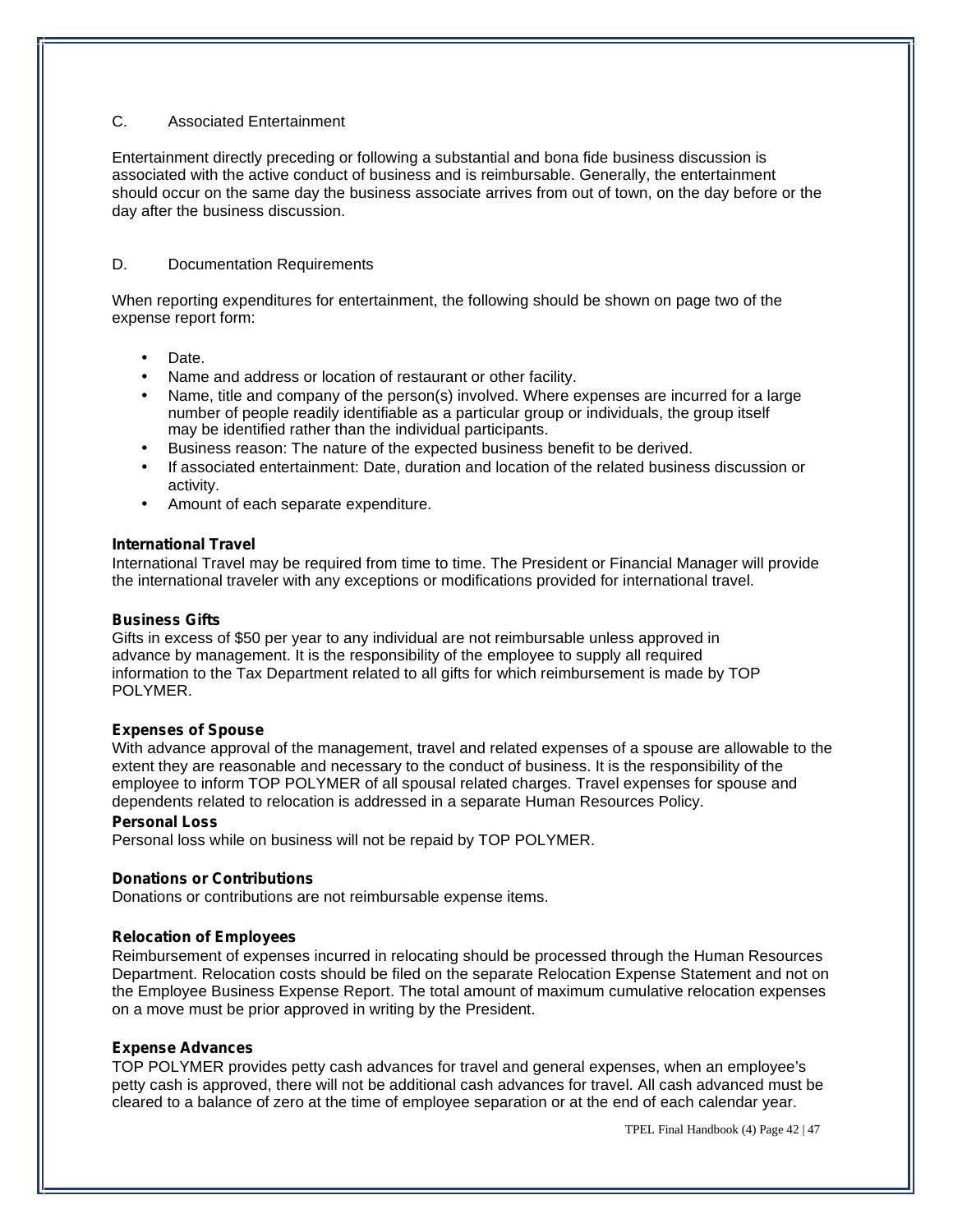C. Associated Entertainment

Entertainment directly preceding or following a substantial and bona fide business discussion is associated with the active conduct of business and is reimbursable. Generally, the entertainment should occur on the same day the business associate arrives from out of town, on the day before or the day after the business discussion.

D. Documentation Requirements

When reporting expenditures for entertainment, the following should be shown on page two of the expense report form:

- Date.
- Name and address or location of restaurant or other facility.
- Name, title and company of the person(s) involved. Where expenses are incurred for a large number of people readily identifiable as a particular group or individuals, the group itself may be identified rather than the individual participants.
- Business reason: The nature of the expected business benefit to be derived.
- If associated entertainment: Date, duration and location of the related business discussion or activity.
- Amount of each separate expenditure.

**International Travel**

International Travel may be required from time to time. The President or Financial Manager will provide the international traveler with any exceptions or modifications provided for international travel.

**Business Gifts**

Gifts in excess of $50 per year to any individual are not reimbursable unless approved in advance by management. It is the responsibility of the employee to supply all required information to the Tax Department related to all gifts for which reimbursement is made by TOP POLYMER.

**Expenses of Spouse**

With advance approval of the management, travel and related expenses of a spouse are allowable to the extent they are reasonable and necessary to the conduct of business. It is the responsibility of the employee to inform TOP POLYMER of all spousal related charges. Travel expenses for spouse and dependents related to relocation is addressed in a separate Human Resources Policy.

**Personal Loss**

Personal loss while on business will not be repaid by TOP POLYMER.

**Donations or Contributions**

Donations or contributions are not reimbursable expense items.

**Relocation of Employees**

Reimbursement of expenses incurred in relocating should be processed through the Human Resources Department. Relocation costs should be filed on the separate Relocation Expense Statement and not on the Employee Business Expense Report. The total amount of maximum cumulative relocation expenses on a move must be prior approved in writing by the President.

**Expense Advances**

TOP POLYMER provides petty cash advances for travel and general expenses, when an employee's petty cash is approved, there will not be additional cash advances for travel. All cash advanced must be cleared to a balance of zero at the time of employee separation or at the end of each calendar year.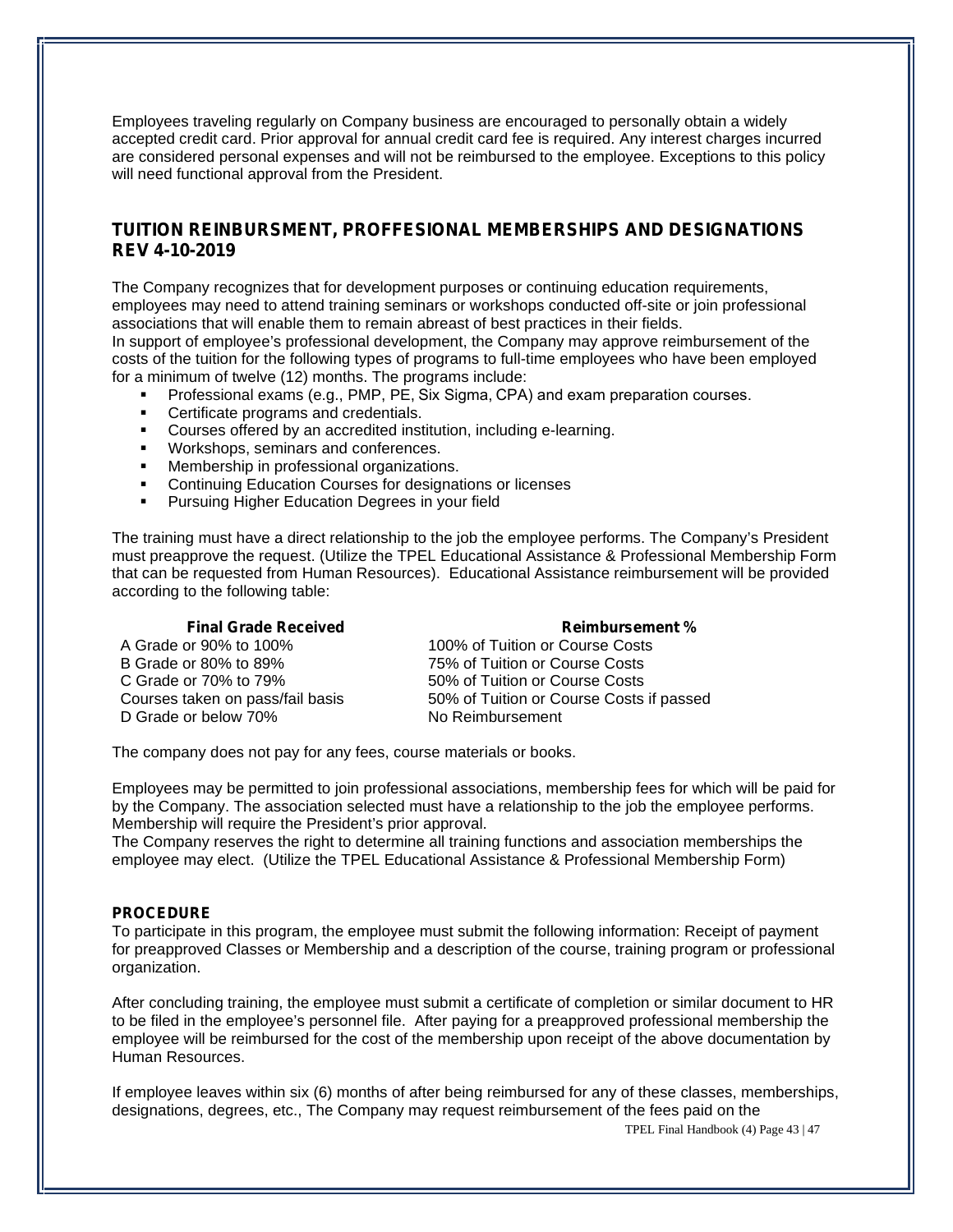Employees traveling regularly on Company business are encouraged to personally obtain a widely accepted credit card. Prior approval for annual credit card fee is required. Any interest charges incurred are considered personal expenses and will not be reimbursed to the employee. Exceptions to this policy will need functional approval from the President.

## TUITION REINBURSMENT, PROFFESIONAL MEMBERSHIPS AND DESIGNATIONS REV 4-10-2019

The Company recognizes that for development purposes or continuing education requirements, employees may need to attend training seminars or workshops conducted off-site or join professional associations that will enable them to remain abreast of best practices in their fields.
In support of employee's professional development, the Company may approve reimbursement of the costs of the tuition for the following types of programs to full-time employees who have been employed for a minimum of twelve (12) months. The programs include:

- Professional exams (e.g., PMP, PE, Six Sigma, CPA) and exam preparation courses.
- Certificate programs and credentials.
- Courses offered by an accredited institution, including e-learning.
- Workshops, seminars and conferences.
- Membership in professional organizations.
- Continuing Education Courses for designations or licenses
- Pursuing Higher Education Degrees in your field

The training must have a direct relationship to the job the employee performs. The Company's President must preapprove the request. (Utilize the TPEL Educational Assistance & Professional Membership Form that can be requested from Human Resources). Educational Assistance reimbursement will be provided according to the following table:

| Final Grade Received | Reimbursement % |
|---|---|
| A Grade or 90% to 100% | 100% of Tuition or Course Costs |
| B Grade or 80% to 89% | 75% of Tuition or Course Costs |
| C Grade or 70% to 79% | 50% of Tuition or Course Costs |
| Courses taken on pass/fail basis | 50% of Tuition or Course Costs if passed |
| D Grade or below 70% | No Reimbursement |

The company does not pay for any fees, course materials or books.

Employees may be permitted to join professional associations, membership fees for which will be paid for by the Company. The association selected must have a relationship to the job the employee performs. Membership will require the President's prior approval.
The Company reserves the right to determine all training functions and association memberships the employee may elect. (Utilize the TPEL Educational Assistance & Professional Membership Form)

### PROCEDURE

To participate in this program, the employee must submit the following information: Receipt of payment for preapproved Classes or Membership and a description of the course, training program or professional organization.

After concluding training, the employee must submit a certificate of completion or similar document to HR to be filed in the employee's personnel file. After paying for a preapproved professional membership the employee will be reimbursed for the cost of the membership upon receipt of the above documentation by Human Resources.

If employee leaves within six (6) months of after being reimbursed for any of these classes, memberships, designations, degrees, etc., The Company may request reimbursement of the fees paid on the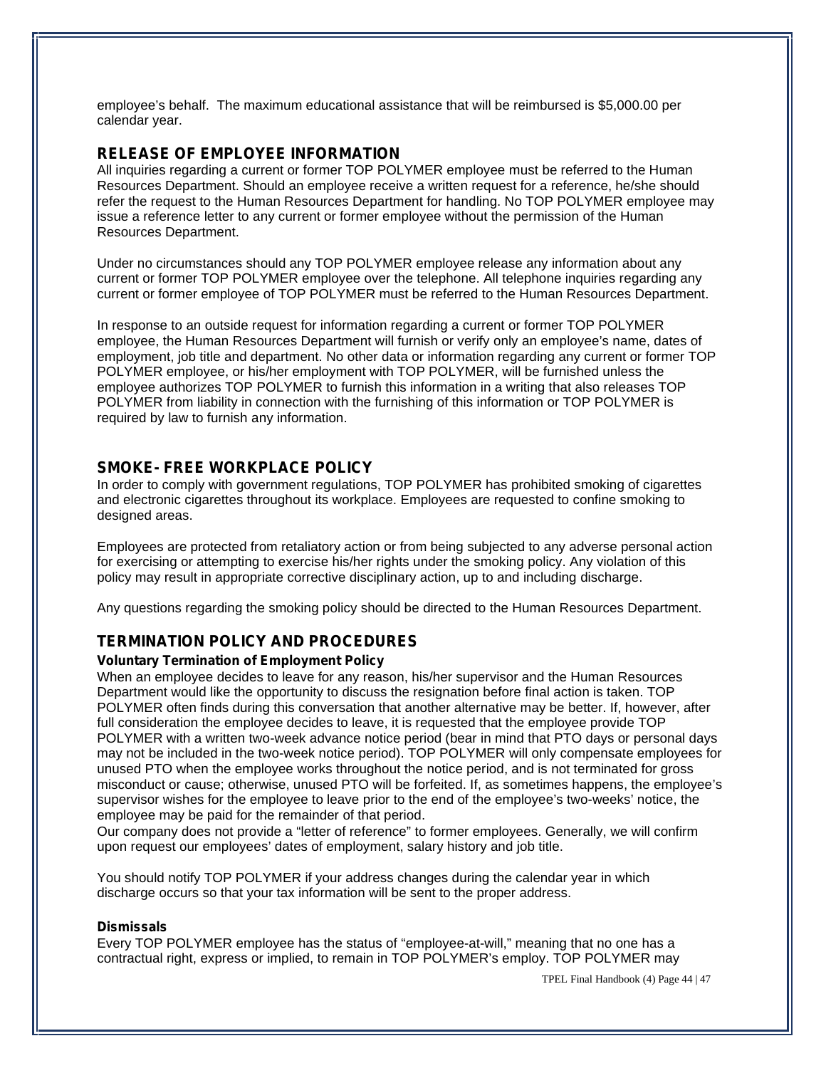employee's behalf. The maximum educational assistance that will be reimbursed is $5,000.00 per calendar year.

## RELEASE OF EMPLOYEE INFORMATION

All inquiries regarding a current or former TOP POLYMER employee must be referred to the Human Resources Department. Should an employee receive a written request for a reference, he/she should refer the request to the Human Resources Department for handling. No TOP POLYMER employee may issue a reference letter to any current or former employee without the permission of the Human Resources Department.

Under no circumstances should any TOP POLYMER employee release any information about any current or former TOP POLYMER employee over the telephone. All telephone inquiries regarding any current or former employee of TOP POLYMER must be referred to the Human Resources Department.

In response to an outside request for information regarding a current or former TOP POLYMER employee, the Human Resources Department will furnish or verify only an employee's name, dates of employment, job title and department. No other data or information regarding any current or former TOP POLYMER employee, or his/her employment with TOP POLYMER, will be furnished unless the employee authorizes TOP POLYMER to furnish this information in a writing that also releases TOP POLYMER from liability in connection with the furnishing of this information or TOP POLYMER is required by law to furnish any information.

## SMOKE- FREE WORKPLACE POLICY

In order to comply with government regulations, TOP POLYMER has prohibited smoking of cigarettes and electronic cigarettes throughout its workplace. Employees are requested to confine smoking to designed areas.

Employees are protected from retaliatory action or from being subjected to any adverse personal action for exercising or attempting to exercise his/her rights under the smoking policy. Any violation of this policy may result in appropriate corrective disciplinary action, up to and including discharge.

Any questions regarding the smoking policy should be directed to the Human Resources Department.

## TERMINATION POLICY AND PROCEDURES

### Voluntary Termination of Employment Policy

When an employee decides to leave for any reason, his/her supervisor and the Human Resources Department would like the opportunity to discuss the resignation before final action is taken. TOP POLYMER often finds during this conversation that another alternative may be better. If, however, after full consideration the employee decides to leave, it is requested that the employee provide TOP POLYMER with a written two-week advance notice period (bear in mind that PTO days or personal days may not be included in the two-week notice period). TOP POLYMER will only compensate employees for unused PTO when the employee works throughout the notice period, and is not terminated for gross misconduct or cause; otherwise, unused PTO will be forfeited. If, as sometimes happens, the employee's supervisor wishes for the employee to leave prior to the end of the employee's two-weeks' notice, the employee may be paid for the remainder of that period.
Our company does not provide a "letter of reference" to former employees. Generally, we will confirm upon request our employees' dates of employment, salary history and job title.

You should notify TOP POLYMER if your address changes during the calendar year in which discharge occurs so that your tax information will be sent to the proper address.

### Dismissals

Every TOP POLYMER employee has the status of "employee-at-will," meaning that no one has a contractual right, express or implied, to remain in TOP POLYMER's employ. TOP POLYMER may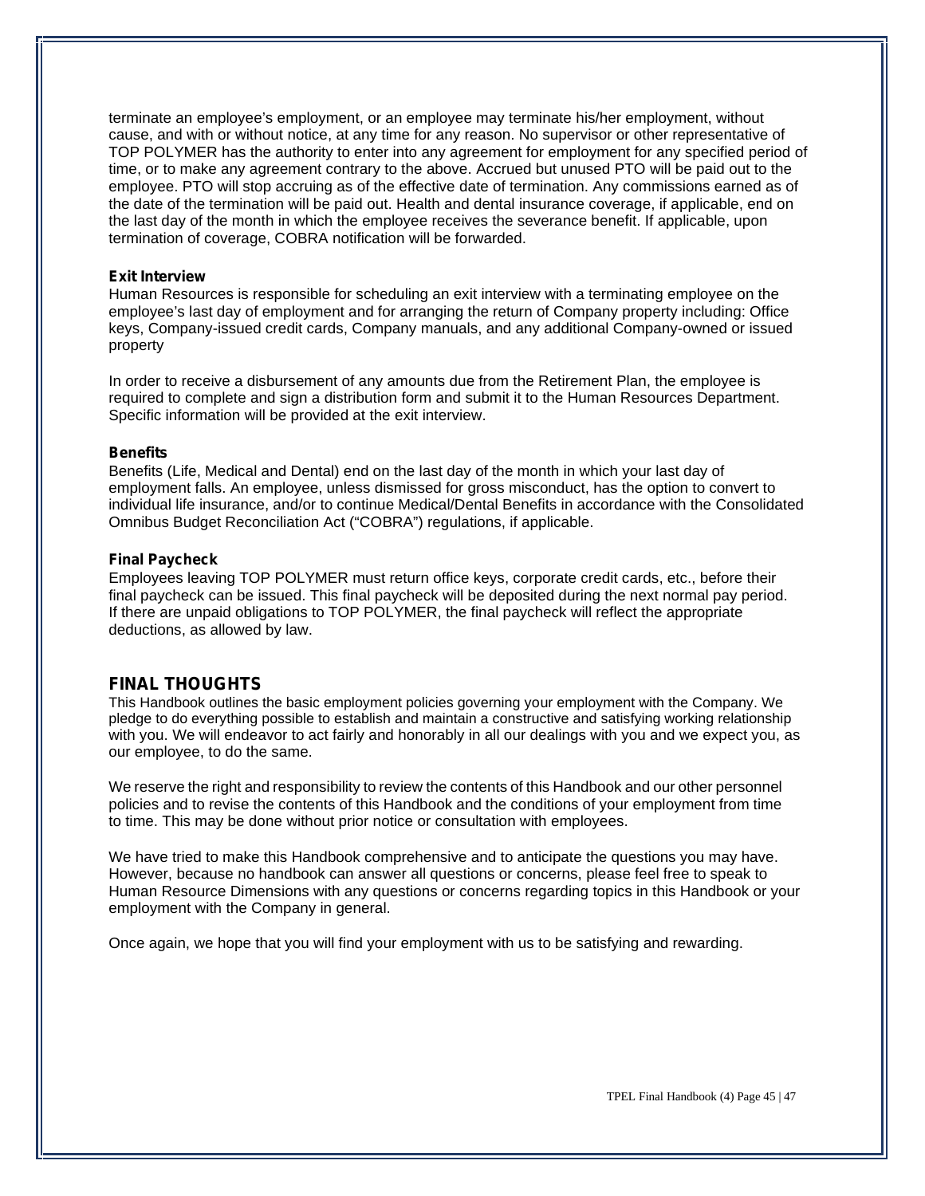terminate an employee's employment, or an employee may terminate his/her employment, without cause, and with or without notice, at any time for any reason. No supervisor or other representative of TOP POLYMER has the authority to enter into any agreement for employment for any specified period of time, or to make any agreement contrary to the above. Accrued but unused PTO will be paid out to the employee. PTO will stop accruing as of the effective date of termination. Any commissions earned as of the date of the termination will be paid out. Health and dental insurance coverage, if applicable, end on the last day of the month in which the employee receives the severance benefit. If applicable, upon termination of coverage, COBRA notification will be forwarded.

**Exit Interview**
Human Resources is responsible for scheduling an exit interview with a terminating employee on the employee's last day of employment and for arranging the return of Company property including: Office keys, Company-issued credit cards, Company manuals, and any additional Company-owned or issued property

In order to receive a disbursement of any amounts due from the Retirement Plan, the employee is required to complete and sign a distribution form and submit it to the Human Resources Department. Specific information will be provided at the exit interview.

**Benefits**
Benefits (Life, Medical and Dental) end on the last day of the month in which your last day of employment falls. An employee, unless dismissed for gross misconduct, has the option to convert to individual life insurance, and/or to continue Medical/Dental Benefits in accordance with the Consolidated Omnibus Budget Reconciliation Act ("COBRA") regulations, if applicable.

**Final Paycheck**
Employees leaving TOP POLYMER must return office keys, corporate credit cards, etc., before their final paycheck can be issued. This final paycheck will be deposited during the next normal pay period. If there are unpaid obligations to TOP POLYMER, the final paycheck will reflect the appropriate deductions, as allowed by law.

## FINAL THOUGHTS

This Handbook outlines the basic employment policies governing your employment with the Company. We pledge to do everything possible to establish and maintain a constructive and satisfying working relationship with you. We will endeavor to act fairly and honorably in all our dealings with you and we expect you, as our employee, to do the same.

We reserve the right and responsibility to review the contents of this Handbook and our other personnel policies and to revise the contents of this Handbook and the conditions of your employment from time to time. This may be done without prior notice or consultation with employees.

We have tried to make this Handbook comprehensive and to anticipate the questions you may have. However, because no handbook can answer all questions or concerns, please feel free to speak to Human Resource Dimensions with any questions or concerns regarding topics in this Handbook or your employment with the Company in general.

Once again, we hope that you will find your employment with us to be satisfying and rewarding.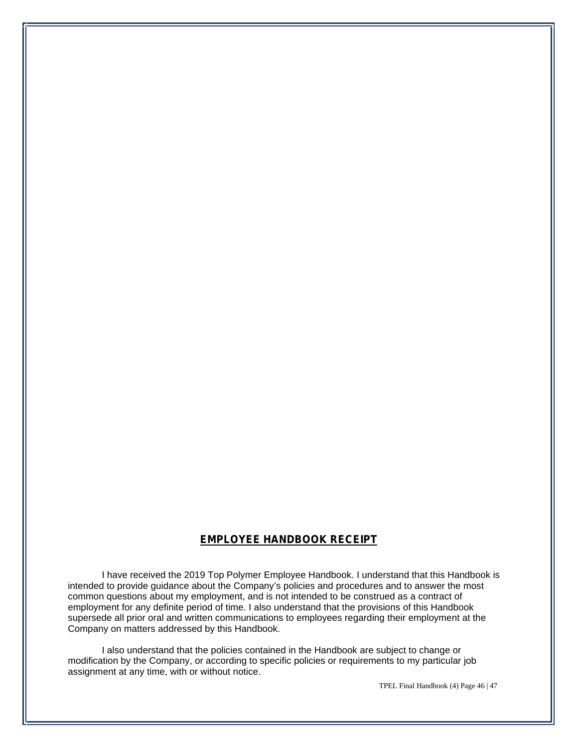## EMPLOYEE HANDBOOK RECEIPT

I have received the 2019 Top Polymer Employee Handbook. I understand that this Handbook is intended to provide guidance about the Company's policies and procedures and to answer the most common questions about my employment, and is not intended to be construed as a contract of employment for any definite period of time. I also understand that the provisions of this Handbook supersede all prior oral and written communications to employees regarding their employment at the Company on matters addressed by this Handbook.

I also understand that the policies contained in the Handbook are subject to change or modification by the Company, or according to specific policies or requirements to my particular job assignment at any time, with or without notice.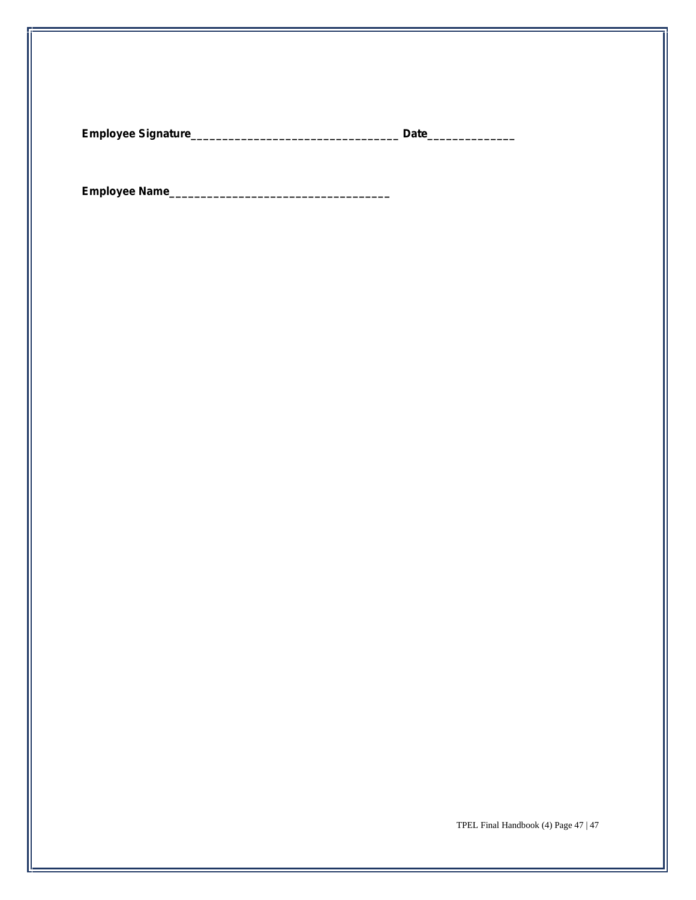**Employee Signature**________________________________ **Date**_____________

**Employee Name**__________________________________